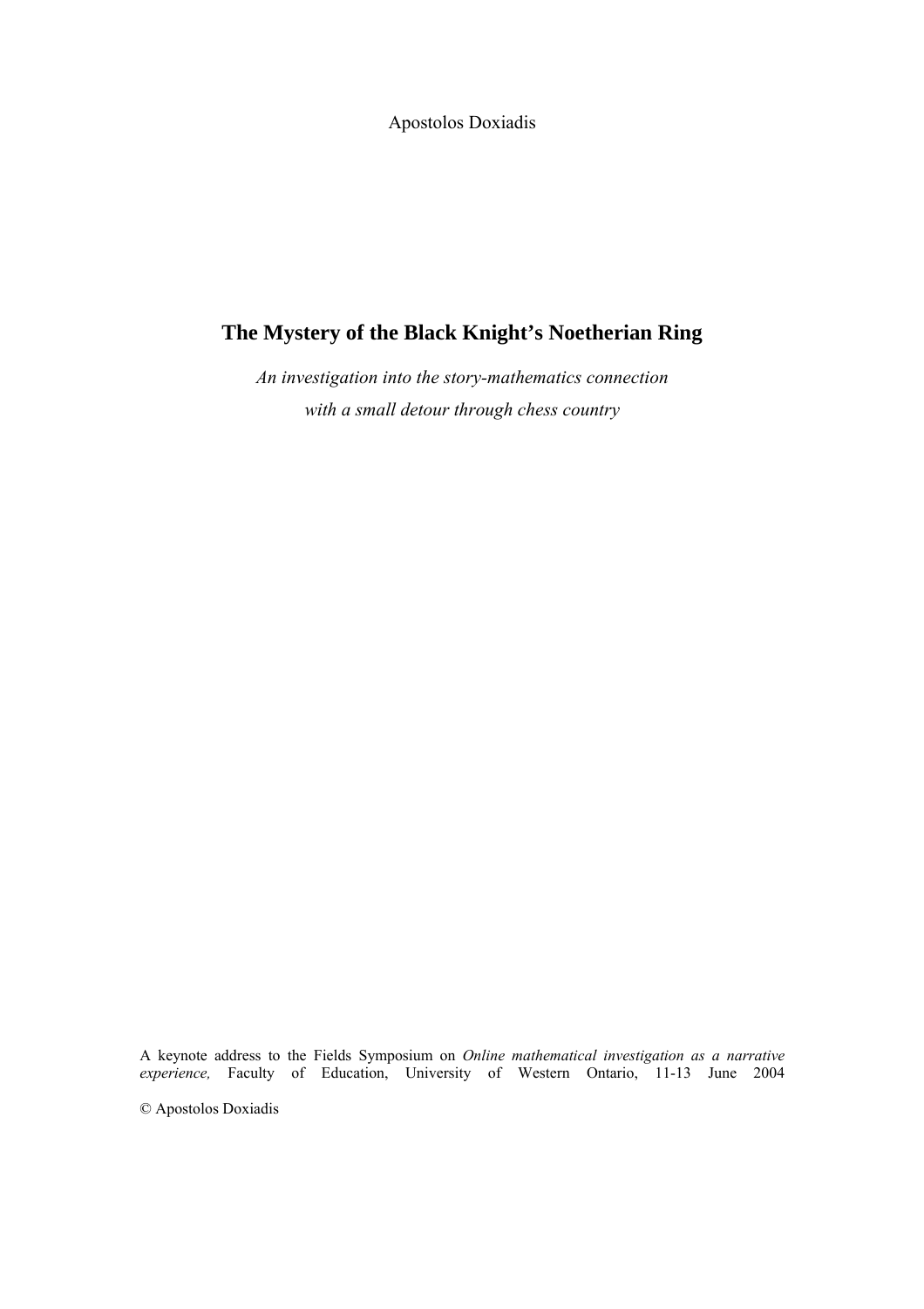Apostolos Doxiadis

# The Mystery of the Black Knight's Noetherian Ring

*An investigation into the story-mathematics connection*
*with a small detour through chess country*

A keynote address to the Fields Symposium on *Online mathematical investigation as a narrative experience,* Faculty of Education, University of Western Ontario, 11-13 June 2004

© Apostolos Doxiadis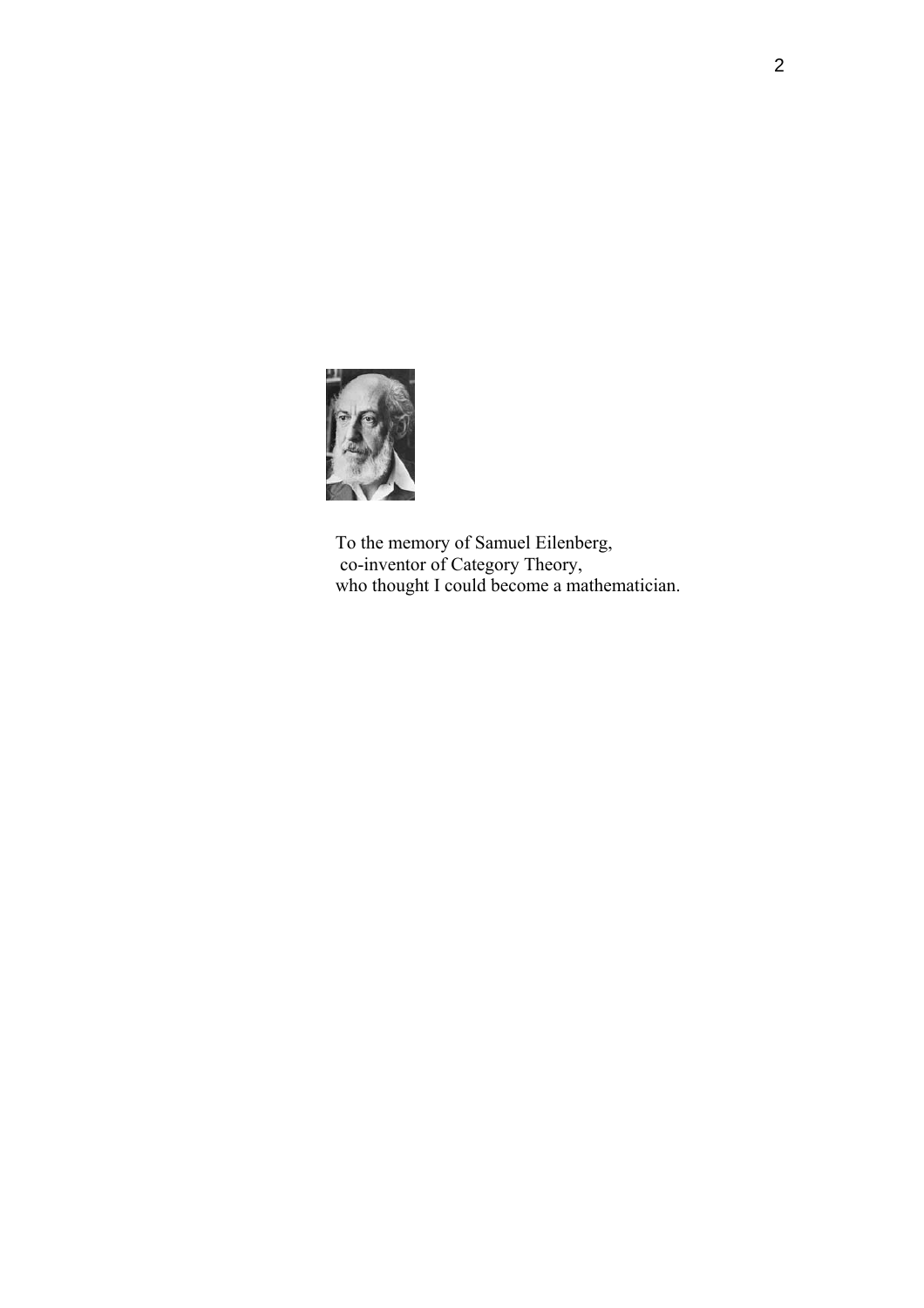To the memory of Samuel Eilenberg,
co-inventor of Category Theory,
who thought I could become a mathematician.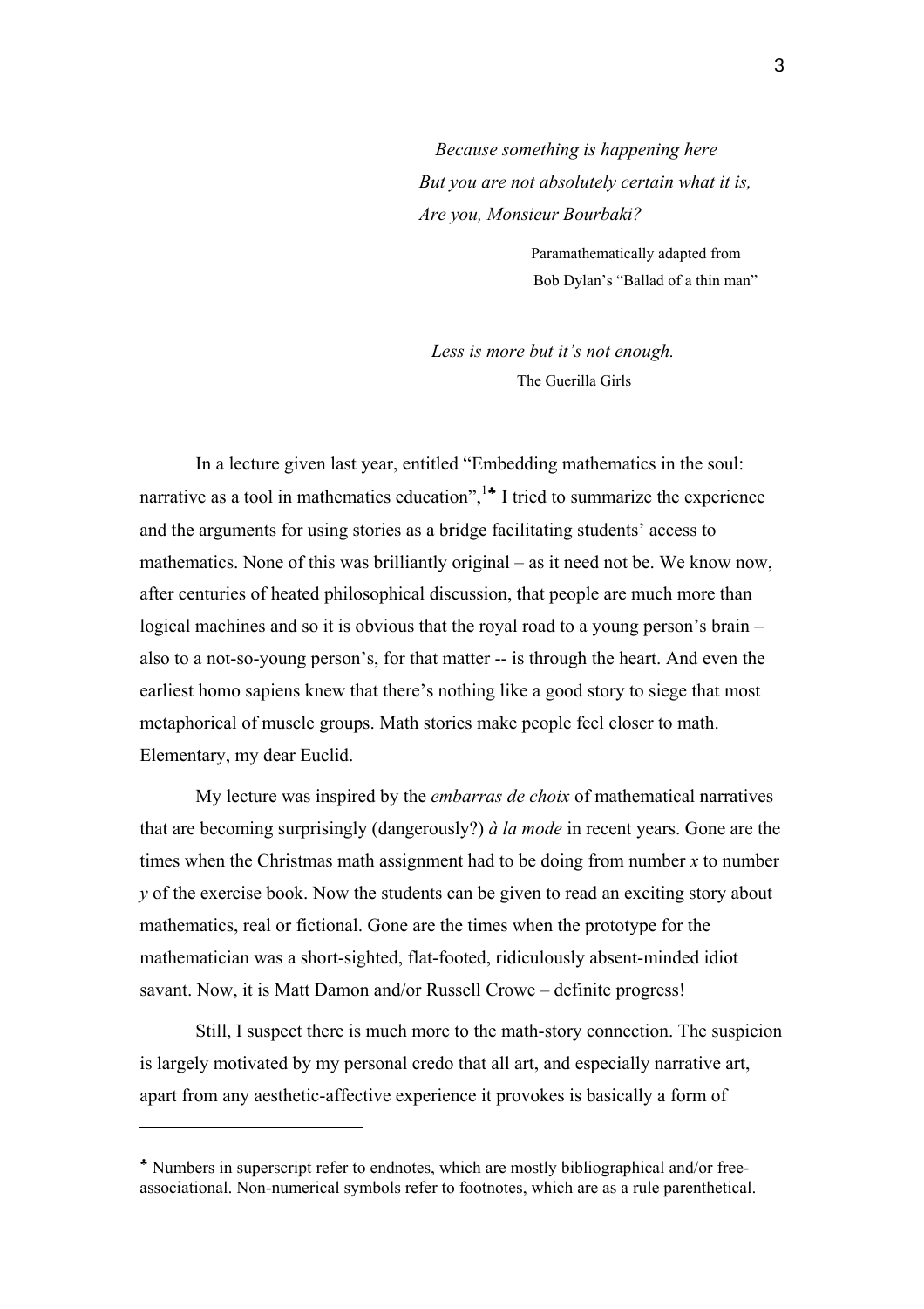*Because something is happening here*
*But you are not absolutely certain what it is,*
*Are you, Monsieur Bourbaki?*

Paramathematically adapted from
Bob Dylan's "Ballad of a thin man"

*Less is more but it's not enough.*
The Guerilla Girls

In a lecture given last year, entitled "Embedding mathematics in the soul: narrative as a tool in mathematics education",[1♣] I tried to summarize the experience and the arguments for using stories as a bridge facilitating students' access to mathematics. None of this was brilliantly original – as it need not be. We know now, after centuries of heated philosophical discussion, that people are much more than logical machines and so it is obvious that the royal road to a young person's brain – also to a not-so-young person's, for that matter -- is through the heart. And even the earliest homo sapiens knew that there's nothing like a good story to siege that most metaphorical of muscle groups. Math stories make people feel closer to math. Elementary, my dear Euclid.

My lecture was inspired by the *embarras de choix* of mathematical narratives that are becoming surprisingly (dangerously?) *à la mode* in recent years. Gone are the times when the Christmas math assignment had to be doing from number *x* to number *y* of the exercise book. Now the students can be given to read an exciting story about mathematics, real or fictional. Gone are the times when the prototype for the mathematician was a short-sighted, flat-footed, ridiculously absent-minded idiot savant. Now, it is Matt Damon and/or Russell Crowe – definite progress!

Still, I suspect there is much more to the math-story connection. The suspicion is largely motivated by my personal credo that all art, and especially narrative art, apart from any aesthetic-affective experience it provokes is basically a form of

---

♣ Numbers in superscript refer to endnotes, which are mostly bibliographical and/or free-associational. Non-numerical symbols refer to footnotes, which are as a rule parenthetical.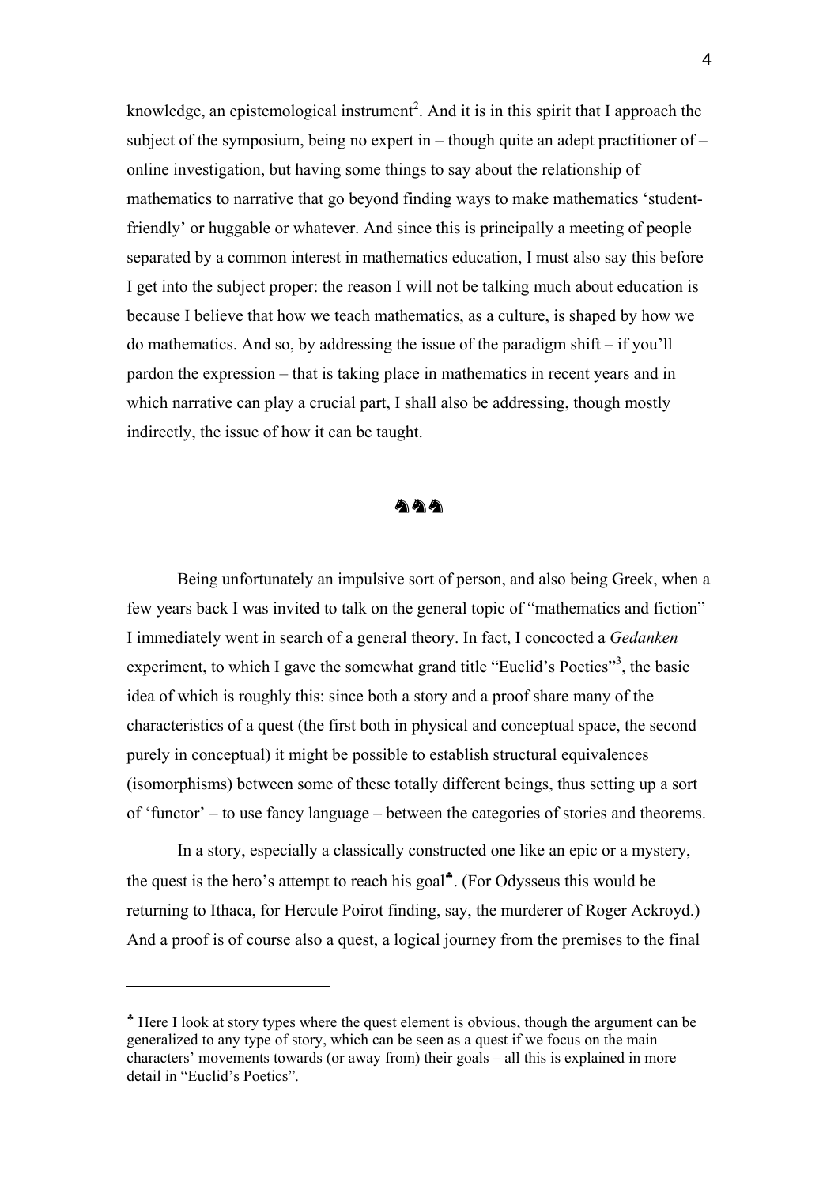knowledge, an epistemological instrument[2]. And it is in this spirit that I approach the subject of the symposium, being no expert in – though quite an adept practitioner of – online investigation, but having some things to say about the relationship of mathematics to narrative that go beyond finding ways to make mathematics 'student-friendly' or huggable or whatever. And since this is principally a meeting of people separated by a common interest in mathematics education, I must also say this before I get into the subject proper: the reason I will not be talking much about education is because I believe that how we teach mathematics, as a culture, is shaped by how we do mathematics. And so, by addressing the issue of the paradigm shift – if you'll pardon the expression – that is taking place in mathematics in recent years and in which narrative can play a crucial part, I shall also be addressing, though mostly indirectly, the issue of how it can be taught.

♞♞♞

Being unfortunately an impulsive sort of person, and also being Greek, when a few years back I was invited to talk on the general topic of "mathematics and fiction" I immediately went in search of a general theory. In fact, I concocted a *Gedanken* experiment, to which I gave the somewhat grand title "Euclid's Poetics"[3], the basic idea of which is roughly this: since both a story and a proof share many of the characteristics of a quest (the first both in physical and conceptual space, the second purely in conceptual) it might be possible to establish structural equivalences (isomorphisms) between some of these totally different beings, thus setting up a sort of 'functor' – to use fancy language – between the categories of stories and theorems.

In a story, especially a classically constructed one like an epic or a mystery, the quest is the hero's attempt to reach his goal[♣]. (For Odysseus this would be returning to Ithaca, for Hercule Poirot finding, say, the murderer of Roger Ackroyd.) And a proof is of course also a quest, a logical journey from the premises to the final

---

[♣] Here I look at story types where the quest element is obvious, though the argument can be generalized to any type of story, which can be seen as a quest if we focus on the main characters' movements towards (or away from) their goals – all this is explained in more detail in "Euclid's Poetics".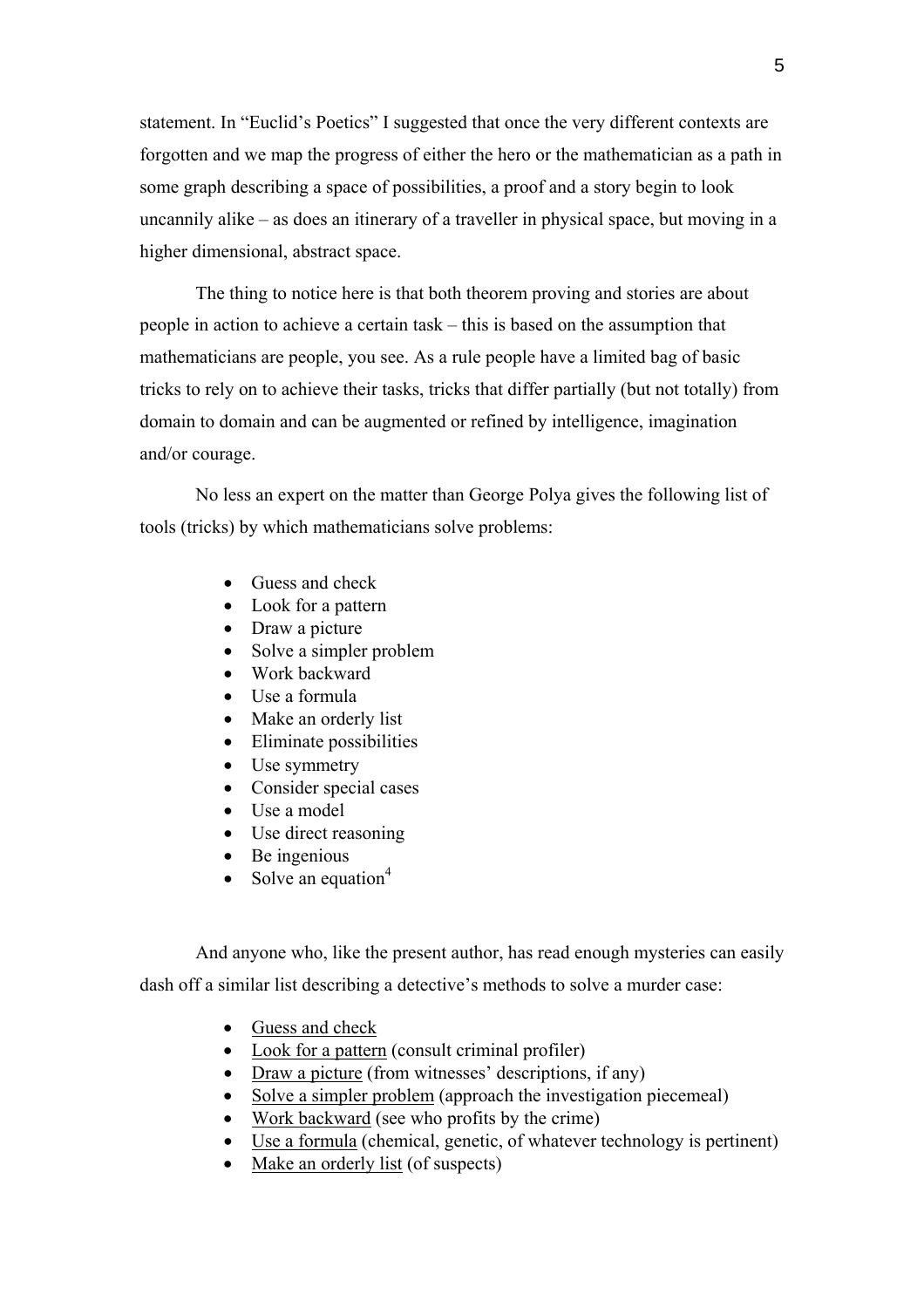statement. In "Euclid's Poetics" I suggested that once the very different contexts are forgotten and we map the progress of either the hero or the mathematician as a path in some graph describing a space of possibilities, a proof and a story begin to look uncannily alike – as does an itinerary of a traveller in physical space, but moving in a higher dimensional, abstract space.

The thing to notice here is that both theorem proving and stories are about people in action to achieve a certain task – this is based on the assumption that mathematicians are people, you see. As a rule people have a limited bag of basic tricks to rely on to achieve their tasks, tricks that differ partially (but not totally) from domain to domain and can be augmented or refined by intelligence, imagination and/or courage.

No less an expert on the matter than George Polya gives the following list of tools (tricks) by which mathematicians solve problems:

- Guess and check
- Look for a pattern
- Draw a picture
- Solve a simpler problem
- Work backward
- Use a formula
- Make an orderly list
- Eliminate possibilities
- Use symmetry
- Consider special cases
- Use a model
- Use direct reasoning
- Be ingenious
- Solve an equation[4]

And anyone who, like the present author, has read enough mysteries can easily dash off a similar list describing a detective's methods to solve a murder case:

- <u>Guess and check</u>
- <u>Look for a pattern</u> (consult criminal profiler)
- <u>Draw a picture</u> (from witnesses' descriptions, if any)
- <u>Solve a simpler problem</u> (approach the investigation piecemeal)
- <u>Work backward</u> (see who profits by the crime)
- <u>Use a formula</u> (chemical, genetic, of whatever technology is pertinent)
- <u>Make an orderly list</u> (of suspects)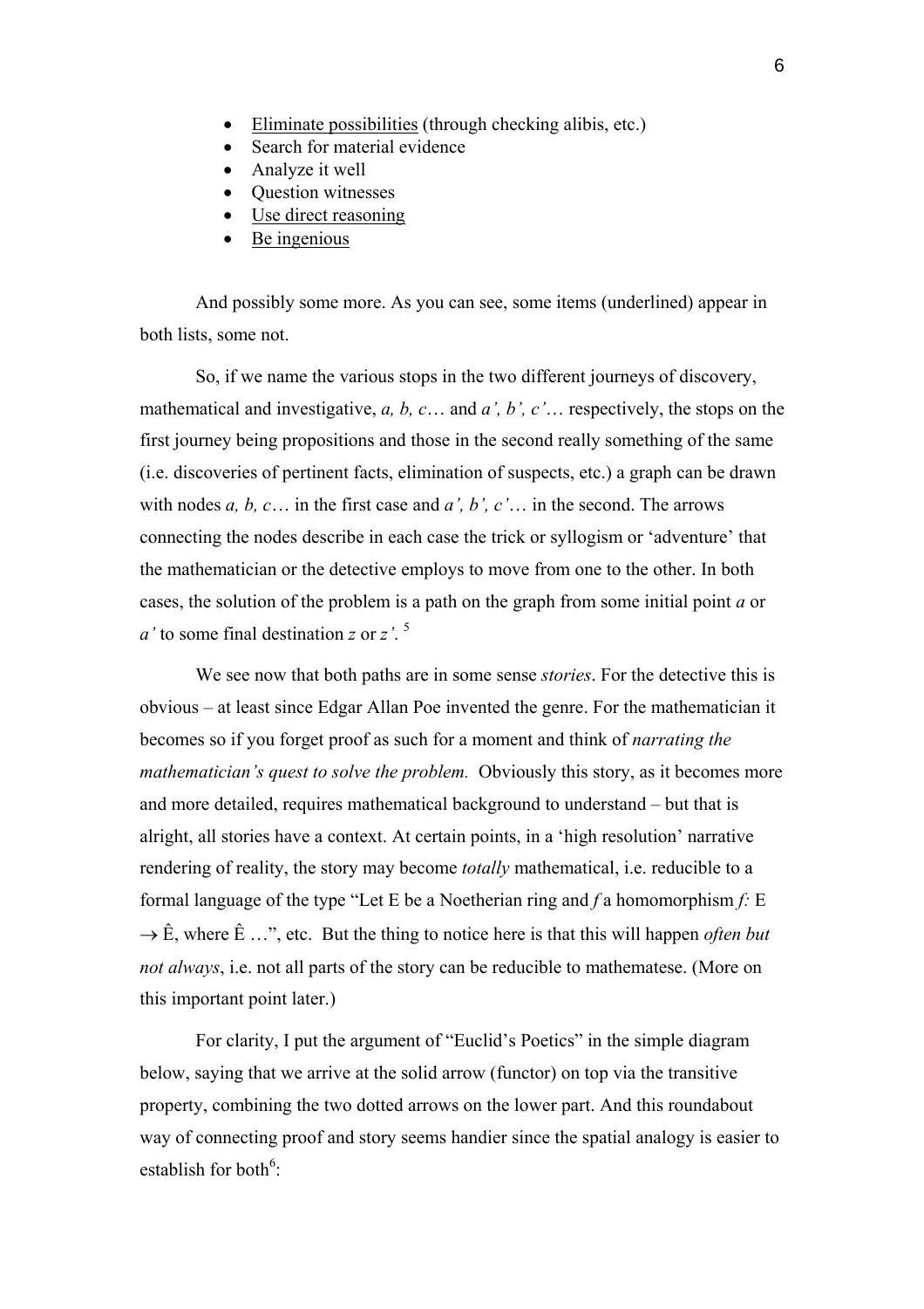- <u>Eliminate possibilities</u> (through checking alibis, etc.)
- Search for material evidence
- Analyze it well
- Question witnesses
- <u>Use direct reasoning</u>
- <u>Be ingenious</u>

And possibly some more. As you can see, some items (underlined) appear in both lists, some not.

So, if we name the various stops in the two different journeys of discovery, mathematical and investigative, *a, b, c*… and *a', b', c'*… respectively, the stops on the first journey being propositions and those in the second really something of the same (i.e. discoveries of pertinent facts, elimination of suspects, etc.) a graph can be drawn with nodes *a, b, c*… in the first case and *a', b', c'*… in the second. The arrows connecting the nodes describe in each case the trick or syllogism or 'adventure' that the mathematician or the detective employs to move from one to the other. In both cases, the solution of the problem is a path on the graph from some initial point *a* or *a'* to some final destination *z* or *z'*. [5]

We see now that both paths are in some sense *stories*. For the detective this is obvious – at least since Edgar Allan Poe invented the genre. For the mathematician it becomes so if you forget proof as such for a moment and think of *narrating the mathematician's quest to solve the problem.* Obviously this story, as it becomes more and more detailed, requires mathematical background to understand – but that is alright, all stories have a context. At certain points, in a 'high resolution' narrative rendering of reality, the story may become *totally* mathematical, i.e. reducible to a formal language of the type "Let E be a Noetherian ring and $f$ a homomorphism $f$: E $\rightarrow$ Ê, where Ê …", etc. But the thing to notice here is that this will happen *often but not always*, i.e. not all parts of the story can be reducible to mathematese. (More on this important point later.)

For clarity, I put the argument of "Euclid's Poetics" in the simple diagram below, saying that we arrive at the solid arrow (functor) on top via the transitive property, combining the two dotted arrows on the lower part. And this roundabout way of connecting proof and story seems handier since the spatial analogy is easier to establish for both[6]: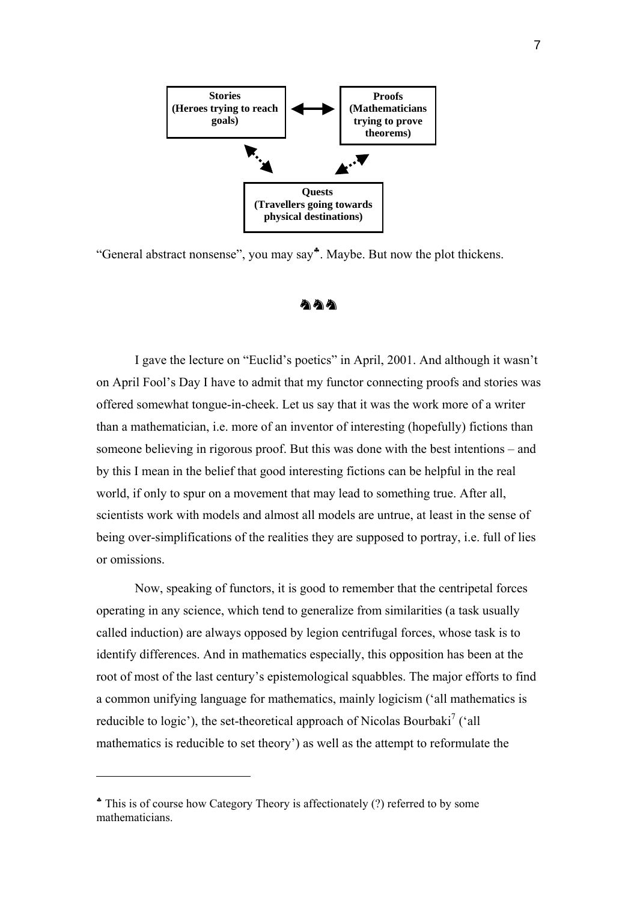**Stories (Heroes trying to reach goals)** ⟷ **Proofs (Mathematicians trying to prove theorems)**

**Quests (Travellers going towards physical destinations)**

"General abstract nonsense", you may say[♣]. Maybe. But now the plot thickens.

♞♞♞

I gave the lecture on "Euclid's poetics" in April, 2001. And although it wasn't on April Fool's Day I have to admit that my functor connecting proofs and stories was offered somewhat tongue-in-cheek. Let us say that it was the work more of a writer than a mathematician, i.e. more of an inventor of interesting (hopefully) fictions than someone believing in rigorous proof. But this was done with the best intentions – and by this I mean in the belief that good interesting fictions can be helpful in the real world, if only to spur on a movement that may lead to something true. After all, scientists work with models and almost all models are untrue, at least in the sense of being over-simplifications of the realities they are supposed to portray, i.e. full of lies or omissions.

Now, speaking of functors, it is good to remember that the centripetal forces operating in any science, which tend to generalize from similarities (a task usually called induction) are always opposed by legion centrifugal forces, whose task is to identify differences. And in mathematics especially, this opposition has been at the root of most of the last century's epistemological squabbles. The major efforts to find a common unifying language for mathematics, mainly logicism ('all mathematics is reducible to logic'), the set-theoretical approach of Nicolas Bourbaki[7] ('all mathematics is reducible to set theory') as well as the attempt to reformulate the

---

[♣] This is of course how Category Theory is affectionately (?) referred to by some mathematicians.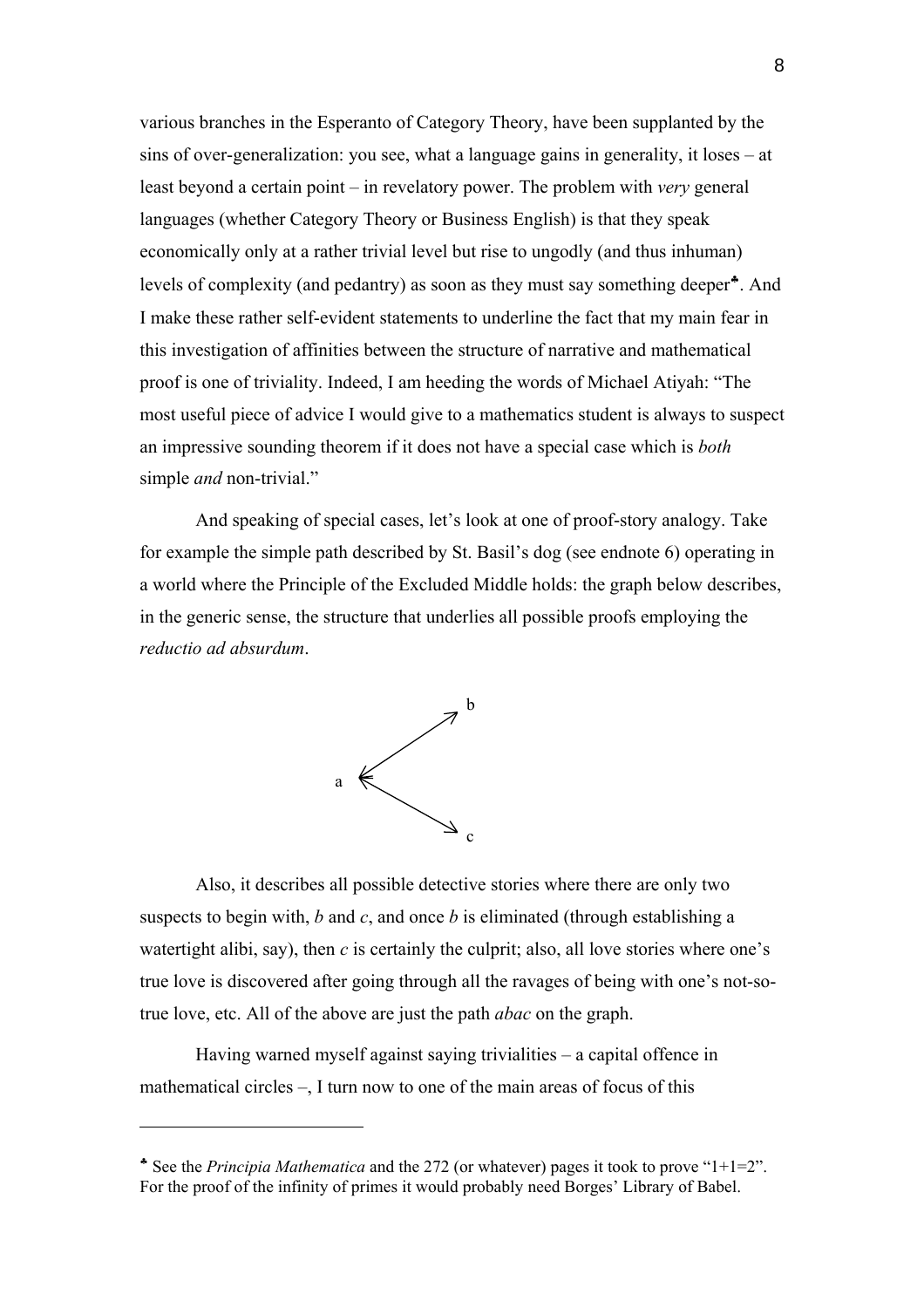various branches in the Esperanto of Category Theory, have been supplanted by the sins of over-generalization: you see, what a language gains in generality, it loses – at least beyond a certain point – in revelatory power. The problem with *very* general languages (whether Category Theory or Business English) is that they speak economically only at a rather trivial level but rise to ungodly (and thus inhuman) levels of complexity (and pedantry) as soon as they must say something deeper[♣]. And I make these rather self-evident statements to underline the fact that my main fear in this investigation of affinities between the structure of narrative and mathematical proof is one of triviality. Indeed, I am heeding the words of Michael Atiyah: "The most useful piece of advice I would give to a mathematics student is always to suspect an impressive sounding theorem if it does not have a special case which is *both* simple *and* non-trivial."

And speaking of special cases, let's look at one of proof-story analogy. Take for example the simple path described by St. Basil's dog (see endnote 6) operating in a world where the Principle of the Excluded Middle holds: the graph below describes, in the generic sense, the structure that underlies all possible proofs employing the *reductio ad absurdum*.

```
            b
          ↗
   a  ⇐
          ↘
            c
```

Also, it describes all possible detective stories where there are only two suspects to begin with, *b* and *c*, and once *b* is eliminated (through establishing a watertight alibi, say), then *c* is certainly the culprit; also, all love stories where one's true love is discovered after going through all the ravages of being with one's not-so-true love, etc. All of the above are just the path *abac* on the graph.

Having warned myself against saying trivialities – a capital offence in mathematical circles –, I turn now to one of the main areas of focus of this

---

♣ See the *Principia Mathematica* and the 272 (or whatever) pages it took to prove "1+1=2". For the proof of the infinity of primes it would probably need Borges' Library of Babel.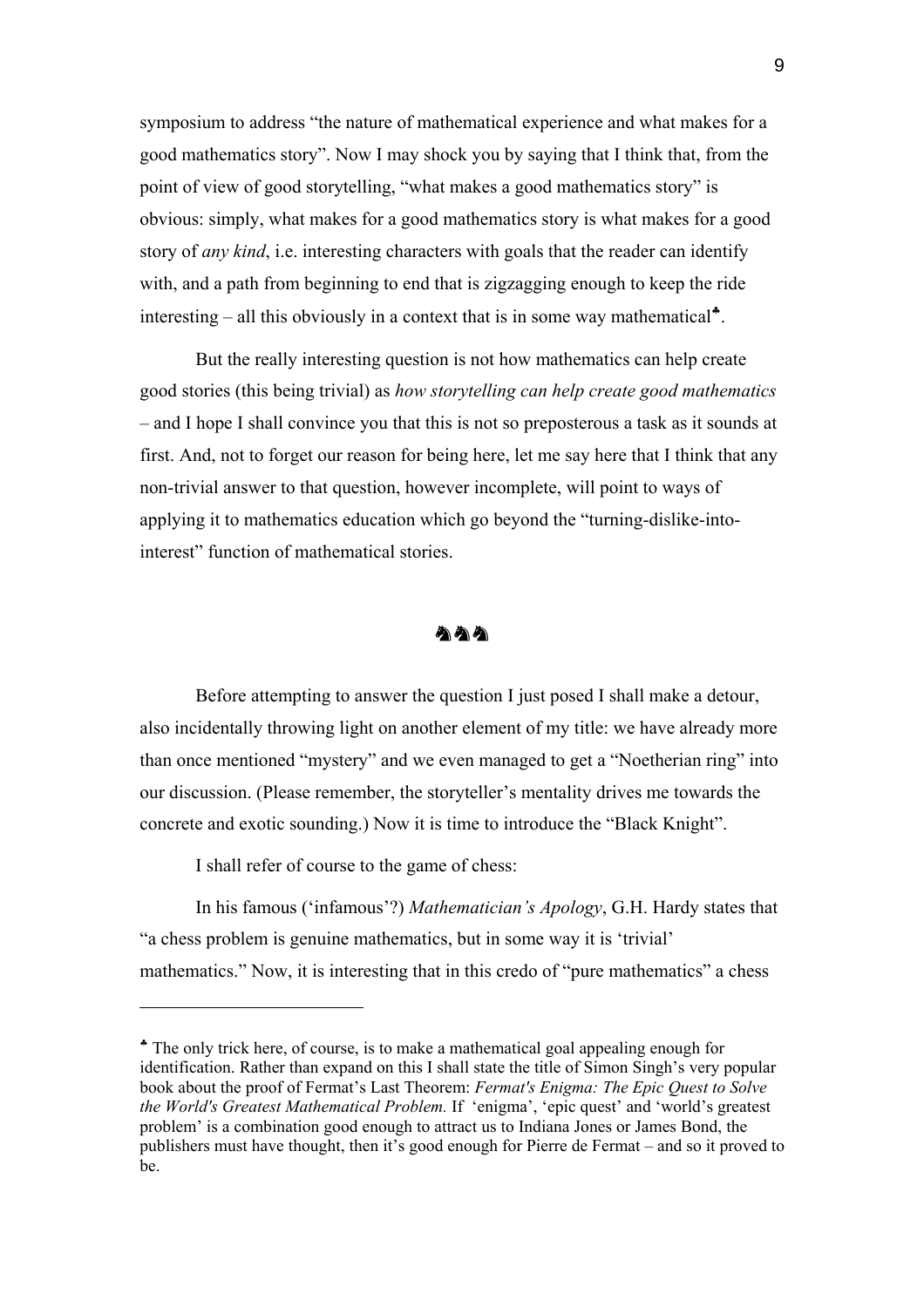symposium to address "the nature of mathematical experience and what makes for a good mathematics story". Now I may shock you by saying that I think that, from the point of view of good storytelling, "what makes a good mathematics story" is obvious: simply, what makes for a good mathematics story is what makes for a good story of *any kind*, i.e. interesting characters with goals that the reader can identify with, and a path from beginning to end that is zigzagging enough to keep the ride interesting – all this obviously in a context that is in some way mathematical♣.

But the really interesting question is not how mathematics can help create good stories (this being trivial) as *how storytelling can help create good mathematics* – and I hope I shall convince you that this is not so preposterous a task as it sounds at first. And, not to forget our reason for being here, let me say here that I think that any non-trivial answer to that question, however incomplete, will point to ways of applying it to mathematics education which go beyond the "turning-dislike-into-interest" function of mathematical stories.

♞♞♞

Before attempting to answer the question I just posed I shall make a detour, also incidentally throwing light on another element of my title: we have already more than once mentioned "mystery" and we even managed to get a "Noetherian ring" into our discussion. (Please remember, the storyteller's mentality drives me towards the concrete and exotic sounding.) Now it is time to introduce the "Black Knight".

I shall refer of course to the game of chess:

In his famous ('infamous'?) *Mathematician's Apology*, G.H. Hardy states that "a chess problem is genuine mathematics, but in some way it is 'trivial' mathematics." Now, it is interesting that in this credo of "pure mathematics" a chess

---

♣ The only trick here, of course, is to make a mathematical goal appealing enough for identification. Rather than expand on this I shall state the title of Simon Singh's very popular book about the proof of Fermat's Last Theorem: *Fermat's Enigma: The Epic Quest to Solve the World's Greatest Mathematical Problem.* If 'enigma', 'epic quest' and 'world's greatest problem' is a combination good enough to attract us to Indiana Jones or James Bond, the publishers must have thought, then it's good enough for Pierre de Fermat – and so it proved to be.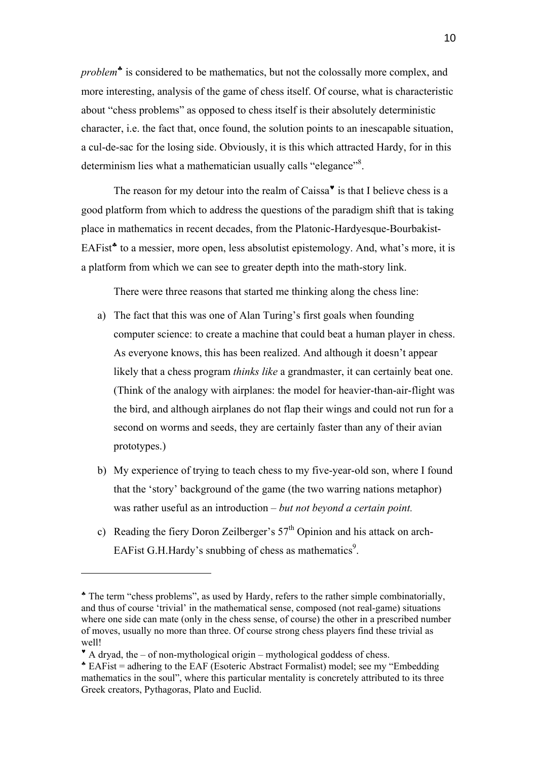*problem*♣ is considered to be mathematics, but not the colossally more complex, and more interesting, analysis of the game of chess itself. Of course, what is characteristic about "chess problems" as opposed to chess itself is their absolutely deterministic character, i.e. the fact that, once found, the solution points to an inescapable situation, a cul-de-sac for the losing side. Obviously, it is this which attracted Hardy, for in this determinism lies what a mathematician usually calls "elegance"[8].

The reason for my detour into the realm of Caissa♥ is that I believe chess is a good platform from which to address the questions of the paradigm shift that is taking place in mathematics in recent decades, from the Platonic-Hardyesque-Bourbakist-EAFist♣ to a messier, more open, less absolutist epistemology. And, what's more, it is a platform from which we can see to greater depth into the math-story link.

There were three reasons that started me thinking along the chess line:

a) The fact that this was one of Alan Turing's first goals when founding computer science: to create a machine that could beat a human player in chess. As everyone knows, this has been realized. And although it doesn't appear likely that a chess program *thinks like* a grandmaster, it can certainly beat one. (Think of the analogy with airplanes: the model for heavier-than-air-flight was the bird, and although airplanes do not flap their wings and could not run for a second on worms and seeds, they are certainly faster than any of their avian prototypes.)

b) My experience of trying to teach chess to my five-year-old son, where I found that the 'story' background of the game (the two warring nations metaphor) was rather useful as an introduction – *but not beyond a certain point.*

c) Reading the fiery Doron Zeilberger's 57th Opinion and his attack on arch-EAFist G.H.Hardy's snubbing of chess as mathematics[9].

---

♣ The term "chess problems", as used by Hardy, refers to the rather simple combinatorially, and thus of course 'trivial' in the mathematical sense, composed (not real-game) situations where one side can mate (only in the chess sense, of course) the other in a prescribed number of moves, usually no more than three. Of course strong chess players find these trivial as well!

♥ A dryad, the – of non-mythological origin – mythological goddess of chess.

♣ EAFist = adhering to the EAF (Esoteric Abstract Formalist) model; see my "Embedding mathematics in the soul", where this particular mentality is concretely attributed to its three Greek creators, Pythagoras, Plato and Euclid.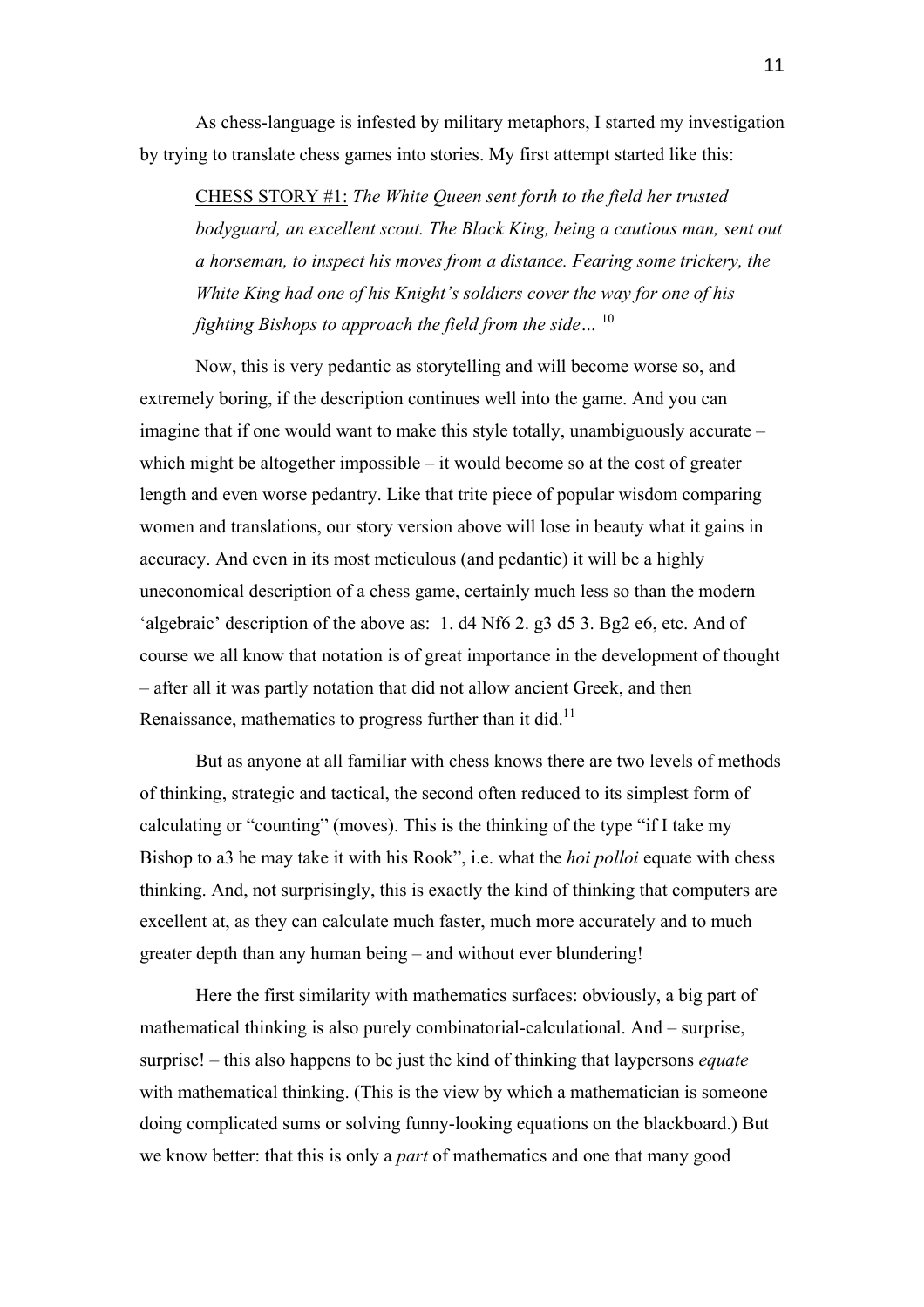As chess-language is infested by military metaphors, I started my investigation by trying to translate chess games into stories. My first attempt started like this:

> CHESS STORY #1: *The White Queen sent forth to the field her trusted bodyguard, an excellent scout. The Black King, being a cautious man, sent out a horseman, to inspect his moves from a distance. Fearing some trickery, the White King had one of his Knight's soldiers cover the way for one of his fighting Bishops to approach the field from the side…* [10]

Now, this is very pedantic as storytelling and will become worse so, and extremely boring, if the description continues well into the game. And you can imagine that if one would want to make this style totally, unambiguously accurate – which might be altogether impossible – it would become so at the cost of greater length and even worse pedantry. Like that trite piece of popular wisdom comparing women and translations, our story version above will lose in beauty what it gains in accuracy. And even in its most meticulous (and pedantic) it will be a highly uneconomical description of a chess game, certainly much less so than the modern 'algebraic' description of the above as: 1. d4 Nf6 2. g3 d5 3. Bg2 e6, etc. And of course we all know that notation is of great importance in the development of thought – after all it was partly notation that did not allow ancient Greek, and then Renaissance, mathematics to progress further than it did.[11]

But as anyone at all familiar with chess knows there are two levels of methods of thinking, strategic and tactical, the second often reduced to its simplest form of calculating or "counting" (moves). This is the thinking of the type "if I take my Bishop to a3 he may take it with his Rook", i.e. what the *hoi polloi* equate with chess thinking. And, not surprisingly, this is exactly the kind of thinking that computers are excellent at, as they can calculate much faster, much more accurately and to much greater depth than any human being – and without ever blundering!

Here the first similarity with mathematics surfaces: obviously, a big part of mathematical thinking is also purely combinatorial-calculational. And – surprise, surprise! – this also happens to be just the kind of thinking that laypersons *equate* with mathematical thinking. (This is the view by which a mathematician is someone doing complicated sums or solving funny-looking equations on the blackboard.) But we know better: that this is only a *part* of mathematics and one that many good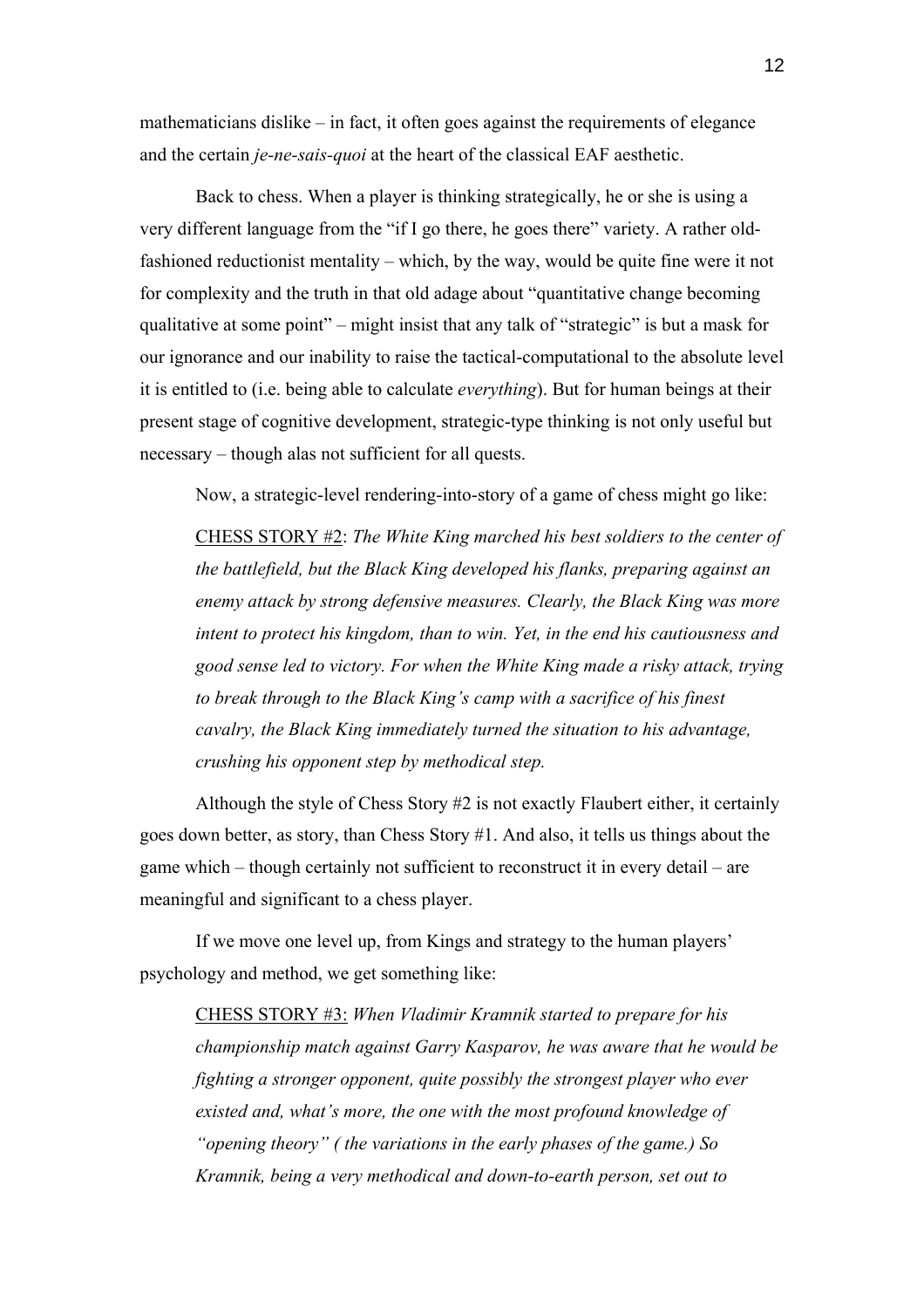mathematicians dislike – in fact, it often goes against the requirements of elegance and the certain *je-ne-sais-quoi* at the heart of the classical EAF aesthetic.

Back to chess. When a player is thinking strategically, he or she is using a very different language from the "if I go there, he goes there" variety. A rather old-fashioned reductionist mentality – which, by the way, would be quite fine were it not for complexity and the truth in that old adage about "quantitative change becoming qualitative at some point" – might insist that any talk of "strategic" is but a mask for our ignorance and our inability to raise the tactical-computational to the absolute level it is entitled to (i.e. being able to calculate *everything*). But for human beings at their present stage of cognitive development, strategic-type thinking is not only useful but necessary – though alas not sufficient for all quests.

Now, a strategic-level rendering-into-story of a game of chess might go like:

> <u>CHESS STORY #2</u>: *The White King marched his best soldiers to the center of the battlefield, but the Black King developed his flanks, preparing against an enemy attack by strong defensive measures. Clearly, the Black King was more intent to protect his kingdom, than to win. Yet, in the end his cautiousness and good sense led to victory. For when the White King made a risky attack, trying to break through to the Black King's camp with a sacrifice of his finest cavalry, the Black King immediately turned the situation to his advantage, crushing his opponent step by methodical step.*

Although the style of Chess Story #2 is not exactly Flaubert either, it certainly goes down better, as story, than Chess Story #1. And also, it tells us things about the game which – though certainly not sufficient to reconstruct it in every detail – are meaningful and significant to a chess player.

If we move one level up, from Kings and strategy to the human players' psychology and method, we get something like:

> <u>CHESS STORY #3:</u> *When Vladimir Kramnik started to prepare for his championship match against Garry Kasparov, he was aware that he would be fighting a stronger opponent, quite possibly the strongest player who ever existed and, what's more, the one with the most profound knowledge of "opening theory" ( the variations in the early phases of the game.) So Kramnik, being a very methodical and down-to-earth person, set out to*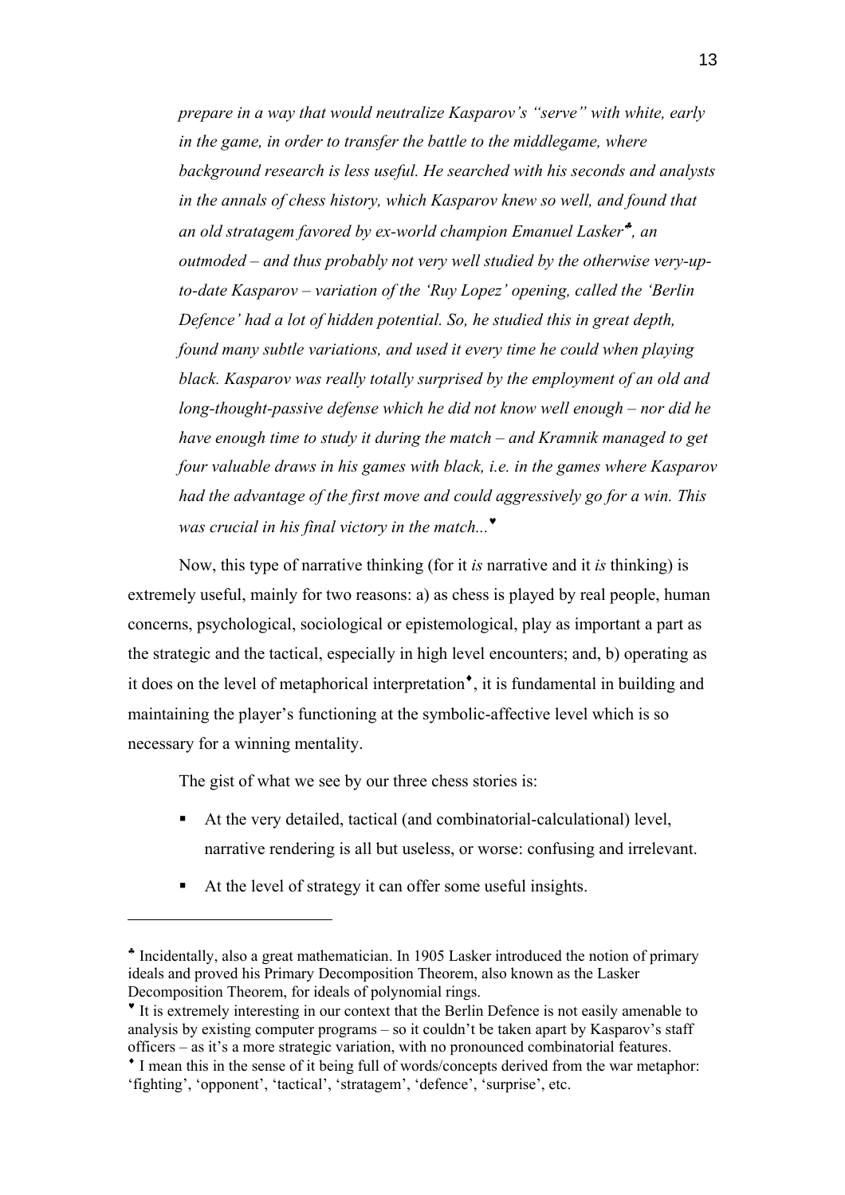*prepare in a way that would neutralize Kasparov's "serve" with white, early in the game, in order to transfer the battle to the middlegame, where background research is less useful. He searched with his seconds and analysts in the annals of chess history, which Kasparov knew so well, and found that an old stratagem favored by ex-world champion Emanuel Lasker*[♣]*, an outmoded – and thus probably not very well studied by the otherwise very-up-to-date Kasparov – variation of the 'Ruy Lopez' opening, called the 'Berlin Defence' had a lot of hidden potential. So, he studied this in great depth, found many subtle variations, and used it every time he could when playing black. Kasparov was really totally surprised by the employment of an old and long-thought-passive defense which he did not know well enough – nor did he have enough time to study it during the match – and Kramnik managed to get four valuable draws in his games with black, i.e. in the games where Kasparov had the advantage of the first move and could aggressively go for a win. This was crucial in his final victory in the match...*[♥]

Now, this type of narrative thinking (for it *is* narrative and it *is* thinking) is extremely useful, mainly for two reasons: a) as chess is played by real people, human concerns, psychological, sociological or epistemological, play as important a part as the strategic and the tactical, especially in high level encounters; and, b) operating as it does on the level of metaphorical interpretation[♦], it is fundamental in building and maintaining the player's functioning at the symbolic-affective level which is so necessary for a winning mentality.

The gist of what we see by our three chess stories is:

- At the very detailed, tactical (and combinatorial-calculational) level, narrative rendering is all but useless, or worse: confusing and irrelevant.
- At the level of strategy it can offer some useful insights.

---

[♣] Incidentally, also a great mathematician. In 1905 Lasker introduced the notion of primary ideals and proved his Primary Decomposition Theorem, also known as the Lasker Decomposition Theorem, for ideals of polynomial rings.

[♥] It is extremely interesting in our context that the Berlin Defence is not easily amenable to analysis by existing computer programs – so it couldn't be taken apart by Kasparov's staff officers – as it's a more strategic variation, with no pronounced combinatorial features.

[♦] I mean this in the sense of it being full of words/concepts derived from the war metaphor: 'fighting', 'opponent', 'tactical', 'stratagem', 'defence', 'surprise', etc.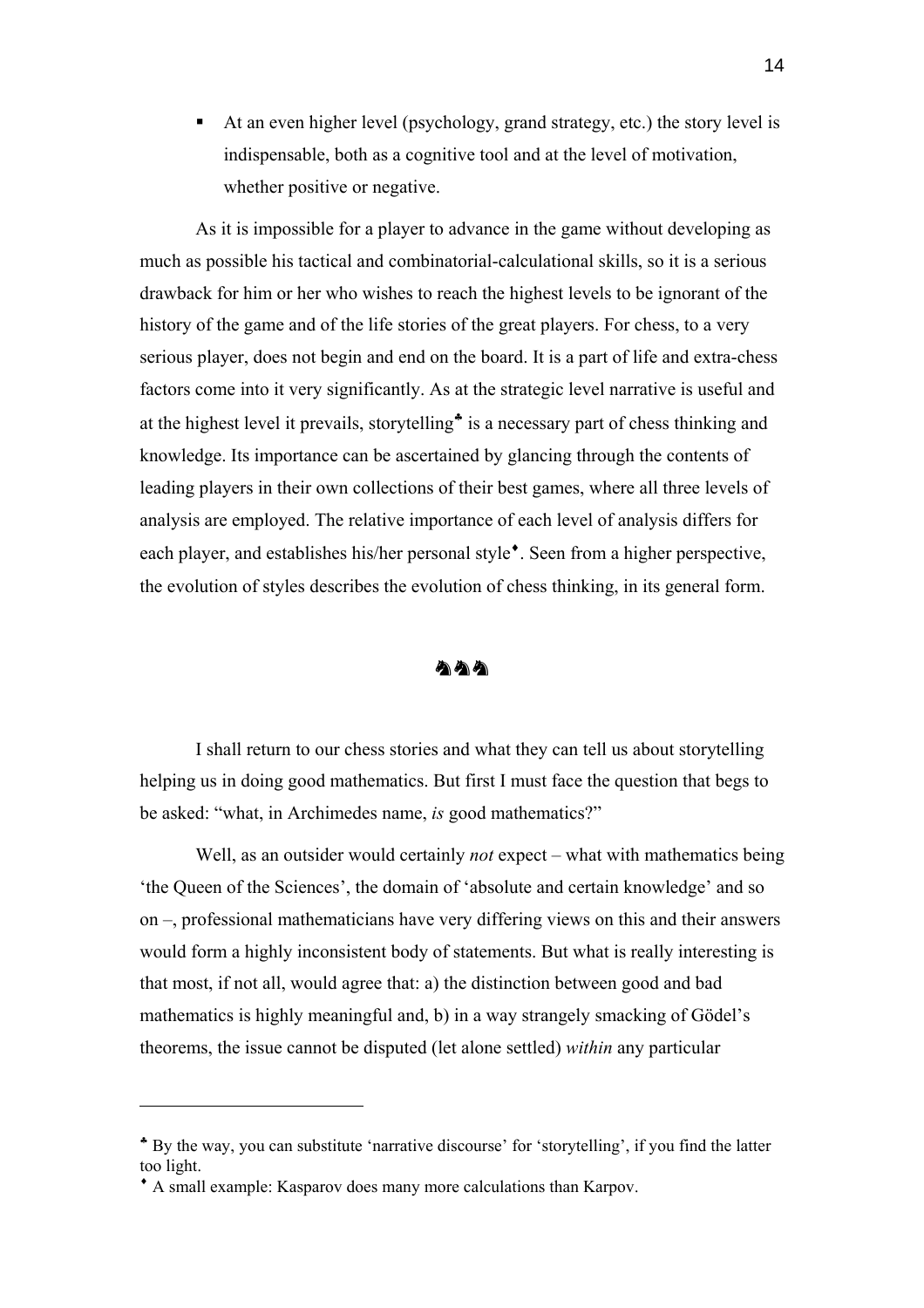- At an even higher level (psychology, grand strategy, etc.) the story level is indispensable, both as a cognitive tool and at the level of motivation, whether positive or negative.

As it is impossible for a player to advance in the game without developing as much as possible his tactical and combinatorial-calculational skills, so it is a serious drawback for him or her who wishes to reach the highest levels to be ignorant of the history of the game and of the life stories of the great players. For chess, to a very serious player, does not begin and end on the board. It is a part of life and extra-chess factors come into it very significantly. As at the strategic level narrative is useful and at the highest level it prevails, storytelling[♣] is a necessary part of chess thinking and knowledge. Its importance can be ascertained by glancing through the contents of leading players in their own collections of their best games, where all three levels of analysis are employed. The relative importance of each level of analysis differs for each player, and establishes his/her personal style[♦]. Seen from a higher perspective, the evolution of styles describes the evolution of chess thinking, in its general form.

♞♞♞

I shall return to our chess stories and what they can tell us about storytelling helping us in doing good mathematics. But first I must face the question that begs to be asked: "what, in Archimedes name, *is* good mathematics?"

Well, as an outsider would certainly *not* expect – what with mathematics being 'the Queen of the Sciences', the domain of 'absolute and certain knowledge' and so on –, professional mathematicians have very differing views on this and their answers would form a highly inconsistent body of statements. But what is really interesting is that most, if not all, would agree that: a) the distinction between good and bad mathematics is highly meaningful and, b) in a way strangely smacking of Gödel's theorems, the issue cannot be disputed (let alone settled) *within* any particular

---

[♣] By the way, you can substitute 'narrative discourse' for 'storytelling', if you find the latter too light.

[♦] A small example: Kasparov does many more calculations than Karpov.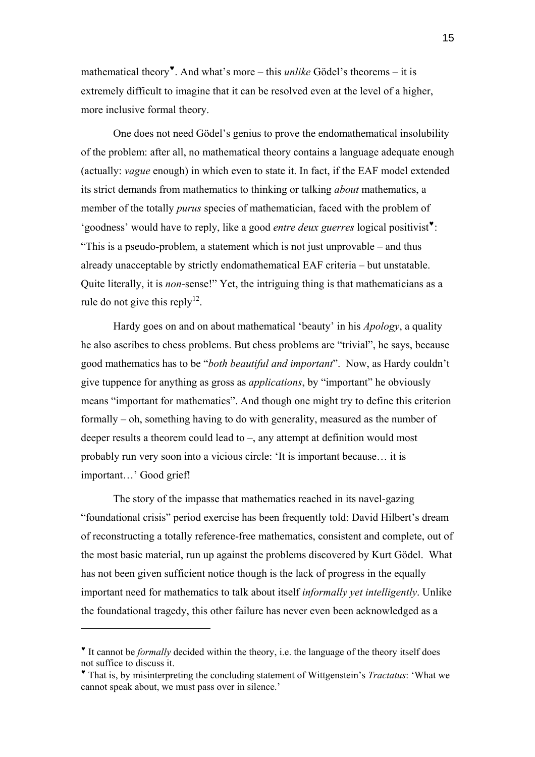mathematical theory♥. And what's more – this *unlike* Gödel's theorems – it is extremely difficult to imagine that it can be resolved even at the level of a higher, more inclusive formal theory.

One does not need Gödel's genius to prove the endomathematical insolubility of the problem: after all, no mathematical theory contains a language adequate enough (actually: *vague* enough) in which even to state it. In fact, if the EAF model extended its strict demands from mathematics to thinking or talking *about* mathematics, a member of the totally *purus* species of mathematician, faced with the problem of 'goodness' would have to reply, like a good *entre deux guerres* logical positivist♥: "This is a pseudo-problem, a statement which is not just unprovable – and thus already unacceptable by strictly endomathematical EAF criteria – but unstatable. Quite literally, it is *non*-sense!" Yet, the intriguing thing is that mathematicians as a rule do not give this reply[12].

Hardy goes on and on about mathematical 'beauty' in his *Apology*, a quality he also ascribes to chess problems. But chess problems are "trivial", he says, because good mathematics has to be "*both beautiful and important*". Now, as Hardy couldn't give tuppence for anything as gross as *applications*, by "important" he obviously means "important for mathematics". And though one might try to define this criterion formally – oh, something having to do with generality, measured as the number of deeper results a theorem could lead to –, any attempt at definition would most probably run very soon into a vicious circle: 'It is important because… it is important…' Good grief!

The story of the impasse that mathematics reached in its navel-gazing "foundational crisis" period exercise has been frequently told: David Hilbert's dream of reconstructing a totally reference-free mathematics, consistent and complete, out of the most basic material, run up against the problems discovered by Kurt Gödel. What has not been given sufficient notice though is the lack of progress in the equally important need for mathematics to talk about itself *informally yet intelligently*. Unlike the foundational tragedy, this other failure has never even been acknowledged as a

---

♥ It cannot be *formally* decided within the theory, i.e. the language of the theory itself does not suffice to discuss it.

♥ That is, by misinterpreting the concluding statement of Wittgenstein's *Tractatus*: 'What we cannot speak about, we must pass over in silence.'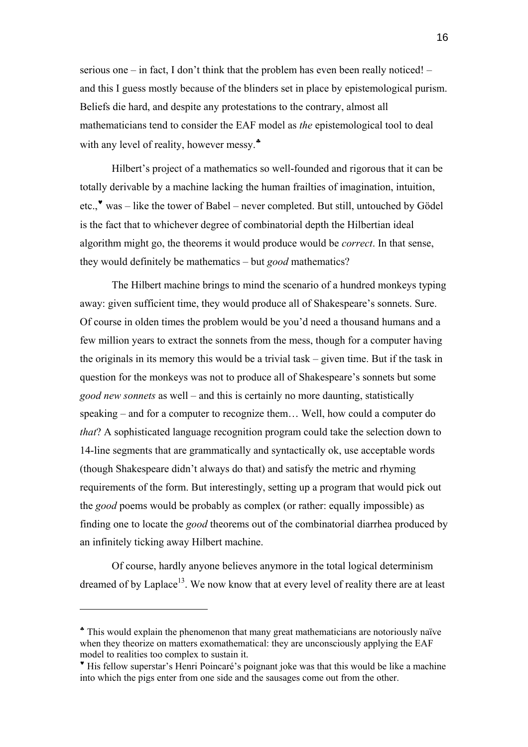serious one – in fact, I don't think that the problem has even been really noticed! – and this I guess mostly because of the blinders set in place by epistemological purism. Beliefs die hard, and despite any protestations to the contrary, almost all mathematicians tend to consider the EAF model as *the* epistemological tool to deal with any level of reality, however messy.♣

Hilbert's project of a mathematics so well-founded and rigorous that it can be totally derivable by a machine lacking the human frailties of imagination, intuition, etc.,♥ was – like the tower of Babel – never completed. But still, untouched by Gödel is the fact that to whichever degree of combinatorial depth the Hilbertian ideal algorithm might go, the theorems it would produce would be *correct*. In that sense, they would definitely be mathematics – but *good* mathematics?

The Hilbert machine brings to mind the scenario of a hundred monkeys typing away: given sufficient time, they would produce all of Shakespeare's sonnets. Sure. Of course in olden times the problem would be you'd need a thousand humans and a few million years to extract the sonnets from the mess, though for a computer having the originals in its memory this would be a trivial task – given time. But if the task in question for the monkeys was not to produce all of Shakespeare's sonnets but some *good new sonnets* as well – and this is certainly no more daunting, statistically speaking – and for a computer to recognize them… Well, how could a computer do *that*? A sophisticated language recognition program could take the selection down to 14-line segments that are grammatically and syntactically ok, use acceptable words (though Shakespeare didn't always do that) and satisfy the metric and rhyming requirements of the form. But interestingly, setting up a program that would pick out the *good* poems would be probably as complex (or rather: equally impossible) as finding one to locate the *good* theorems out of the combinatorial diarrhea produced by an infinitely ticking away Hilbert machine.

Of course, hardly anyone believes anymore in the total logical determinism dreamed of by Laplace[13]. We now know that at every level of reality there are at least

---

♣ This would explain the phenomenon that many great mathematicians are notoriously naïve when they theorize on matters exomathematical: they are unconsciously applying the EAF model to realities too complex to sustain it.

♥ His fellow superstar's Henri Poincaré's poignant joke was that this would be like a machine into which the pigs enter from one side and the sausages come out from the other.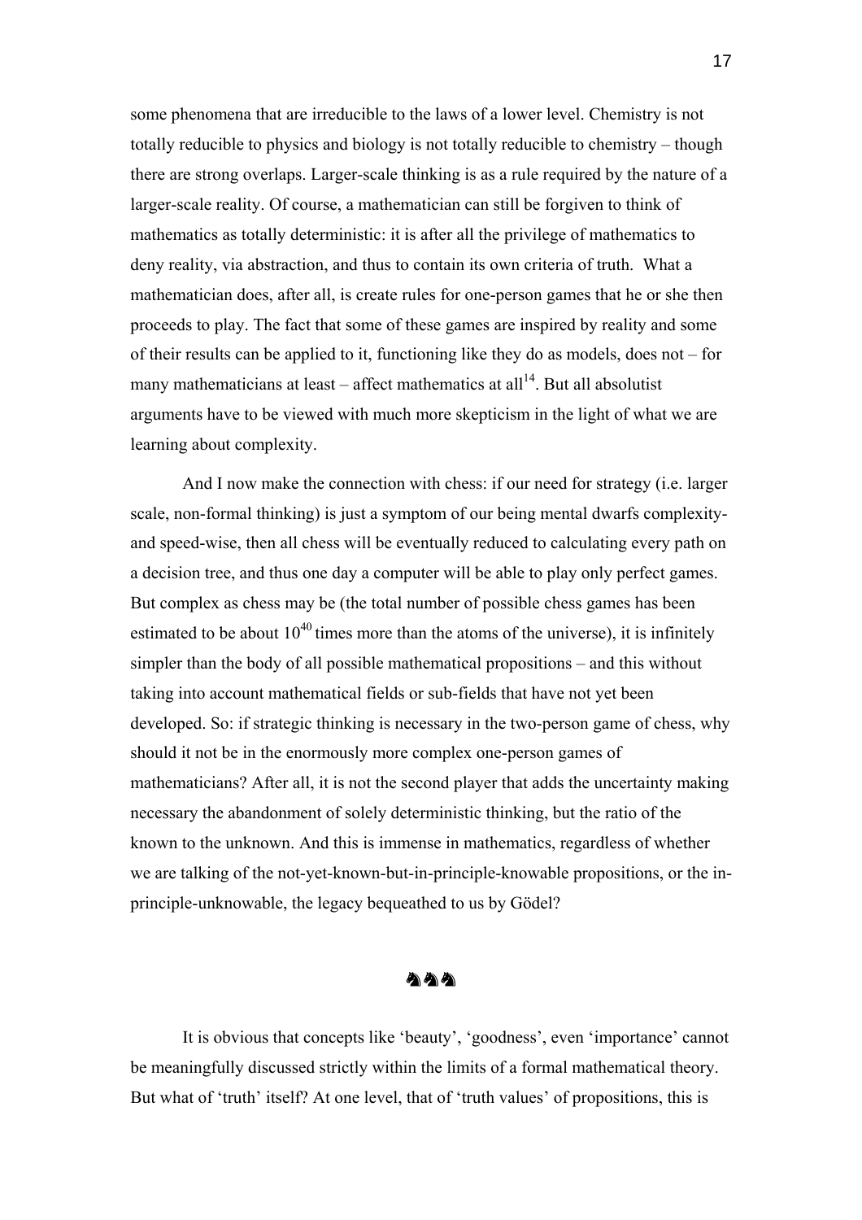some phenomena that are irreducible to the laws of a lower level. Chemistry is not totally reducible to physics and biology is not totally reducible to chemistry – though there are strong overlaps. Larger-scale thinking is as a rule required by the nature of a larger-scale reality. Of course, a mathematician can still be forgiven to think of mathematics as totally deterministic: it is after all the privilege of mathematics to deny reality, via abstraction, and thus to contain its own criteria of truth. What a mathematician does, after all, is create rules for one-person games that he or she then proceeds to play. The fact that some of these games are inspired by reality and some of their results can be applied to it, functioning like they do as models, does not – for many mathematicians at least – affect mathematics at all[14]. But all absolutist arguments have to be viewed with much more skepticism in the light of what we are learning about complexity.

And I now make the connection with chess: if our need for strategy (i.e. larger scale, non-formal thinking) is just a symptom of our being mental dwarfs complexity- and speed-wise, then all chess will be eventually reduced to calculating every path on a decision tree, and thus one day a computer will be able to play only perfect games. But complex as chess may be (the total number of possible chess games has been estimated to be about $10^{40}$ times more than the atoms of the universe), it is infinitely simpler than the body of all possible mathematical propositions – and this without taking into account mathematical fields or sub-fields that have not yet been developed. So: if strategic thinking is necessary in the two-person game of chess, why should it not be in the enormously more complex one-person games of mathematicians? After all, it is not the second player that adds the uncertainty making necessary the abandonment of solely deterministic thinking, but the ratio of the known to the unknown. And this is immense in mathematics, regardless of whether we are talking of the not-yet-known-but-in-principle-knowable propositions, or the in-principle-unknowable, the legacy bequeathed to us by Gödel?

♞♞♞

It is obvious that concepts like 'beauty', 'goodness', even 'importance' cannot be meaningfully discussed strictly within the limits of a formal mathematical theory. But what of 'truth' itself? At one level, that of 'truth values' of propositions, this is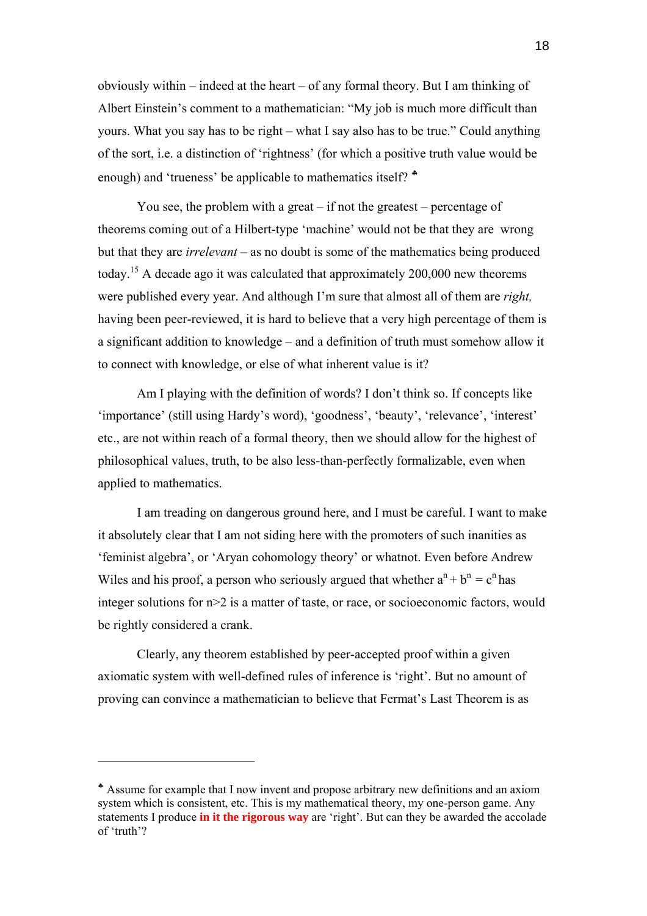obviously within – indeed at the heart – of any formal theory. But I am thinking of Albert Einstein's comment to a mathematician: "My job is much more difficult than yours. What you say has to be right – what I say also has to be true." Could anything of the sort, i.e. a distinction of 'rightness' (for which a positive truth value would be enough) and 'trueness' be applicable to mathematics itself? ♣

You see, the problem with a great – if not the greatest – percentage of theorems coming out of a Hilbert-type 'machine' would not be that they are wrong but that they are *irrelevant* – as no doubt is some of the mathematics being produced today.[15] A decade ago it was calculated that approximately 200,000 new theorems were published every year. And although I'm sure that almost all of them are *right,* having been peer-reviewed, it is hard to believe that a very high percentage of them is a significant addition to knowledge – and a definition of truth must somehow allow it to connect with knowledge, or else of what inherent value is it?

Am I playing with the definition of words? I don't think so. If concepts like 'importance' (still using Hardy's word), 'goodness', 'beauty', 'relevance', 'interest' etc., are not within reach of a formal theory, then we should allow for the highest of philosophical values, truth, to be also less-than-perfectly formalizable, even when applied to mathematics.

I am treading on dangerous ground here, and I must be careful. I want to make it absolutely clear that I am not siding here with the promoters of such inanities as 'feminist algebra', or 'Aryan cohomology theory' or whatnot. Even before Andrew Wiles and his proof, a person who seriously argued that whether $a^n + b^n = c^n$ has integer solutions for $n>2$ is a matter of taste, or race, or socioeconomic factors, would be rightly considered a crank.

Clearly, any theorem established by peer-accepted proof within a given axiomatic system with well-defined rules of inference is 'right'. But no amount of proving can convince a mathematician to believe that Fermat's Last Theorem is as

---

♣ Assume for example that I now invent and propose arbitrary new definitions and an axiom system which is consistent, etc. This is my mathematical theory, my one-person game. Any statements I produce **in it the rigorous way** are 'right'. But can they be awarded the accolade of 'truth'?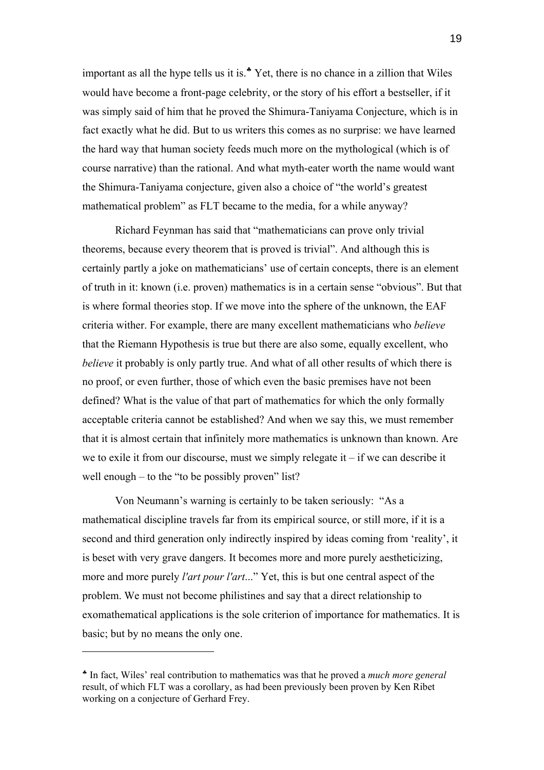important as all the hype tells us it is.[♣] Yet, there is no chance in a zillion that Wiles would have become a front-page celebrity, or the story of his effort a bestseller, if it was simply said of him that he proved the Shimura-Taniyama Conjecture, which is in fact exactly what he did. But to us writers this comes as no surprise: we have learned the hard way that human society feeds much more on the mythological (which is of course narrative) than the rational. And what myth-eater worth the name would want the Shimura-Taniyama conjecture, given also a choice of "the world's greatest mathematical problem" as FLT became to the media, for a while anyway?

Richard Feynman has said that "mathematicians can prove only trivial theorems, because every theorem that is proved is trivial". And although this is certainly partly a joke on mathematicians' use of certain concepts, there is an element of truth in it: known (i.e. proven) mathematics is in a certain sense "obvious". But that is where formal theories stop. If we move into the sphere of the unknown, the EAF criteria wither. For example, there are many excellent mathematicians who *believe* that the Riemann Hypothesis is true but there are also some, equally excellent, who *believe* it probably is only partly true. And what of all other results of which there is no proof, or even further, those of which even the basic premises have not been defined? What is the value of that part of mathematics for which the only formally acceptable criteria cannot be established? And when we say this, we must remember that it is almost certain that infinitely more mathematics is unknown than known. Are we to exile it from our discourse, must we simply relegate it – if we can describe it well enough – to the "to be possibly proven" list?

Von Neumann's warning is certainly to be taken seriously: "As a mathematical discipline travels far from its empirical source, or still more, if it is a second and third generation only indirectly inspired by ideas coming from 'reality', it is beset with very grave dangers. It becomes more and more purely aestheticizing, more and more purely *l'art pour l'art*..." Yet, this is but one central aspect of the problem. We must not become philistines and say that a direct relationship to exomathematical applications is the sole criterion of importance for mathematics. It is basic; but by no means the only one.

---

[♣] In fact, Wiles' real contribution to mathematics was that he proved a *much more general* result, of which FLT was a corollary, as had been previously been proven by Ken Ribet working on a conjecture of Gerhard Frey.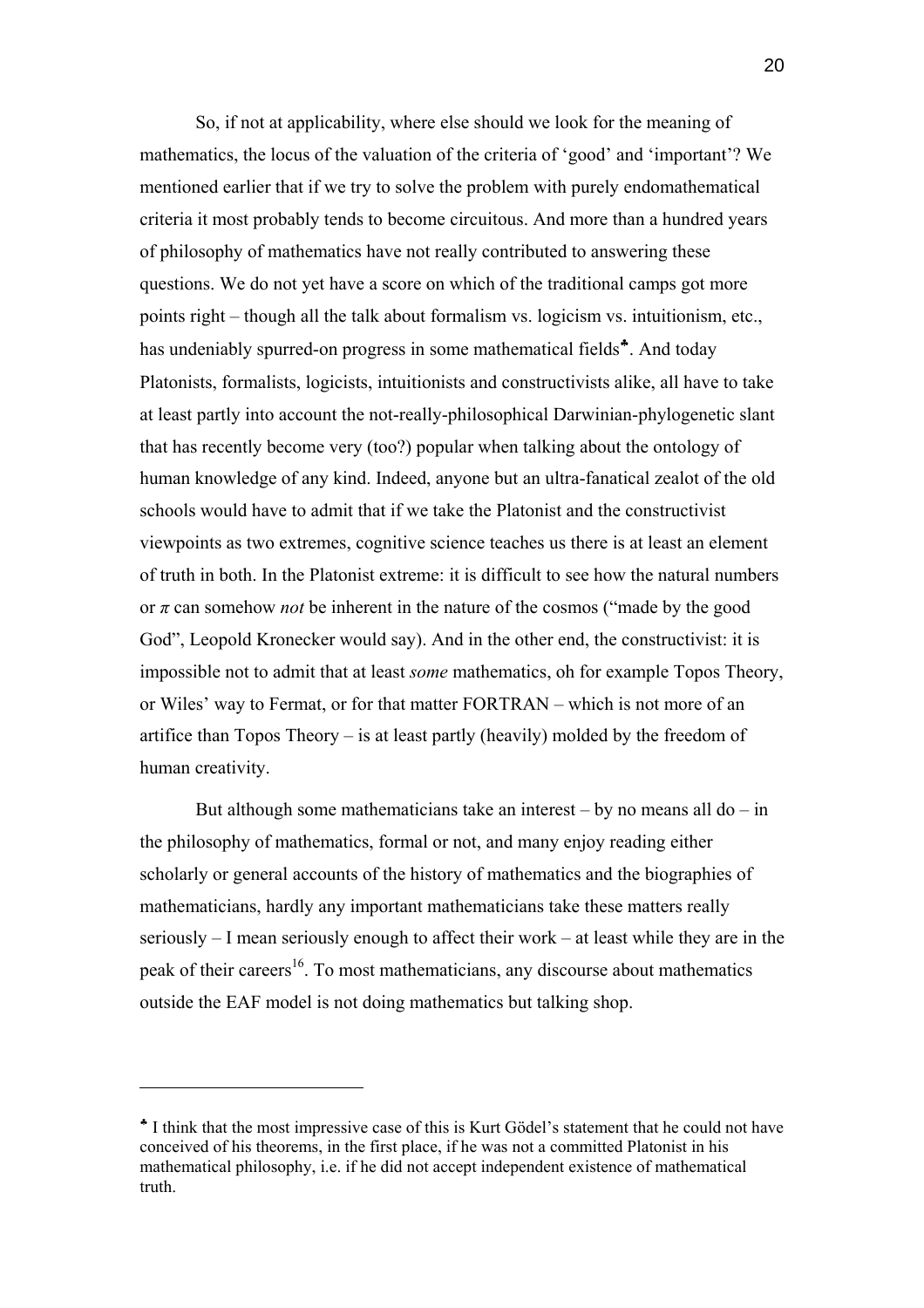So, if not at applicability, where else should we look for the meaning of mathematics, the locus of the valuation of the criteria of 'good' and 'important'? We mentioned earlier that if we try to solve the problem with purely endomathematical criteria it most probably tends to become circuitous. And more than a hundred years of philosophy of mathematics have not really contributed to answering these questions. We do not yet have a score on which of the traditional camps got more points right – though all the talk about formalism vs. logicism vs. intuitionism, etc., has undeniably spurred-on progress in some mathematical fields[♣]. And today Platonists, formalists, logicists, intuitionists and constructivists alike, all have to take at least partly into account the not-really-philosophical Darwinian-phylogenetic slant that has recently become very (too?) popular when talking about the ontology of human knowledge of any kind. Indeed, anyone but an ultra-fanatical zealot of the old schools would have to admit that if we take the Platonist and the constructivist viewpoints as two extremes, cognitive science teaches us there is at least an element of truth in both. In the Platonist extreme: it is difficult to see how the natural numbers or $\pi$ can somehow *not* be inherent in the nature of the cosmos ("made by the good God", Leopold Kronecker would say). And in the other end, the constructivist: it is impossible not to admit that at least *some* mathematics, oh for example Topos Theory, or Wiles' way to Fermat, or for that matter FORTRAN – which is not more of an artifice than Topos Theory – is at least partly (heavily) molded by the freedom of human creativity.

But although some mathematicians take an interest – by no means all do – in the philosophy of mathematics, formal or not, and many enjoy reading either scholarly or general accounts of the history of mathematics and the biographies of mathematicians, hardly any important mathematicians take these matters really seriously – I mean seriously enough to affect their work – at least while they are in the peak of their careers[16]. To most mathematicians, any discourse about mathematics outside the EAF model is not doing mathematics but talking shop.

---

♣ I think that the most impressive case of this is Kurt Gödel's statement that he could not have conceived of his theorems, in the first place, if he was not a committed Platonist in his mathematical philosophy, i.e. if he did not accept independent existence of mathematical truth.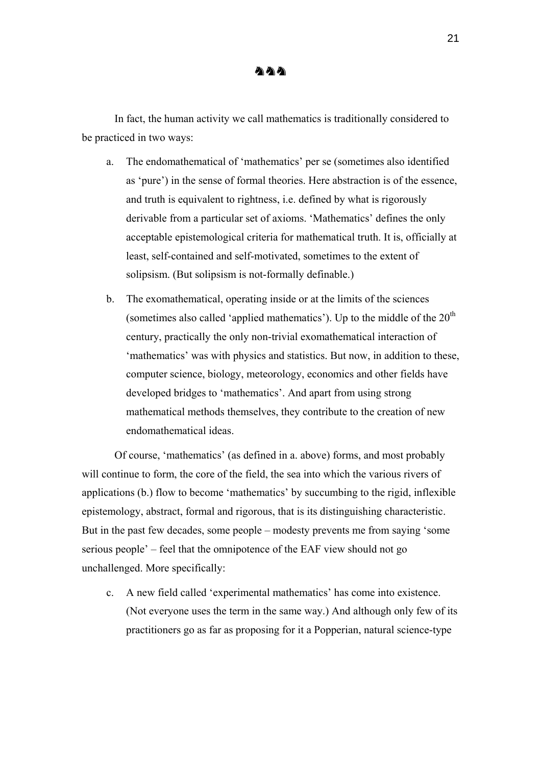♞♞♞

In fact, the human activity we call mathematics is traditionally considered to be practiced in two ways:

a. The endomathematical of 'mathematics' per se (sometimes also identified as 'pure') in the sense of formal theories. Here abstraction is of the essence, and truth is equivalent to rightness, i.e. defined by what is rigorously derivable from a particular set of axioms. 'Mathematics' defines the only acceptable epistemological criteria for mathematical truth. It is, officially at least, self-contained and self-motivated, sometimes to the extent of solipsism. (But solipsism is not-formally definable.)

b. The exomathematical, operating inside or at the limits of the sciences (sometimes also called 'applied mathematics'). Up to the middle of the 20th century, practically the only non-trivial exomathematical interaction of 'mathematics' was with physics and statistics. But now, in addition to these, computer science, biology, meteorology, economics and other fields have developed bridges to 'mathematics'. And apart from using strong mathematical methods themselves, they contribute to the creation of new endomathematical ideas.

Of course, 'mathematics' (as defined in a. above) forms, and most probably will continue to form, the core of the field, the sea into which the various rivers of applications (b.) flow to become 'mathematics' by succumbing to the rigid, inflexible epistemology, abstract, formal and rigorous, that is its distinguishing characteristic. But in the past few decades, some people – modesty prevents me from saying 'some serious people' – feel that the omnipotence of the EAF view should not go unchallenged. More specifically:

c. A new field called 'experimental mathematics' has come into existence. (Not everyone uses the term in the same way.) And although only few of its practitioners go as far as proposing for it a Popperian, natural science-type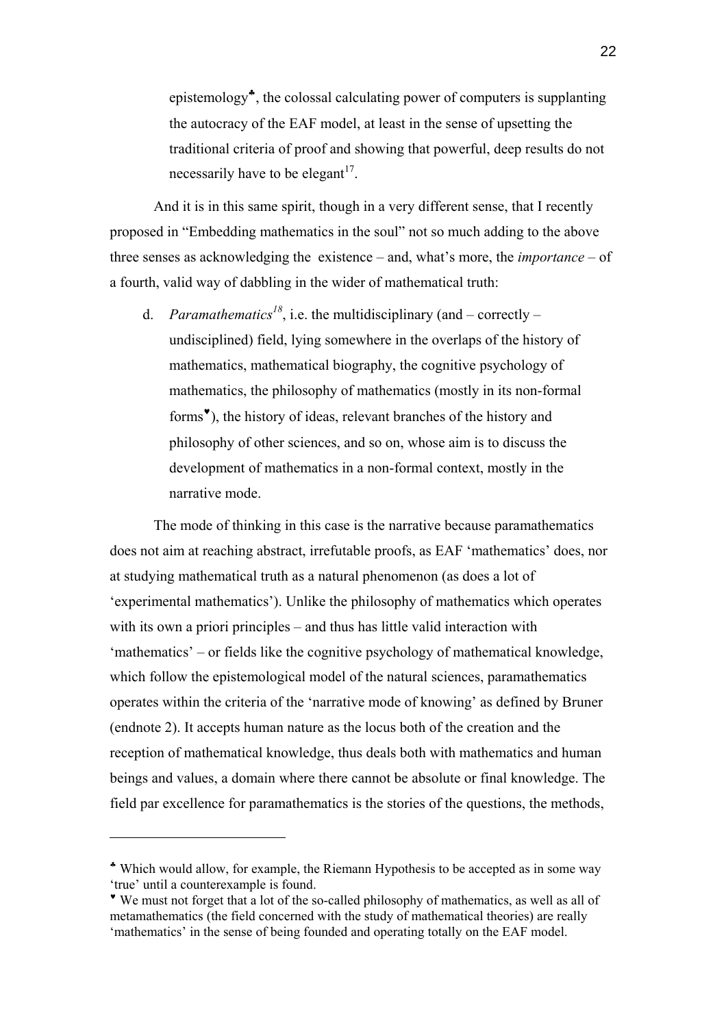epistemology♣, the colossal calculating power of computers is supplanting the autocracy of the EAF model, at least in the sense of upsetting the traditional criteria of proof and showing that powerful, deep results do not necessarily have to be elegant[17].

And it is in this same spirit, though in a very different sense, that I recently proposed in "Embedding mathematics in the soul" not so much adding to the above three senses as acknowledging the existence – and, what's more, the *importance* – of a fourth, valid way of dabbling in the wider of mathematical truth:

d. *Paramathematics*[18], i.e. the multidisciplinary (and – correctly – undisciplined) field, lying somewhere in the overlaps of the history of mathematics, mathematical biography, the cognitive psychology of mathematics, the philosophy of mathematics (mostly in its non-formal forms♥), the history of ideas, relevant branches of the history and philosophy of other sciences, and so on, whose aim is to discuss the development of mathematics in a non-formal context, mostly in the narrative mode.

The mode of thinking in this case is the narrative because paramathematics does not aim at reaching abstract, irrefutable proofs, as EAF 'mathematics' does, nor at studying mathematical truth as a natural phenomenon (as does a lot of 'experimental mathematics'). Unlike the philosophy of mathematics which operates with its own a priori principles – and thus has little valid interaction with 'mathematics' – or fields like the cognitive psychology of mathematical knowledge, which follow the epistemological model of the natural sciences, paramathematics operates within the criteria of the 'narrative mode of knowing' as defined by Bruner (endnote 2). It accepts human nature as the locus both of the creation and the reception of mathematical knowledge, thus deals both with mathematics and human beings and values, a domain where there cannot be absolute or final knowledge. The field par excellence for paramathematics is the stories of the questions, the methods,

---

♣ Which would allow, for example, the Riemann Hypothesis to be accepted as in some way 'true' until a counterexample is found.

♥ We must not forget that a lot of the so-called philosophy of mathematics, as well as all of metamathematics (the field concerned with the study of mathematical theories) are really 'mathematics' in the sense of being founded and operating totally on the EAF model.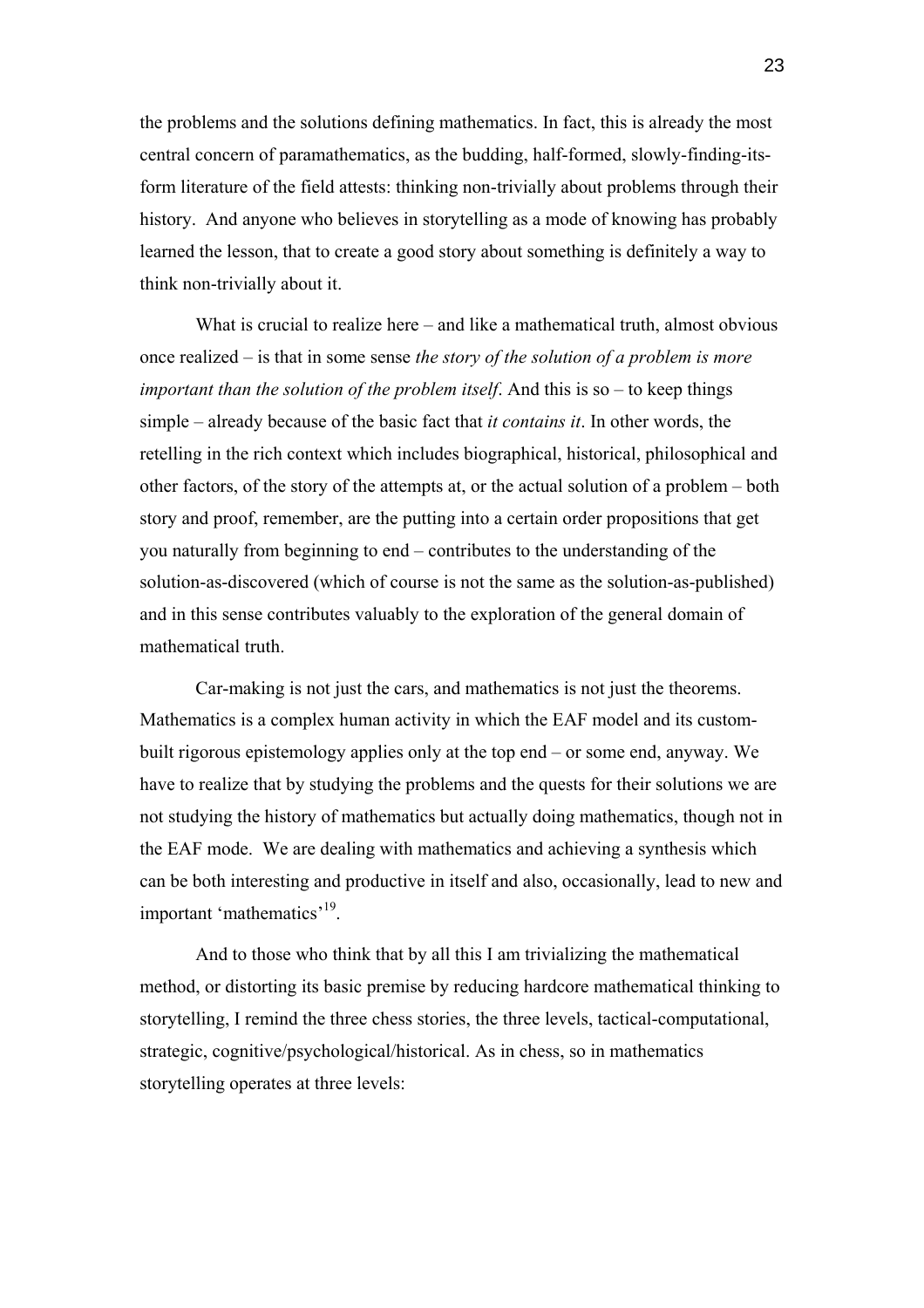the problems and the solutions defining mathematics. In fact, this is already the most central concern of paramathematics, as the budding, half-formed, slowly-finding-its-form literature of the field attests: thinking non-trivially about problems through their history. And anyone who believes in storytelling as a mode of knowing has probably learned the lesson, that to create a good story about something is definitely a way to think non-trivially about it.

What is crucial to realize here – and like a mathematical truth, almost obvious once realized – is that in some sense *the story of the solution of a problem is more important than the solution of the problem itself*. And this is so – to keep things simple – already because of the basic fact that *it contains it*. In other words, the retelling in the rich context which includes biographical, historical, philosophical and other factors, of the story of the attempts at, or the actual solution of a problem – both story and proof, remember, are the putting into a certain order propositions that get you naturally from beginning to end – contributes to the understanding of the solution-as-discovered (which of course is not the same as the solution-as-published) and in this sense contributes valuably to the exploration of the general domain of mathematical truth.

Car-making is not just the cars, and mathematics is not just the theorems. Mathematics is a complex human activity in which the EAF model and its custom-built rigorous epistemology applies only at the top end – or some end, anyway. We have to realize that by studying the problems and the quests for their solutions we are not studying the history of mathematics but actually doing mathematics, though not in the EAF mode. We are dealing with mathematics and achieving a synthesis which can be both interesting and productive in itself and also, occasionally, lead to new and important 'mathematics'[19].

And to those who think that by all this I am trivializing the mathematical method, or distorting its basic premise by reducing hardcore mathematical thinking to storytelling, I remind the three chess stories, the three levels, tactical-computational, strategic, cognitive/psychological/historical. As in chess, so in mathematics storytelling operates at three levels: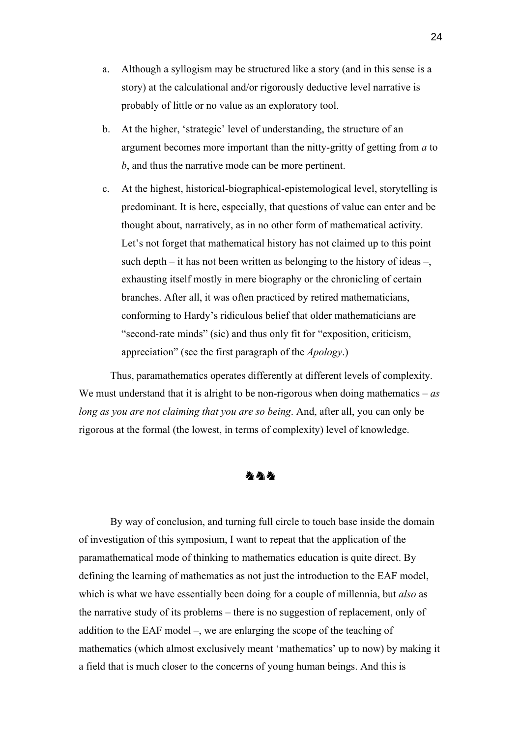a. Although a syllogism may be structured like a story (and in this sense is a story) at the calculational and/or rigorously deductive level narrative is probably of little or no value as an exploratory tool.

b. At the higher, 'strategic' level of understanding, the structure of an argument becomes more important than the nitty-gritty of getting from *a* to *b*, and thus the narrative mode can be more pertinent.

c. At the highest, historical-biographical-epistemological level, storytelling is predominant. It is here, especially, that questions of value can enter and be thought about, narratively, as in no other form of mathematical activity. Let's not forget that mathematical history has not claimed up to this point such depth – it has not been written as belonging to the history of ideas –, exhausting itself mostly in mere biography or the chronicling of certain branches. After all, it was often practiced by retired mathematicians, conforming to Hardy's ridiculous belief that older mathematicians are "second-rate minds" (sic) and thus only fit for "exposition, criticism, appreciation" (see the first paragraph of the *Apology*.)

Thus, paramathematics operates differently at different levels of complexity. We must understand that it is alright to be non-rigorous when doing mathematics – *as long as you are not claiming that you are so being*. And, after all, you can only be rigorous at the formal (the lowest, in terms of complexity) level of knowledge.

♞♞♞

By way of conclusion, and turning full circle to touch base inside the domain of investigation of this symposium, I want to repeat that the application of the paramathematical mode of thinking to mathematics education is quite direct. By defining the learning of mathematics as not just the introduction to the EAF model, which is what we have essentially been doing for a couple of millennia, but *also* as the narrative study of its problems – there is no suggestion of replacement, only of addition to the EAF model –, we are enlarging the scope of the teaching of mathematics (which almost exclusively meant 'mathematics' up to now) by making it a field that is much closer to the concerns of young human beings. And this is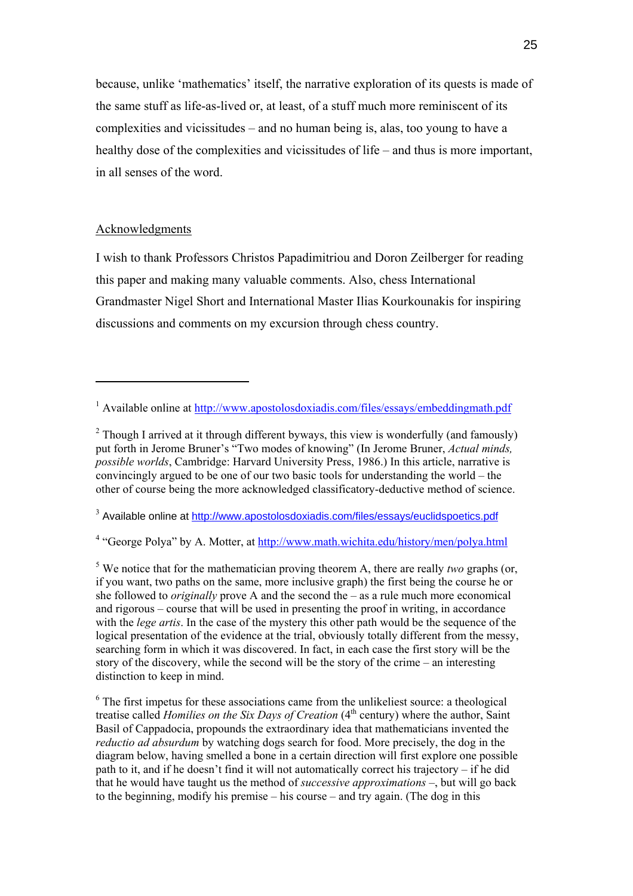because, unlike 'mathematics' itself, the narrative exploration of its quests is made of the same stuff as life-as-lived or, at least, of a stuff much more reminiscent of its complexities and vicissitudes – and no human being is, alas, too young to have a healthy dose of the complexities and vicissitudes of life – and thus is more important, in all senses of the word.

## Acknowledgments

I wish to thank Professors Christos Papadimitriou and Doron Zeilberger for reading this paper and making many valuable comments. Also, chess International Grandmaster Nigel Short and International Master Ilias Kourkounakis for inspiring discussions and comments on my excursion through chess country.

---

[1] Available online at http://www.apostolosdoxiadis.com/files/essays/embeddingmath.pdf

[2] Though I arrived at it through different byways, this view is wonderfully (and famously) put forth in Jerome Bruner's "Two modes of knowing" (In Jerome Bruner, *Actual minds, possible worlds*, Cambridge: Harvard University Press, 1986.) In this article, narrative is convincingly argued to be one of our two basic tools for understanding the world – the other of course being the more acknowledged classificatory-deductive method of science.

[3] Available online at http://www.apostolosdoxiadis.com/files/essays/euclidspoetics.pdf

[4] "George Polya" by A. Motter, at http://www.math.wichita.edu/history/men/polya.html

[5] We notice that for the mathematician proving theorem A, there are really *two* graphs (or, if you want, two paths on the same, more inclusive graph) the first being the course he or she followed to *originally* prove A and the second the – as a rule much more economical and rigorous – course that will be used in presenting the proof in writing, in accordance with the *lege artis*. In the case of the mystery this other path would be the sequence of the logical presentation of the evidence at the trial, obviously totally different from the messy, searching form in which it was discovered. In fact, in each case the first story will be the story of the discovery, while the second will be the story of the crime – an interesting distinction to keep in mind.

[6] The first impetus for these associations came from the unlikeliest source: a theological treatise called *Homilies on the Six Days of Creation* (4th century) where the author, Saint Basil of Cappadocia, propounds the extraordinary idea that mathematicians invented the *reductio ad absurdum* by watching dogs search for food. More precisely, the dog in the diagram below, having smelled a bone in a certain direction will first explore one possible path to it, and if he doesn't find it will not automatically correct his trajectory – if he did that he would have taught us the method of *successive approximations* –, but will go back to the beginning, modify his premise – his course – and try again. (The dog in this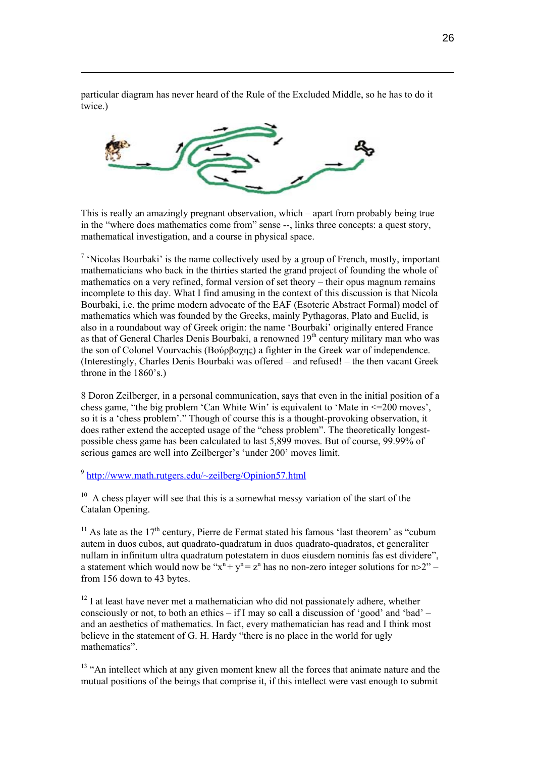particular diagram has never heard of the Rule of the Excluded Middle, so he has to do it twice.)

This is really an amazingly pregnant observation, which – apart from probably being true in the "where does mathematics come from" sense --, links three concepts: a quest story, mathematical investigation, and a course in physical space.

[7] 'Nicolas Bourbaki' is the name collectively used by a group of French, mostly, important mathematicians who back in the thirties started the grand project of founding the whole of mathematics on a very refined, formal version of set theory – their opus magnum remains incomplete to this day. What I find amusing in the context of this discussion is that Nicola Bourbaki, i.e. the prime modern advocate of the EAF (Esoteric Abstract Formal) model of mathematics which was founded by the Greeks, mainly Pythagoras, Plato and Euclid, is also in a roundabout way of Greek origin: the name 'Bourbaki' originally entered France as that of General Charles Denis Bourbaki, a renowned 19th century military man who was the son of Colonel Vourvachis (Βούρβαχης) a fighter in the Greek war of independence. (Interestingly, Charles Denis Bourbaki was offered – and refused! – the then vacant Greek throne in the 1860's.)

8 Doron Zeilberger, in a personal communication, says that even in the initial position of a chess game, "the big problem 'Can White Win' is equivalent to 'Mate in <=200 moves', so it is a 'chess problem'." Though of course this is a thought-provoking observation, it does rather extend the accepted usage of the "chess problem". The theoretically longest-possible chess game has been calculated to last 5,899 moves. But of course, 99.99% of serious games are well into Zeilberger's 'under 200' moves limit.

[9] http://www.math.rutgers.edu/~zeilberg/Opinion57.html

[10] A chess player will see that this is a somewhat messy variation of the start of the Catalan Opening.

[11] As late as the 17th century, Pierre de Fermat stated his famous 'last theorem' as "cubum autem in duos cubos, aut quadrato-quadratum in duos quadrato-quadratos, et generaliter nullam in infinitum ultra quadratum potestatem in duos eiusdem nominis fas est dividere", a statement which would now be "$x^n + y^n = z^n$ has no non-zero integer solutions for n>2" – from 156 down to 43 bytes.

[12] I at least have never met a mathematician who did not passionately adhere, whether consciously or not, to both an ethics – if I may so call a discussion of 'good' and 'bad' – and an aesthetics of mathematics. In fact, every mathematician has read and I think most believe in the statement of G. H. Hardy "there is no place in the world for ugly mathematics".

[13] "An intellect which at any given moment knew all the forces that animate nature and the mutual positions of the beings that comprise it, if this intellect were vast enough to submit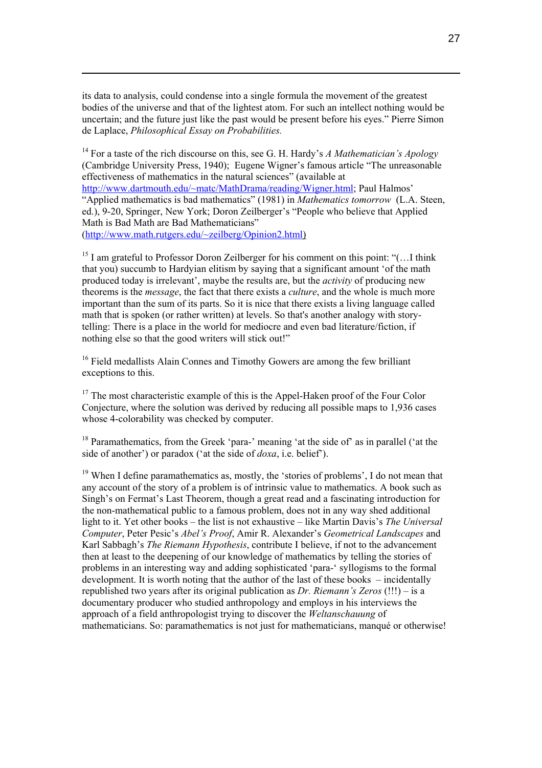its data to analysis, could condense into a single formula the movement of the greatest bodies of the universe and that of the lightest atom. For such an intellect nothing would be uncertain; and the future just like the past would be present before his eyes." Pierre Simon de Laplace, *Philosophical Essay on Probabilities.*

[14] For a taste of the rich discourse on this, see G. H. Hardy's *A Mathematician's Apology* (Cambridge University Press, 1940); Eugene Wigner's famous article "The unreasonable effectiveness of mathematics in the natural sciences" (available at http://www.dartmouth.edu/~matc/MathDrama/reading/Wigner.html; Paul Halmos' "Applied mathematics is bad mathematics" (1981) in *Mathematics tomorrow* (L.A. Steen, ed.), 9-20, Springer, New York; Doron Zeilberger's "People who believe that Applied Math is Bad Math are Bad Mathematicians" (http://www.math.rutgers.edu/~zeilberg/Opinion2.html)

[15] I am grateful to Professor Doron Zeilberger for his comment on this point: "(…I think that you) succumb to Hardyian elitism by saying that a significant amount 'of the math produced today is irrelevant', maybe the results are, but the *activity* of producing new theorems is the *message*, the fact that there exists a *culture*, and the whole is much more important than the sum of its parts. So it is nice that there exists a living language called math that is spoken (or rather written) at levels. So that's another analogy with story-telling: There is a place in the world for mediocre and even bad literature/fiction, if nothing else so that the good writers will stick out!"

[16] Field medallists Alain Connes and Timothy Gowers are among the few brilliant exceptions to this.

[17] The most characteristic example of this is the Appel-Haken proof of the Four Color Conjecture, where the solution was derived by reducing all possible maps to 1,936 cases whose 4-colorability was checked by computer.

[18] Paramathematics, from the Greek 'para-' meaning 'at the side of' as in parallel ('at the side of another') or paradox ('at the side of *doxa*, i.e. belief').

[19] When I define paramathematics as, mostly, the 'stories of problems', I do not mean that any account of the story of a problem is of intrinsic value to mathematics. A book such as Singh's on Fermat's Last Theorem, though a great read and a fascinating introduction for the non-mathematical public to a famous problem, does not in any way shed additional light to it. Yet other books – the list is not exhaustive – like Martin Davis's *The Universal Computer*, Peter Pesic's *Abel's Proof*, Amir R. Alexander's *Geometrical Landscapes* and Karl Sabbagh's *The Riemann Hypothesis*, contribute I believe, if not to the advancement then at least to the deepening of our knowledge of mathematics by telling the stories of problems in an interesting way and adding sophisticated 'para-' syllogisms to the formal development. It is worth noting that the author of the last of these books – incidentally republished two years after its original publication as *Dr. Riemann's Zeros* (!!!) – is a documentary producer who studied anthropology and employs in his interviews the approach of a field anthropologist trying to discover the *Weltanschauung* of mathematicians. So: paramathematics is not just for mathematicians, manqué or otherwise!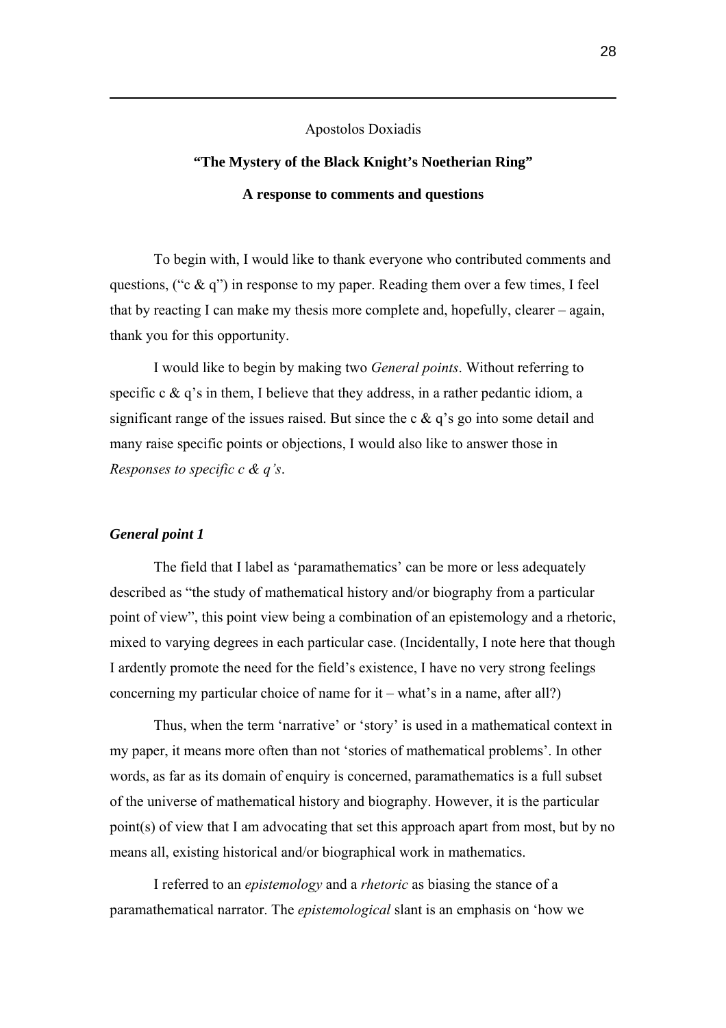Apostolos Doxiadis

**"The Mystery of the Black Knight's Noetherian Ring"**

**A response to comments and questions**

To begin with, I would like to thank everyone who contributed comments and questions, ("c & q") in response to my paper. Reading them over a few times, I feel that by reacting I can make my thesis more complete and, hopefully, clearer – again, thank you for this opportunity.

I would like to begin by making two *General points*. Without referring to specific c & q's in them, I believe that they address, in a rather pedantic idiom, a significant range of the issues raised. But since the c & q's go into some detail and many raise specific points or objections, I would also like to answer those in *Responses to specific c & q's*.

### *General point 1*

The field that I label as 'paramathematics' can be more or less adequately described as "the study of mathematical history and/or biography from a particular point of view", this point view being a combination of an epistemology and a rhetoric, mixed to varying degrees in each particular case. (Incidentally, I note here that though I ardently promote the need for the field's existence, I have no very strong feelings concerning my particular choice of name for it – what's in a name, after all?)

Thus, when the term 'narrative' or 'story' is used in a mathematical context in my paper, it means more often than not 'stories of mathematical problems'. In other words, as far as its domain of enquiry is concerned, paramathematics is a full subset of the universe of mathematical history and biography. However, it is the particular point(s) of view that I am advocating that set this approach apart from most, but by no means all, existing historical and/or biographical work in mathematics.

I referred to an *epistemology* and a *rhetoric* as biasing the stance of a paramathematical narrator. The *epistemological* slant is an emphasis on 'how we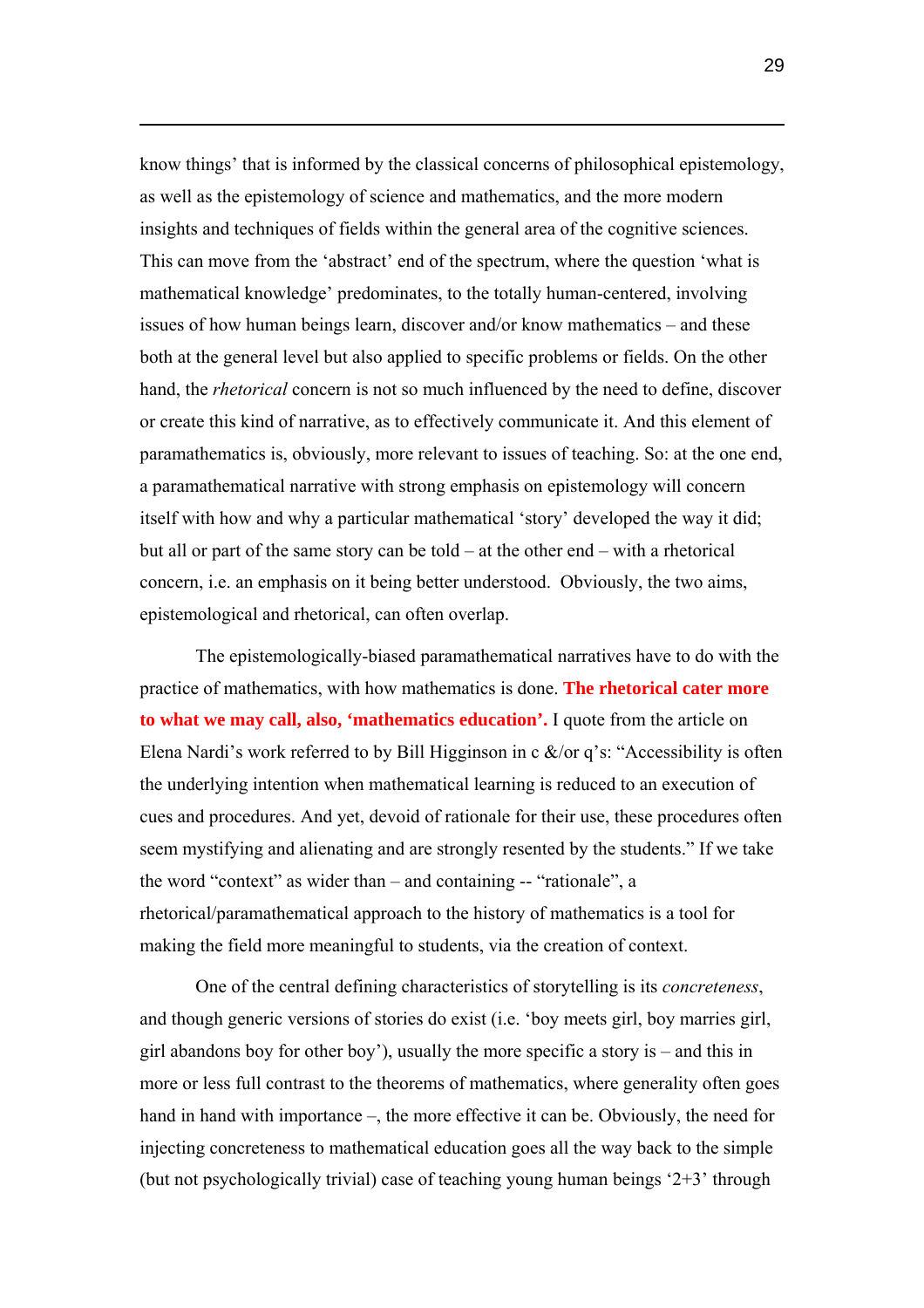know things' that is informed by the classical concerns of philosophical epistemology, as well as the epistemology of science and mathematics, and the more modern insights and techniques of fields within the general area of the cognitive sciences. This can move from the 'abstract' end of the spectrum, where the question 'what is mathematical knowledge' predominates, to the totally human-centered, involving issues of how human beings learn, discover and/or know mathematics – and these both at the general level but also applied to specific problems or fields. On the other hand, the *rhetorical* concern is not so much influenced by the need to define, discover or create this kind of narrative, as to effectively communicate it. And this element of paramathematics is, obviously, more relevant to issues of teaching. So: at the one end, a paramathematical narrative with strong emphasis on epistemology will concern itself with how and why a particular mathematical 'story' developed the way it did; but all or part of the same story can be told – at the other end – with a rhetorical concern, i.e. an emphasis on it being better understood.  Obviously, the two aims, epistemological and rhetorical, can often overlap.

The epistemologically-biased paramathematical narratives have to do with the practice of mathematics, with how mathematics is done. **The rhetorical cater more to what we may call, also, 'mathematics education'.** I quote from the article on Elena Nardi's work referred to by Bill Higginson in c &/or q's: "Accessibility is often the underlying intention when mathematical learning is reduced to an execution of cues and procedures. And yet, devoid of rationale for their use, these procedures often seem mystifying and alienating and are strongly resented by the students." If we take the word "context" as wider than – and containing -- "rationale", a rhetorical/paramathematical approach to the history of mathematics is a tool for making the field more meaningful to students, via the creation of context.

One of the central defining characteristics of storytelling is its *concreteness*, and though generic versions of stories do exist (i.e. 'boy meets girl, boy marries girl, girl abandons boy for other boy'), usually the more specific a story is – and this in more or less full contrast to the theorems of mathematics, where generality often goes hand in hand with importance –, the more effective it can be. Obviously, the need for injecting concreteness to mathematical education goes all the way back to the simple (but not psychologically trivial) case of teaching young human beings '2+3' through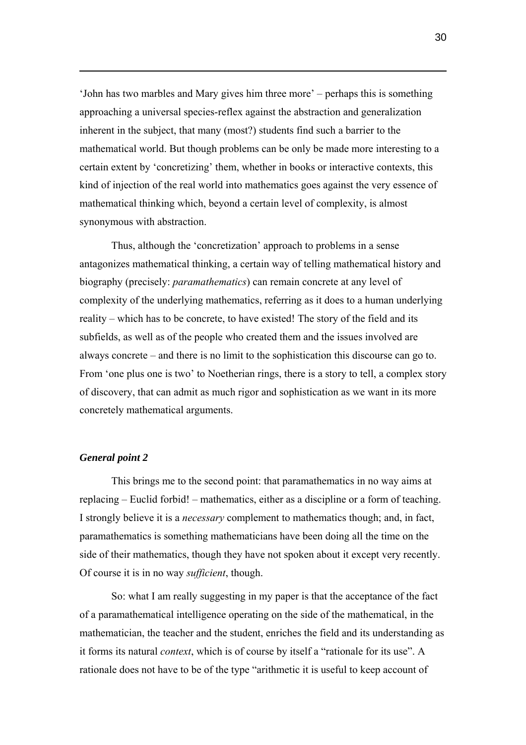'John has two marbles and Mary gives him three more' – perhaps this is something approaching a universal species-reflex against the abstraction and generalization inherent in the subject, that many (most?) students find such a barrier to the mathematical world. But though problems can be only be made more interesting to a certain extent by 'concretizing' them, whether in books or interactive contexts, this kind of injection of the real world into mathematics goes against the very essence of mathematical thinking which, beyond a certain level of complexity, is almost synonymous with abstraction.

Thus, although the 'concretization' approach to problems in a sense antagonizes mathematical thinking, a certain way of telling mathematical history and biography (precisely: *paramathematics*) can remain concrete at any level of complexity of the underlying mathematics, referring as it does to a human underlying reality – which has to be concrete, to have existed! The story of the field and its subfields, as well as of the people who created them and the issues involved are always concrete – and there is no limit to the sophistication this discourse can go to. From 'one plus one is two' to Noetherian rings, there is a story to tell, a complex story of discovery, that can admit as much rigor and sophistication as we want in its more concretely mathematical arguments.

***General point 2***

This brings me to the second point: that paramathematics in no way aims at replacing – Euclid forbid! – mathematics, either as a discipline or a form of teaching. I strongly believe it is a *necessary* complement to mathematics though; and, in fact, paramathematics is something mathematicians have been doing all the time on the side of their mathematics, though they have not spoken about it except very recently. Of course it is in no way *sufficient*, though.

So: what I am really suggesting in my paper is that the acceptance of the fact of a paramathematical intelligence operating on the side of the mathematical, in the mathematician, the teacher and the student, enriches the field and its understanding as it forms its natural *context*, which is of course by itself a "rationale for its use". A rationale does not have to be of the type "arithmetic it is useful to keep account of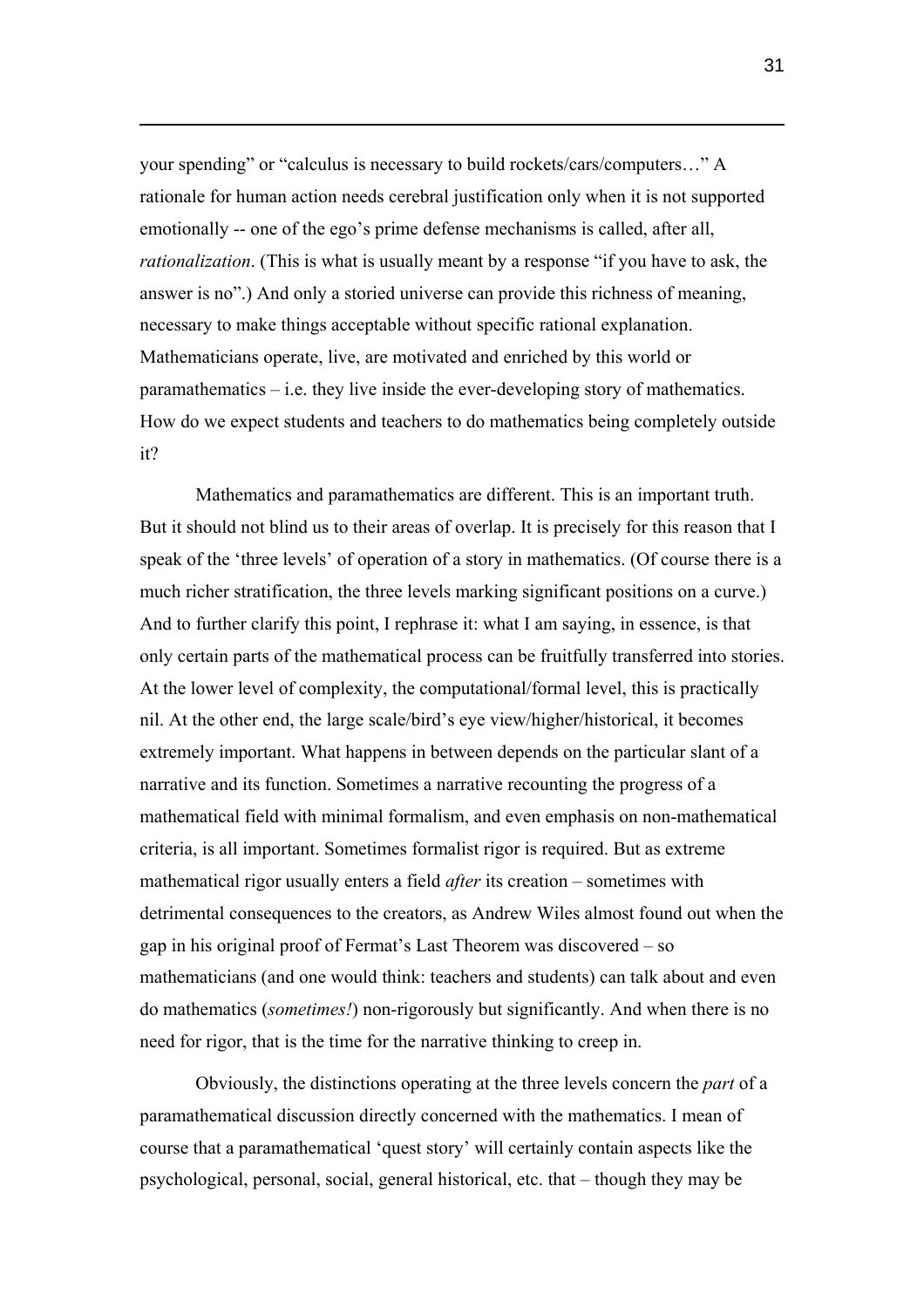your spending" or "calculus is necessary to build rockets/cars/computers…" A rationale for human action needs cerebral justification only when it is not supported emotionally -- one of the ego's prime defense mechanisms is called, after all, *rationalization*. (This is what is usually meant by a response "if you have to ask, the answer is no".) And only a storied universe can provide this richness of meaning, necessary to make things acceptable without specific rational explanation. Mathematicians operate, live, are motivated and enriched by this world or paramathematics – i.e. they live inside the ever-developing story of mathematics. How do we expect students and teachers to do mathematics being completely outside it?

Mathematics and paramathematics are different. This is an important truth. But it should not blind us to their areas of overlap. It is precisely for this reason that I speak of the 'three levels' of operation of a story in mathematics. (Of course there is a much richer stratification, the three levels marking significant positions on a curve.) And to further clarify this point, I rephrase it: what I am saying, in essence, is that only certain parts of the mathematical process can be fruitfully transferred into stories. At the lower level of complexity, the computational/formal level, this is practically nil. At the other end, the large scale/bird's eye view/higher/historical, it becomes extremely important. What happens in between depends on the particular slant of a narrative and its function. Sometimes a narrative recounting the progress of a mathematical field with minimal formalism, and even emphasis on non-mathematical criteria, is all important. Sometimes formalist rigor is required. But as extreme mathematical rigor usually enters a field *after* its creation – sometimes with detrimental consequences to the creators, as Andrew Wiles almost found out when the gap in his original proof of Fermat's Last Theorem was discovered – so mathematicians (and one would think: teachers and students) can talk about and even do mathematics (*sometimes!*) non-rigorously but significantly. And when there is no need for rigor, that is the time for the narrative thinking to creep in.

Obviously, the distinctions operating at the three levels concern the *part* of a paramathematical discussion directly concerned with the mathematics. I mean of course that a paramathematical 'quest story' will certainly contain aspects like the psychological, personal, social, general historical, etc. that – though they may be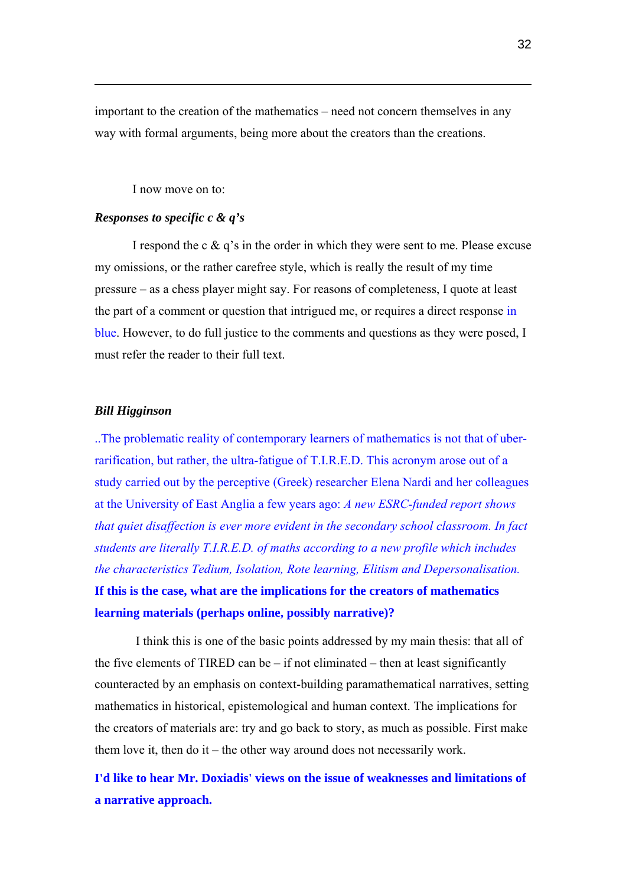important to the creation of the mathematics – need not concern themselves in any way with formal arguments, being more about the creators than the creations.

I now move on to:

***Responses to specific c & q's***

I respond the c & q's in the order in which they were sent to me. Please excuse my omissions, or the rather carefree style, which is really the result of my time pressure – as a chess player might say. For reasons of completeness, I quote at least the part of a comment or question that intrigued me, or requires a direct response in blue. However, to do full justice to the comments and questions as they were posed, I must refer the reader to their full text.

***Bill Higginson***

..The problematic reality of contemporary learners of mathematics is not that of uber-rarification, but rather, the ultra-fatigue of T.I.R.E.D. This acronym arose out of a study carried out by the perceptive (Greek) researcher Elena Nardi and her colleagues at the University of East Anglia a few years ago: *A new ESRC-funded report shows that quiet disaffection is ever more evident in the secondary school classroom. In fact students are literally T.I.R.E.D. of maths according to a new profile which includes the characteristics Tedium, Isolation, Rote learning, Elitism and Depersonalisation.* **If this is the case, what are the implications for the creators of mathematics learning materials (perhaps online, possibly narrative)?**

I think this is one of the basic points addressed by my main thesis: that all of the five elements of TIRED can be – if not eliminated – then at least significantly counteracted by an emphasis on context-building paramathematical narratives, setting mathematics in historical, epistemological and human context. The implications for the creators of materials are: try and go back to story, as much as possible. First make them love it, then do it – the other way around does not necessarily work.

**I'd like to hear Mr. Doxiadis' views on the issue of weaknesses and limitations of a narrative approach.**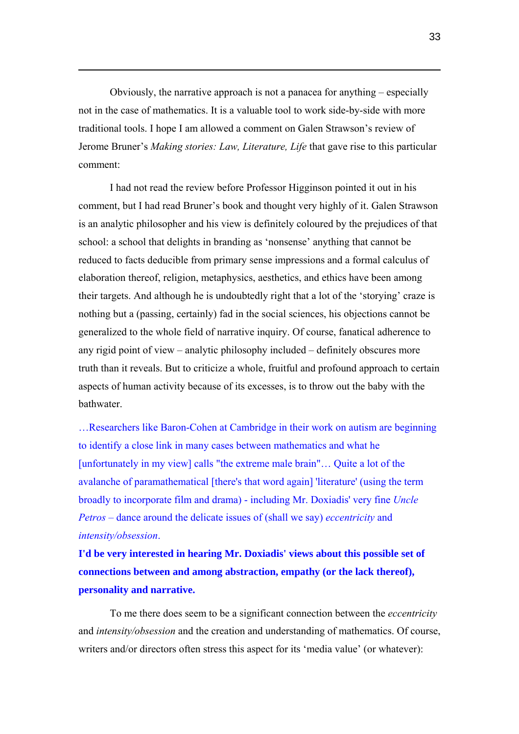Obviously, the narrative approach is not a panacea for anything – especially not in the case of mathematics. It is a valuable tool to work side-by-side with more traditional tools. I hope I am allowed a comment on Galen Strawson's review of Jerome Bruner's *Making stories: Law, Literature, Life* that gave rise to this particular comment:

I had not read the review before Professor Higginson pointed it out in his comment, but I had read Bruner's book and thought very highly of it. Galen Strawson is an analytic philosopher and his view is definitely coloured by the prejudices of that school: a school that delights in branding as 'nonsense' anything that cannot be reduced to facts deducible from primary sense impressions and a formal calculus of elaboration thereof, religion, metaphysics, aesthetics, and ethics have been among their targets. And although he is undoubtedly right that a lot of the 'storying' craze is nothing but a (passing, certainly) fad in the social sciences, his objections cannot be generalized to the whole field of narrative inquiry. Of course, fanatical adherence to any rigid point of view – analytic philosophy included – definitely obscures more truth than it reveals. But to criticize a whole, fruitful and profound approach to certain aspects of human activity because of its excesses, is to throw out the baby with the bathwater.

…Researchers like Baron-Cohen at Cambridge in their work on autism are beginning to identify a close link in many cases between mathematics and what he [unfortunately in my view] calls "the extreme male brain"… Quite a lot of the avalanche of paramathematical [there's that word again] 'literature' (using the term broadly to incorporate film and drama) - including Mr. Doxiadis' very fine *Uncle Petros* – dance around the delicate issues of (shall we say) *eccentricity* and *intensity/obsession*.

**I'd be very interested in hearing Mr. Doxiadis' views about this possible set of connections between and among abstraction, empathy (or the lack thereof), personality and narrative.**

To me there does seem to be a significant connection between the *eccentricity* and *intensity/obsession* and the creation and understanding of mathematics. Of course, writers and/or directors often stress this aspect for its 'media value' (or whatever):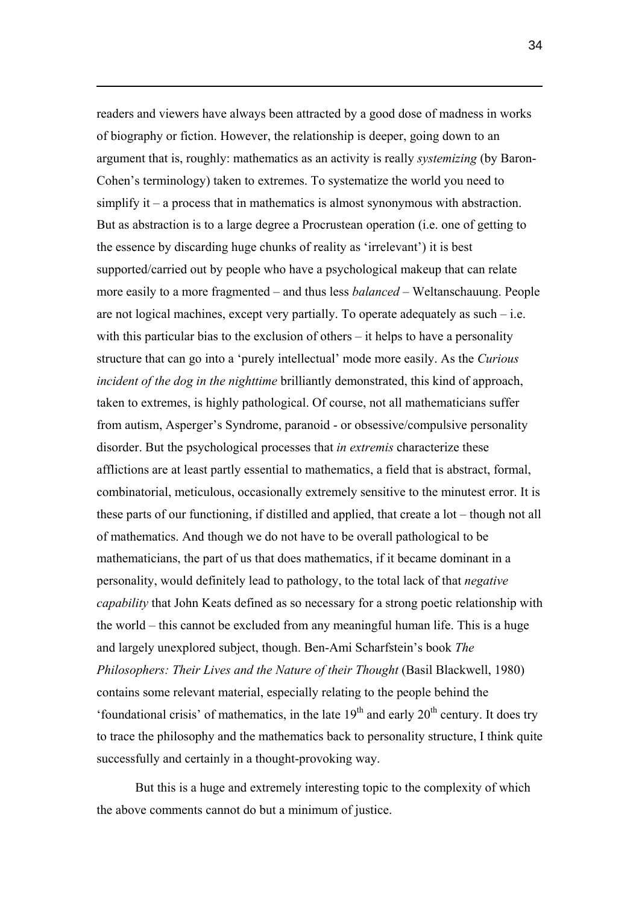readers and viewers have always been attracted by a good dose of madness in works of biography or fiction. However, the relationship is deeper, going down to an argument that is, roughly: mathematics as an activity is really *systemizing* (by Baron-Cohen's terminology) taken to extremes. To systematize the world you need to simplify it – a process that in mathematics is almost synonymous with abstraction. But as abstraction is to a large degree a Procrustean operation (i.e. one of getting to the essence by discarding huge chunks of reality as 'irrelevant') it is best supported/carried out by people who have a psychological makeup that can relate more easily to a more fragmented – and thus less *balanced* – Weltanschauung. People are not logical machines, except very partially. To operate adequately as such – i.e. with this particular bias to the exclusion of others – it helps to have a personality structure that can go into a 'purely intellectual' mode more easily. As the *Curious incident of the dog in the nighttime* brilliantly demonstrated, this kind of approach, taken to extremes, is highly pathological. Of course, not all mathematicians suffer from autism, Asperger's Syndrome, paranoid - or obsessive/compulsive personality disorder. But the psychological processes that *in extremis* characterize these afflictions are at least partly essential to mathematics, a field that is abstract, formal, combinatorial, meticulous, occasionally extremely sensitive to the minutest error. It is these parts of our functioning, if distilled and applied, that create a lot – though not all of mathematics. And though we do not have to be overall pathological to be mathematicians, the part of us that does mathematics, if it became dominant in a personality, would definitely lead to pathology, to the total lack of that *negative capability* that John Keats defined as so necessary for a strong poetic relationship with the world – this cannot be excluded from any meaningful human life. This is a huge and largely unexplored subject, though. Ben-Ami Scharfstein's book *The Philosophers: Their Lives and the Nature of their Thought* (Basil Blackwell, 1980) contains some relevant material, especially relating to the people behind the 'foundational crisis' of mathematics, in the late 19th and early 20th century. It does try to trace the philosophy and the mathematics back to personality structure, I think quite successfully and certainly in a thought-provoking way.

But this is a huge and extremely interesting topic to the complexity of which the above comments cannot do but a minimum of justice.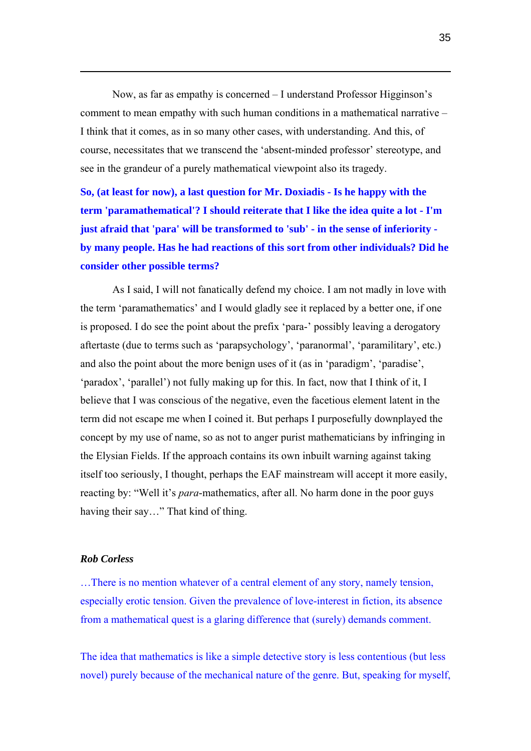Now, as far as empathy is concerned – I understand Professor Higginson's comment to mean empathy with such human conditions in a mathematical narrative – I think that it comes, as in so many other cases, with understanding. And this, of course, necessitates that we transcend the 'absent-minded professor' stereotype, and see in the grandeur of a purely mathematical viewpoint also its tragedy.

**So, (at least for now), a last question for Mr. Doxiadis - Is he happy with the term 'paramathematical'? I should reiterate that I like the idea quite a lot - I'm just afraid that 'para' will be transformed to 'sub' - in the sense of inferiority - by many people. Has he had reactions of this sort from other individuals? Did he consider other possible terms?**

As I said, I will not fanatically defend my choice. I am not madly in love with the term 'paramathematics' and I would gladly see it replaced by a better one, if one is proposed. I do see the point about the prefix 'para-' possibly leaving a derogatory aftertaste (due to terms such as 'parapsychology', 'paranormal', 'paramilitary', etc.) and also the point about the more benign uses of it (as in 'paradigm', 'paradise', 'paradox', 'parallel') not fully making up for this. In fact, now that I think of it, I believe that I was conscious of the negative, even the facetious element latent in the term did not escape me when I coined it. But perhaps I purposefully downplayed the concept by my use of name, so as not to anger purist mathematicians by infringing in the Elysian Fields. If the approach contains its own inbuilt warning against taking itself too seriously, I thought, perhaps the EAF mainstream will accept it more easily, reacting by: "Well it's *para*-mathematics, after all. No harm done in the poor guys having their say…" That kind of thing.

***Rob Corless***

…There is no mention whatever of a central element of any story, namely tension, especially erotic tension. Given the prevalence of love-interest in fiction, its absence from a mathematical quest is a glaring difference that (surely) demands comment.

The idea that mathematics is like a simple detective story is less contentious (but less novel) purely because of the mechanical nature of the genre. But, speaking for myself,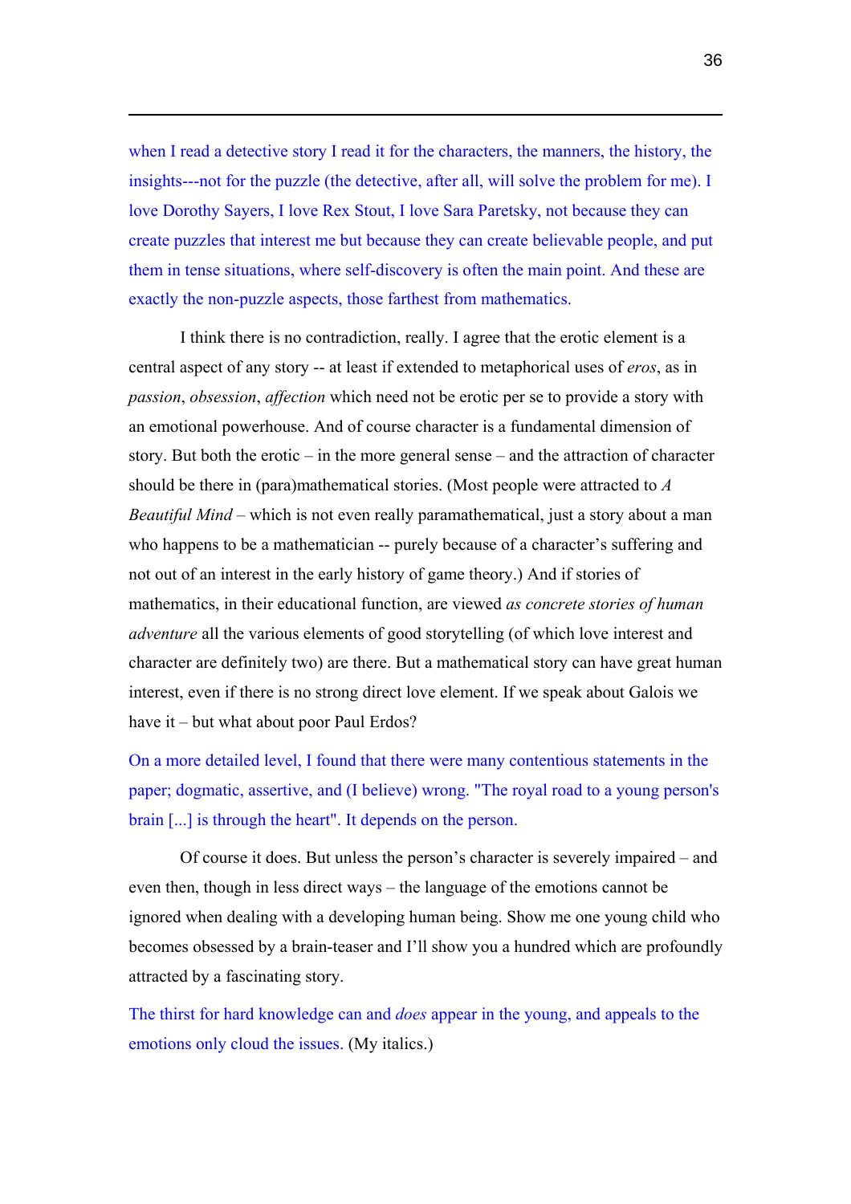when I read a detective story I read it for the characters, the manners, the history, the insights---not for the puzzle (the detective, after all, will solve the problem for me). I love Dorothy Sayers, I love Rex Stout, I love Sara Paretsky, not because they can create puzzles that interest me but because they can create believable people, and put them in tense situations, where self-discovery is often the main point. And these are exactly the non-puzzle aspects, those farthest from mathematics.

I think there is no contradiction, really. I agree that the erotic element is a central aspect of any story -- at least if extended to metaphorical uses of *eros*, as in *passion*, *obsession*, *affection* which need not be erotic per se to provide a story with an emotional powerhouse. And of course character is a fundamental dimension of story. But both the erotic – in the more general sense – and the attraction of character should be there in (para)mathematical stories. (Most people were attracted to *A Beautiful Mind* – which is not even really paramathematical, just a story about a man who happens to be a mathematician -- purely because of a character's suffering and not out of an interest in the early history of game theory.) And if stories of mathematics, in their educational function, are viewed *as concrete stories of human adventure* all the various elements of good storytelling (of which love interest and character are definitely two) are there. But a mathematical story can have great human interest, even if there is no strong direct love element. If we speak about Galois we have it – but what about poor Paul Erdos?

On a more detailed level, I found that there were many contentious statements in the paper; dogmatic, assertive, and (I believe) wrong. "The royal road to a young person's brain [...] is through the heart". It depends on the person.

Of course it does. But unless the person's character is severely impaired – and even then, though in less direct ways – the language of the emotions cannot be ignored when dealing with a developing human being. Show me one young child who becomes obsessed by a brain-teaser and I'll show you a hundred which are profoundly attracted by a fascinating story.

The thirst for hard knowledge can and *does* appear in the young, and appeals to the emotions only cloud the issues. (My italics.)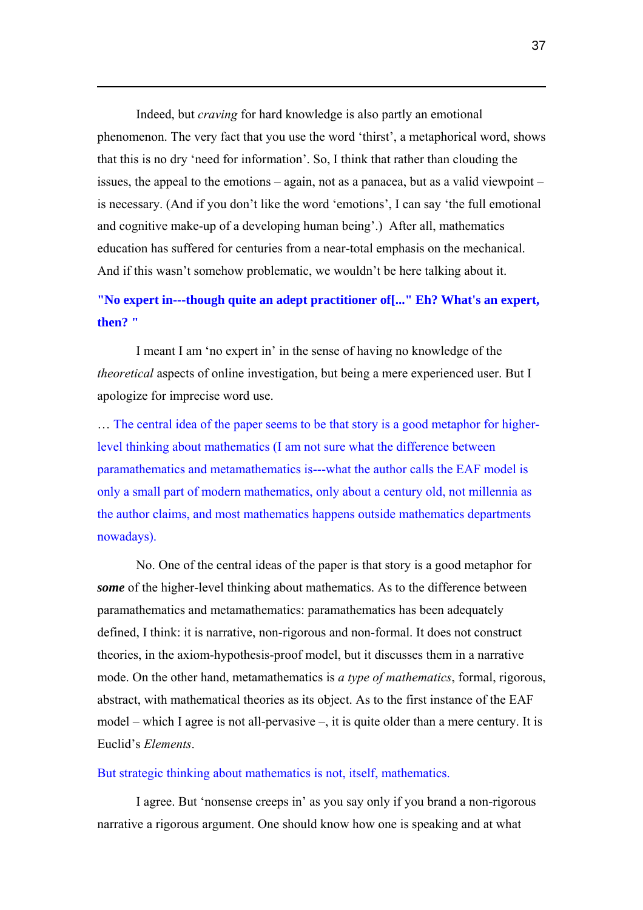Indeed, but *craving* for hard knowledge is also partly an emotional phenomenon. The very fact that you use the word 'thirst', a metaphorical word, shows that this is no dry 'need for information'. So, I think that rather than clouding the issues, the appeal to the emotions – again, not as a panacea, but as a valid viewpoint – is necessary. (And if you don't like the word 'emotions', I can say 'the full emotional and cognitive make-up of a developing human being'.) After all, mathematics education has suffered for centuries from a near-total emphasis on the mechanical. And if this wasn't somehow problematic, we wouldn't be here talking about it.

**"No expert in---though quite an adept practitioner of[...]" Eh? What's an expert, then? "**

I meant I am 'no expert in' in the sense of having no knowledge of the *theoretical* aspects of online investigation, but being a mere experienced user. But I apologize for imprecise word use.

… The central idea of the paper seems to be that story is a good metaphor for higher-level thinking about mathematics (I am not sure what the difference between paramathematics and metamathematics is---what the author calls the EAF model is only a small part of modern mathematics, only about a century old, not millennia as the author claims, and most mathematics happens outside mathematics departments nowadays).

No. One of the central ideas of the paper is that story is a good metaphor for ***some*** of the higher-level thinking about mathematics. As to the difference between paramathematics and metamathematics: paramathematics has been adequately defined, I think: it is narrative, non-rigorous and non-formal. It does not construct theories, in the axiom-hypothesis-proof model, but it discusses them in a narrative mode. On the other hand, metamathematics is *a type of mathematics*, formal, rigorous, abstract, with mathematical theories as its object. As to the first instance of the EAF model – which I agree is not all-pervasive –, it is quite older than a mere century. It is Euclid's *Elements*.

But strategic thinking about mathematics is not, itself, mathematics.

I agree. But 'nonsense creeps in' as you say only if you brand a non-rigorous narrative a rigorous argument. One should know how one is speaking and at what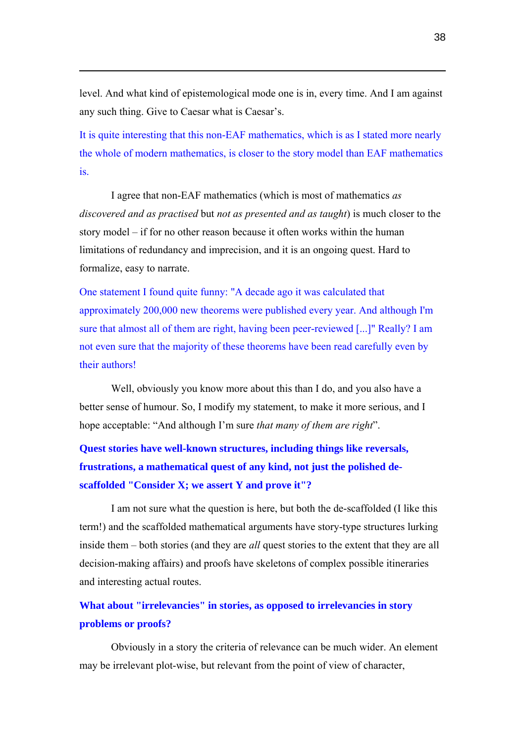level. And what kind of epistemological mode one is in, every time. And I am against any such thing. Give to Caesar what is Caesar's.

It is quite interesting that this non-EAF mathematics, which is as I stated more nearly the whole of modern mathematics, is closer to the story model than EAF mathematics is.

I agree that non-EAF mathematics (which is most of mathematics *as discovered and as practised* but *not as presented and as taught*) is much closer to the story model – if for no other reason because it often works within the human limitations of redundancy and imprecision, and it is an ongoing quest. Hard to formalize, easy to narrate.

One statement I found quite funny: "A decade ago it was calculated that approximately 200,000 new theorems were published every year. And although I'm sure that almost all of them are right, having been peer-reviewed [...]" Really? I am not even sure that the majority of these theorems have been read carefully even by their authors!

Well, obviously you know more about this than I do, and you also have a better sense of humour. So, I modify my statement, to make it more serious, and I hope acceptable: "And although I'm sure *that many of them are right*".

**Quest stories have well-known structures, including things like reversals, frustrations, a mathematical quest of any kind, not just the polished de-scaffolded "Consider X; we assert Y and prove it"?**

I am not sure what the question is here, but both the de-scaffolded (I like this term!) and the scaffolded mathematical arguments have story-type structures lurking inside them – both stories (and they are *all* quest stories to the extent that they are all decision-making affairs) and proofs have skeletons of complex possible itineraries and interesting actual routes.

**What about "irrelevancies" in stories, as opposed to irrelevancies in story problems or proofs?**

Obviously in a story the criteria of relevance can be much wider. An element may be irrelevant plot-wise, but relevant from the point of view of character,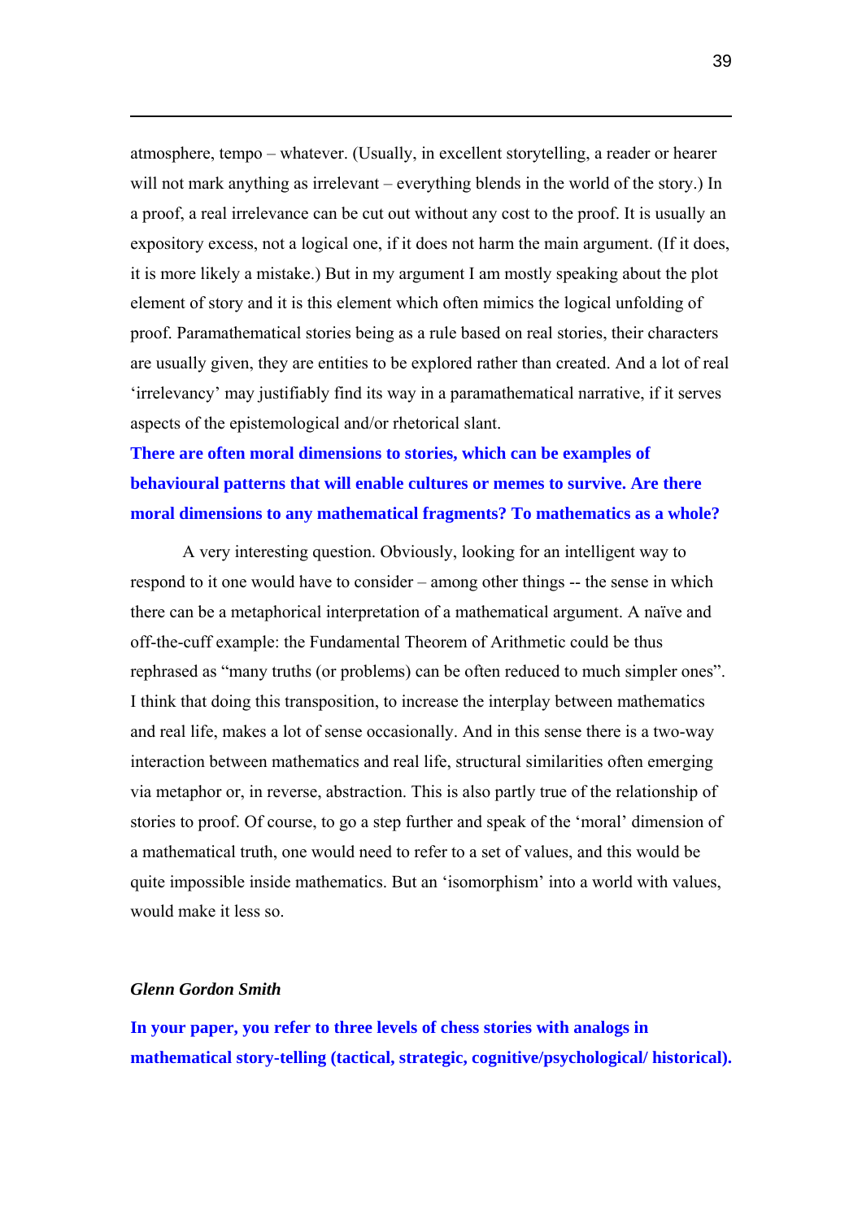atmosphere, tempo – whatever. (Usually, in excellent storytelling, a reader or hearer will not mark anything as irrelevant – everything blends in the world of the story.) In a proof, a real irrelevance can be cut out without any cost to the proof. It is usually an expository excess, not a logical one, if it does not harm the main argument. (If it does, it is more likely a mistake.) But in my argument I am mostly speaking about the plot element of story and it is this element which often mimics the logical unfolding of proof. Paramathematical stories being as a rule based on real stories, their characters are usually given, they are entities to be explored rather than created. And a lot of real 'irrelevancy' may justifiably find its way in a paramathematical narrative, if it serves aspects of the epistemological and/or rhetorical slant.

**There are often moral dimensions to stories, which can be examples of behavioural patterns that will enable cultures or memes to survive. Are there moral dimensions to any mathematical fragments? To mathematics as a whole?**

A very interesting question. Obviously, looking for an intelligent way to respond to it one would have to consider – among other things -- the sense in which there can be a metaphorical interpretation of a mathematical argument. A naïve and off-the-cuff example: the Fundamental Theorem of Arithmetic could be thus rephrased as "many truths (or problems) can be often reduced to much simpler ones". I think that doing this transposition, to increase the interplay between mathematics and real life, makes a lot of sense occasionally. And in this sense there is a two-way interaction between mathematics and real life, structural similarities often emerging via metaphor or, in reverse, abstraction. This is also partly true of the relationship of stories to proof. Of course, to go a step further and speak of the 'moral' dimension of a mathematical truth, one would need to refer to a set of values, and this would be quite impossible inside mathematics. But an 'isomorphism' into a world with values, would make it less so.

***Glenn Gordon Smith***

**In your paper, you refer to three levels of chess stories with analogs in mathematical story-telling (tactical, strategic, cognitive/psychological/ historical).**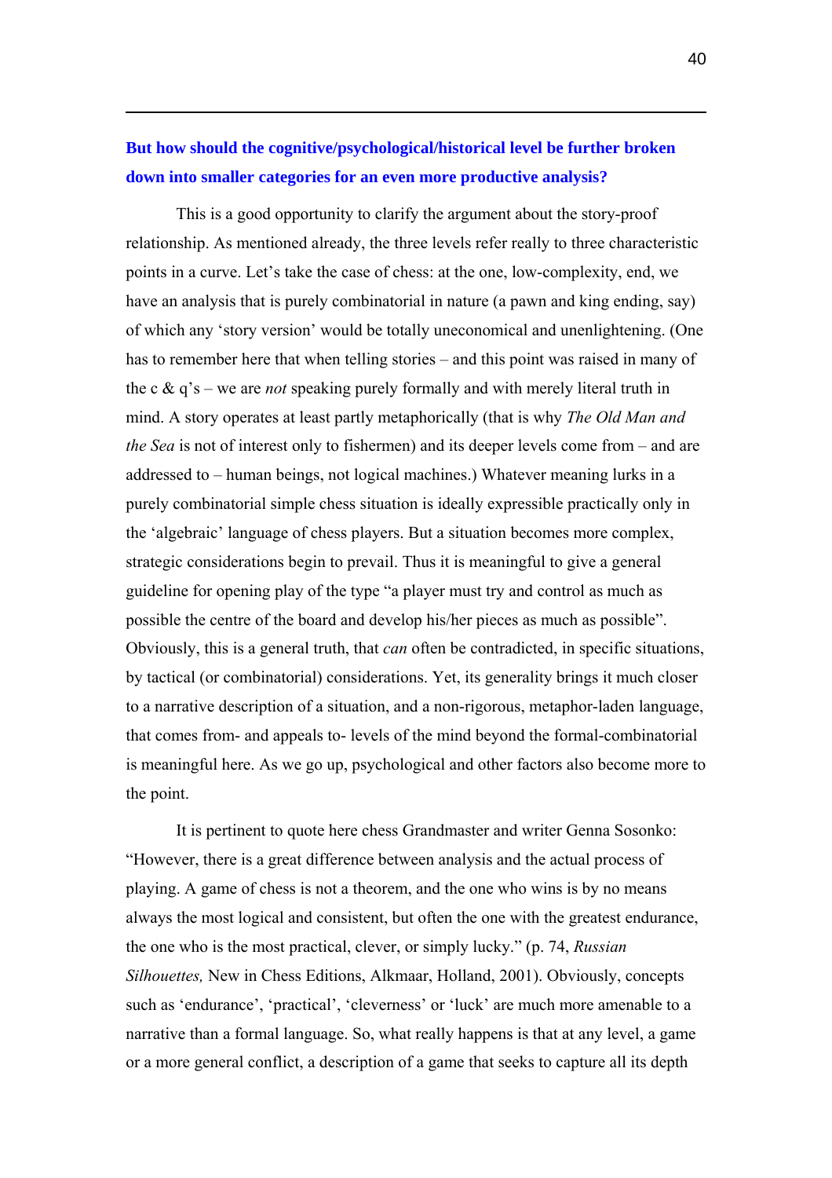**But how should the cognitive/psychological/historical level be further broken down into smaller categories for an even more productive analysis?**

This is a good opportunity to clarify the argument about the story-proof relationship. As mentioned already, the three levels refer really to three characteristic points in a curve. Let's take the case of chess: at the one, low-complexity, end, we have an analysis that is purely combinatorial in nature (a pawn and king ending, say) of which any 'story version' would be totally uneconomical and unenlightening. (One has to remember here that when telling stories – and this point was raised in many of the c & q's – we are *not* speaking purely formally and with merely literal truth in mind. A story operates at least partly metaphorically (that is why *The Old Man and the Sea* is not of interest only to fishermen) and its deeper levels come from – and are addressed to – human beings, not logical machines.) Whatever meaning lurks in a purely combinatorial simple chess situation is ideally expressible practically only in the 'algebraic' language of chess players. But a situation becomes more complex, strategic considerations begin to prevail. Thus it is meaningful to give a general guideline for opening play of the type "a player must try and control as much as possible the centre of the board and develop his/her pieces as much as possible". Obviously, this is a general truth, that *can* often be contradicted, in specific situations, by tactical (or combinatorial) considerations. Yet, its generality brings it much closer to a narrative description of a situation, and a non-rigorous, metaphor-laden language, that comes from- and appeals to- levels of the mind beyond the formal-combinatorial is meaningful here. As we go up, psychological and other factors also become more to the point.

It is pertinent to quote here chess Grandmaster and writer Genna Sosonko: "However, there is a great difference between analysis and the actual process of playing. A game of chess is not a theorem, and the one who wins is by no means always the most logical and consistent, but often the one with the greatest endurance, the one who is the most practical, clever, or simply lucky." (p. 74, *Russian Silhouettes,* New in Chess Editions, Alkmaar, Holland, 2001). Obviously, concepts such as 'endurance', 'practical', 'cleverness' or 'luck' are much more amenable to a narrative than a formal language. So, what really happens is that at any level, a game or a more general conflict, a description of a game that seeks to capture all its depth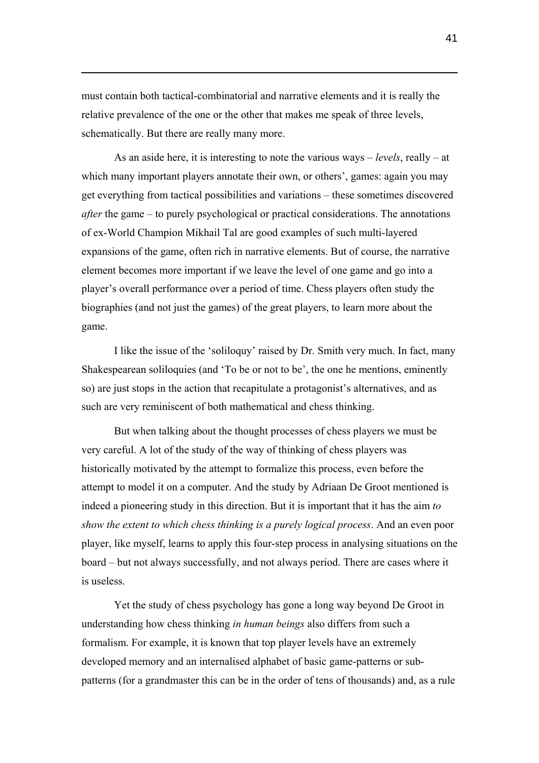must contain both tactical-combinatorial and narrative elements and it is really the relative prevalence of the one or the other that makes me speak of three levels, schematically. But there are really many more.

As an aside here, it is interesting to note the various ways – *levels*, really – at which many important players annotate their own, or others', games: again you may get everything from tactical possibilities and variations – these sometimes discovered *after* the game – to purely psychological or practical considerations. The annotations of ex-World Champion Mikhail Tal are good examples of such multi-layered expansions of the game, often rich in narrative elements. But of course, the narrative element becomes more important if we leave the level of one game and go into a player's overall performance over a period of time. Chess players often study the biographies (and not just the games) of the great players, to learn more about the game.

I like the issue of the 'soliloquy' raised by Dr. Smith very much. In fact, many Shakespearean soliloquies (and 'To be or not to be', the one he mentions, eminently so) are just stops in the action that recapitulate a protagonist's alternatives, and as such are very reminiscent of both mathematical and chess thinking.

But when talking about the thought processes of chess players we must be very careful. A lot of the study of the way of thinking of chess players was historically motivated by the attempt to formalize this process, even before the attempt to model it on a computer. And the study by Adriaan De Groot mentioned is indeed a pioneering study in this direction. But it is important that it has the aim *to show the extent to which chess thinking is a purely logical process*. And an even poor player, like myself, learns to apply this four-step process in analysing situations on the board – but not always successfully, and not always period. There are cases where it is useless.

Yet the study of chess psychology has gone a long way beyond De Groot in understanding how chess thinking *in human beings* also differs from such a formalism. For example, it is known that top player levels have an extremely developed memory and an internalised alphabet of basic game-patterns or sub-patterns (for a grandmaster this can be in the order of tens of thousands) and, as a rule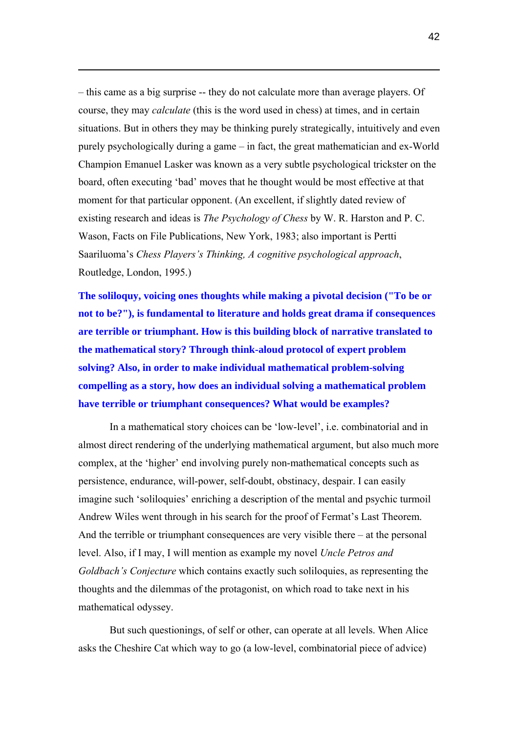– this came as a big surprise -- they do not calculate more than average players. Of course, they may *calculate* (this is the word used in chess) at times, and in certain situations. But in others they may be thinking purely strategically, intuitively and even purely psychologically during a game – in fact, the great mathematician and ex-World Champion Emanuel Lasker was known as a very subtle psychological trickster on the board, often executing 'bad' moves that he thought would be most effective at that moment for that particular opponent. (An excellent, if slightly dated review of existing research and ideas is *The Psychology of Chess* by W. R. Harston and P. C. Wason, Facts on File Publications, New York, 1983; also important is Pertti Saariluoma's *Chess Players's Thinking, A cognitive psychological approach*, Routledge, London, 1995.)

**The soliloquy, voicing ones thoughts while making a pivotal decision ("To be or not to be?"), is fundamental to literature and holds great drama if consequences are terrible or triumphant. How is this building block of narrative translated to the mathematical story? Through think-aloud protocol of expert problem solving? Also, in order to make individual mathematical problem-solving compelling as a story, how does an individual solving a mathematical problem have terrible or triumphant consequences? What would be examples?**

In a mathematical story choices can be 'low-level', i.e. combinatorial and in almost direct rendering of the underlying mathematical argument, but also much more complex, at the 'higher' end involving purely non-mathematical concepts such as persistence, endurance, will-power, self-doubt, obstinacy, despair. I can easily imagine such 'soliloquies' enriching a description of the mental and psychic turmoil Andrew Wiles went through in his search for the proof of Fermat's Last Theorem. And the terrible or triumphant consequences are very visible there – at the personal level. Also, if I may, I will mention as example my novel *Uncle Petros and Goldbach's Conjecture* which contains exactly such soliloquies, as representing the thoughts and the dilemmas of the protagonist, on which road to take next in his mathematical odyssey.

But such questionings, of self or other, can operate at all levels. When Alice asks the Cheshire Cat which way to go (a low-level, combinatorial piece of advice)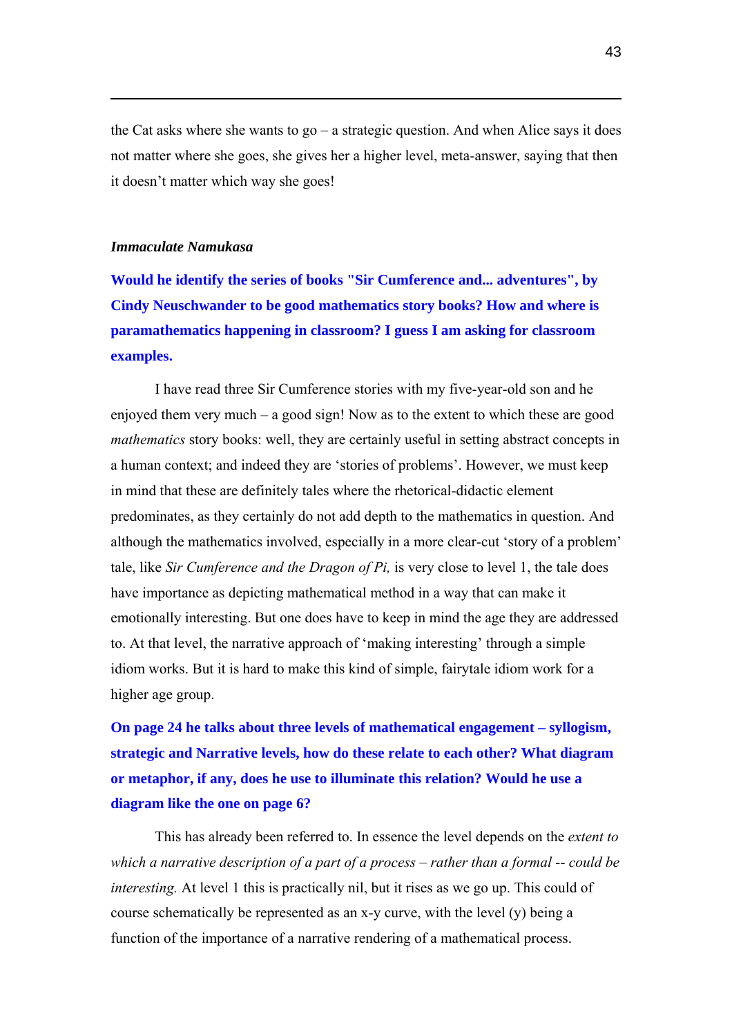the Cat asks where she wants to go – a strategic question. And when Alice says it does not matter where she goes, she gives her a higher level, meta-answer, saying that then it doesn't matter which way she goes!

***Immaculate Namukasa***

**Would he identify the series of books "Sir Cumference and... adventures", by Cindy Neuschwander to be good mathematics story books? How and where is paramathematics happening in classroom? I guess I am asking for classroom examples.**

I have read three Sir Cumference stories with my five-year-old son and he enjoyed them very much – a good sign! Now as to the extent to which these are good *mathematics* story books: well, they are certainly useful in setting abstract concepts in a human context; and indeed they are 'stories of problems'. However, we must keep in mind that these are definitely tales where the rhetorical-didactic element predominates, as they certainly do not add depth to the mathematics in question. And although the mathematics involved, especially in a more clear-cut 'story of a problem' tale, like *Sir Cumference and the Dragon of Pi,* is very close to level 1, the tale does have importance as depicting mathematical method in a way that can make it emotionally interesting. But one does have to keep in mind the age they are addressed to. At that level, the narrative approach of 'making interesting' through a simple idiom works. But it is hard to make this kind of simple, fairytale idiom work for a higher age group.

**On page 24 he talks about three levels of mathematical engagement – syllogism, strategic and Narrative levels, how do these relate to each other? What diagram or metaphor, if any, does he use to illuminate this relation? Would he use a diagram like the one on page 6?**

This has already been referred to. In essence the level depends on the *extent to which a narrative description of a part of a process – rather than a formal -- could be interesting.* At level 1 this is practically nil, but it rises as we go up. This could of course schematically be represented as an x-y curve, with the level (y) being a function of the importance of a narrative rendering of a mathematical process.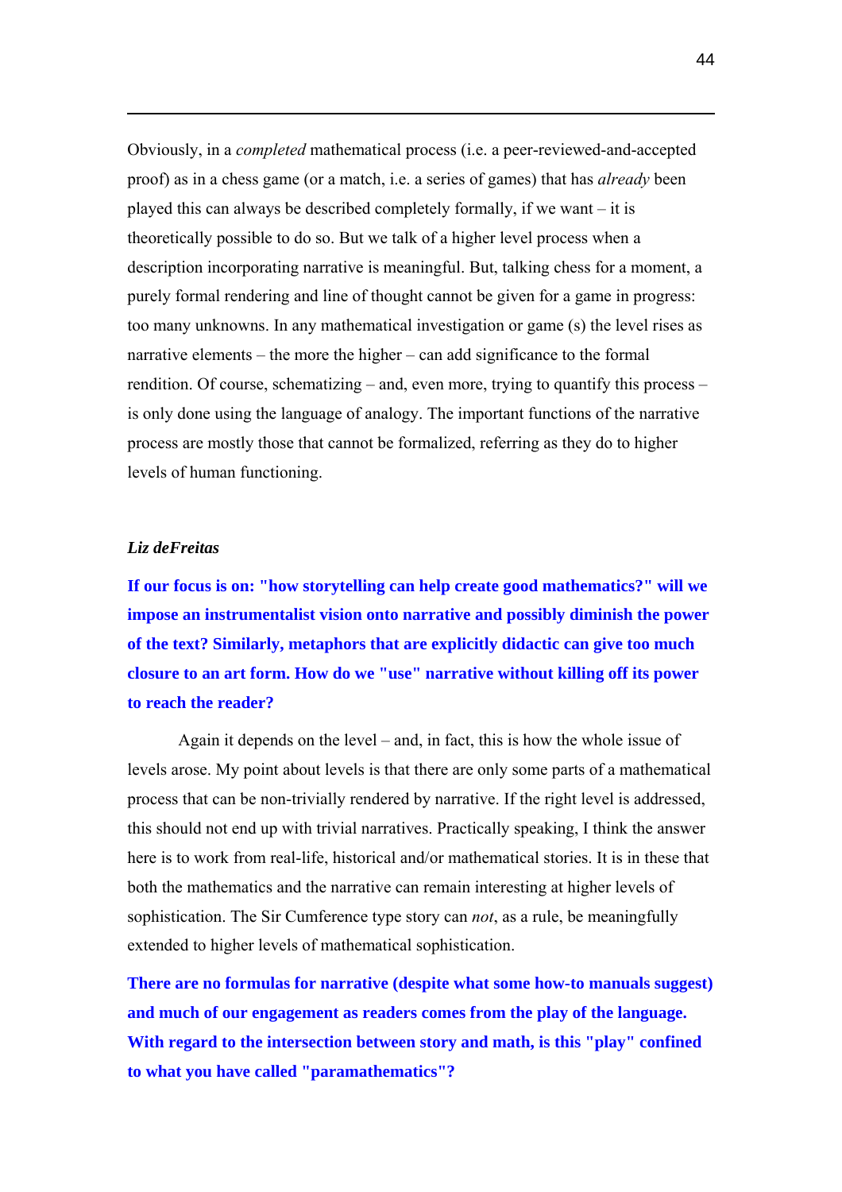Obviously, in a *completed* mathematical process (i.e. a peer-reviewed-and-accepted proof) as in a chess game (or a match, i.e. a series of games) that has *already* been played this can always be described completely formally, if we want – it is theoretically possible to do so. But we talk of a higher level process when a description incorporating narrative is meaningful. But, talking chess for a moment, a purely formal rendering and line of thought cannot be given for a game in progress: too many unknowns. In any mathematical investigation or game (s) the level rises as narrative elements – the more the higher – can add significance to the formal rendition. Of course, schematizing – and, even more, trying to quantify this process – is only done using the language of analogy. The important functions of the narrative process are mostly those that cannot be formalized, referring as they do to higher levels of human functioning.

***Liz deFreitas***

**If our focus is on: "how storytelling can help create good mathematics?" will we impose an instrumentalist vision onto narrative and possibly diminish the power of the text? Similarly, metaphors that are explicitly didactic can give too much closure to an art form. How do we "use" narrative without killing off its power to reach the reader?**

Again it depends on the level – and, in fact, this is how the whole issue of levels arose. My point about levels is that there are only some parts of a mathematical process that can be non-trivially rendered by narrative. If the right level is addressed, this should not end up with trivial narratives. Practically speaking, I think the answer here is to work from real-life, historical and/or mathematical stories. It is in these that both the mathematics and the narrative can remain interesting at higher levels of sophistication. The Sir Cumference type story can *not*, as a rule, be meaningfully extended to higher levels of mathematical sophistication.

**There are no formulas for narrative (despite what some how-to manuals suggest) and much of our engagement as readers comes from the play of the language. With regard to the intersection between story and math, is this "play" confined to what you have called "paramathematics"?**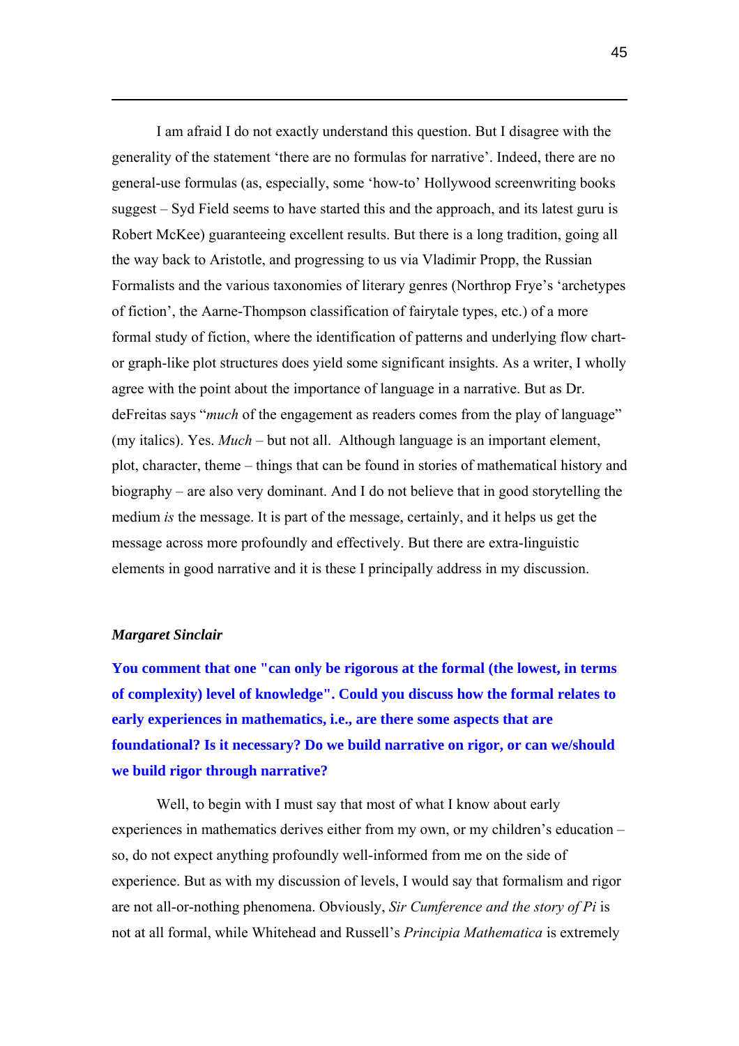I am afraid I do not exactly understand this question. But I disagree with the generality of the statement 'there are no formulas for narrative'. Indeed, there are no general-use formulas (as, especially, some 'how-to' Hollywood screenwriting books suggest – Syd Field seems to have started this and the approach, and its latest guru is Robert McKee) guaranteeing excellent results. But there is a long tradition, going all the way back to Aristotle, and progressing to us via Vladimir Propp, the Russian Formalists and the various taxonomies of literary genres (Northrop Frye's 'archetypes of fiction', the Aarne-Thompson classification of fairytale types, etc.) of a more formal study of fiction, where the identification of patterns and underlying flow chart- or graph-like plot structures does yield some significant insights. As a writer, I wholly agree with the point about the importance of language in a narrative. But as Dr. deFreitas says "*much* of the engagement as readers comes from the play of language" (my italics). Yes. *Much* – but not all. Although language is an important element, plot, character, theme – things that can be found in stories of mathematical history and biography – are also very dominant. And I do not believe that in good storytelling the medium *is* the message. It is part of the message, certainly, and it helps us get the message across more profoundly and effectively. But there are extra-linguistic elements in good narrative and it is these I principally address in my discussion.

***Margaret Sinclair***

**You comment that one "can only be rigorous at the formal (the lowest, in terms of complexity) level of knowledge". Could you discuss how the formal relates to early experiences in mathematics, i.e., are there some aspects that are foundational? Is it necessary? Do we build narrative on rigor, or can we/should we build rigor through narrative?**

Well, to begin with I must say that most of what I know about early experiences in mathematics derives either from my own, or my children's education – so, do not expect anything profoundly well-informed from me on the side of experience. But as with my discussion of levels, I would say that formalism and rigor are not all-or-nothing phenomena. Obviously, *Sir Cumference and the story of Pi* is not at all formal, while Whitehead and Russell's *Principia Mathematica* is extremely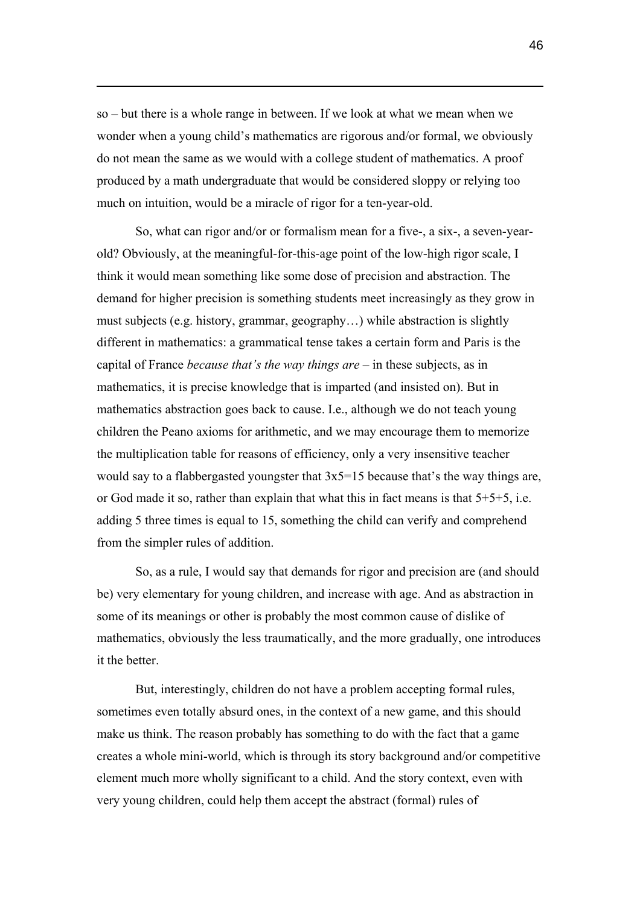so – but there is a whole range in between. If we look at what we mean when we wonder when a young child's mathematics are rigorous and/or formal, we obviously do not mean the same as we would with a college student of mathematics. A proof produced by a math undergraduate that would be considered sloppy or relying too much on intuition, would be a miracle of rigor for a ten-year-old.

So, what can rigor and/or or formalism mean for a five-, a six-, a seven-year-old? Obviously, at the meaningful-for-this-age point of the low-high rigor scale, I think it would mean something like some dose of precision and abstraction. The demand for higher precision is something students meet increasingly as they grow in must subjects (e.g. history, grammar, geography…) while abstraction is slightly different in mathematics: a grammatical tense takes a certain form and Paris is the capital of France *because that's the way things are* – in these subjects, as in mathematics, it is precise knowledge that is imparted (and insisted on). But in mathematics abstraction goes back to cause. I.e., although we do not teach young children the Peano axioms for arithmetic, and we may encourage them to memorize the multiplication table for reasons of efficiency, only a very insensitive teacher would say to a flabbergasted youngster that 3x5=15 because that's the way things are, or God made it so, rather than explain that what this in fact means is that 5+5+5, i.e. adding 5 three times is equal to 15, something the child can verify and comprehend from the simpler rules of addition.

So, as a rule, I would say that demands for rigor and precision are (and should be) very elementary for young children, and increase with age. And as abstraction in some of its meanings or other is probably the most common cause of dislike of mathematics, obviously the less traumatically, and the more gradually, one introduces it the better.

But, interestingly, children do not have a problem accepting formal rules, sometimes even totally absurd ones, in the context of a new game, and this should make us think. The reason probably has something to do with the fact that a game creates a whole mini-world, which is through its story background and/or competitive element much more wholly significant to a child. And the story context, even with very young children, could help them accept the abstract (formal) rules of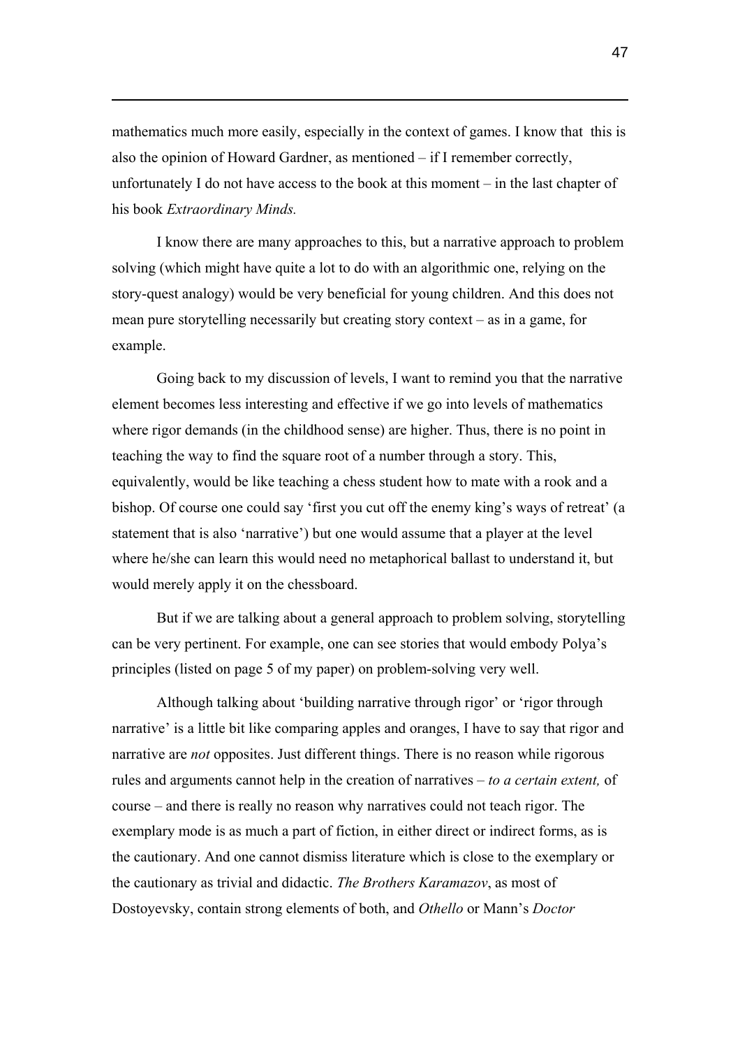mathematics much more easily, especially in the context of games. I know that this is also the opinion of Howard Gardner, as mentioned – if I remember correctly, unfortunately I do not have access to the book at this moment – in the last chapter of his book *Extraordinary Minds.*

I know there are many approaches to this, but a narrative approach to problem solving (which might have quite a lot to do with an algorithmic one, relying on the story-quest analogy) would be very beneficial for young children. And this does not mean pure storytelling necessarily but creating story context – as in a game, for example.

Going back to my discussion of levels, I want to remind you that the narrative element becomes less interesting and effective if we go into levels of mathematics where rigor demands (in the childhood sense) are higher. Thus, there is no point in teaching the way to find the square root of a number through a story. This, equivalently, would be like teaching a chess student how to mate with a rook and a bishop. Of course one could say 'first you cut off the enemy king's ways of retreat' (a statement that is also 'narrative') but one would assume that a player at the level where he/she can learn this would need no metaphorical ballast to understand it, but would merely apply it on the chessboard.

But if we are talking about a general approach to problem solving, storytelling can be very pertinent. For example, one can see stories that would embody Polya's principles (listed on page 5 of my paper) on problem-solving very well.

Although talking about 'building narrative through rigor' or 'rigor through narrative' is a little bit like comparing apples and oranges, I have to say that rigor and narrative are *not* opposites. Just different things. There is no reason while rigorous rules and arguments cannot help in the creation of narratives – *to a certain extent,* of course – and there is really no reason why narratives could not teach rigor. The exemplary mode is as much a part of fiction, in either direct or indirect forms, as is the cautionary. And one cannot dismiss literature which is close to the exemplary or the cautionary as trivial and didactic. *The Brothers Karamazov*, as most of Dostoyevsky, contain strong elements of both, and *Othello* or Mann's *Doctor*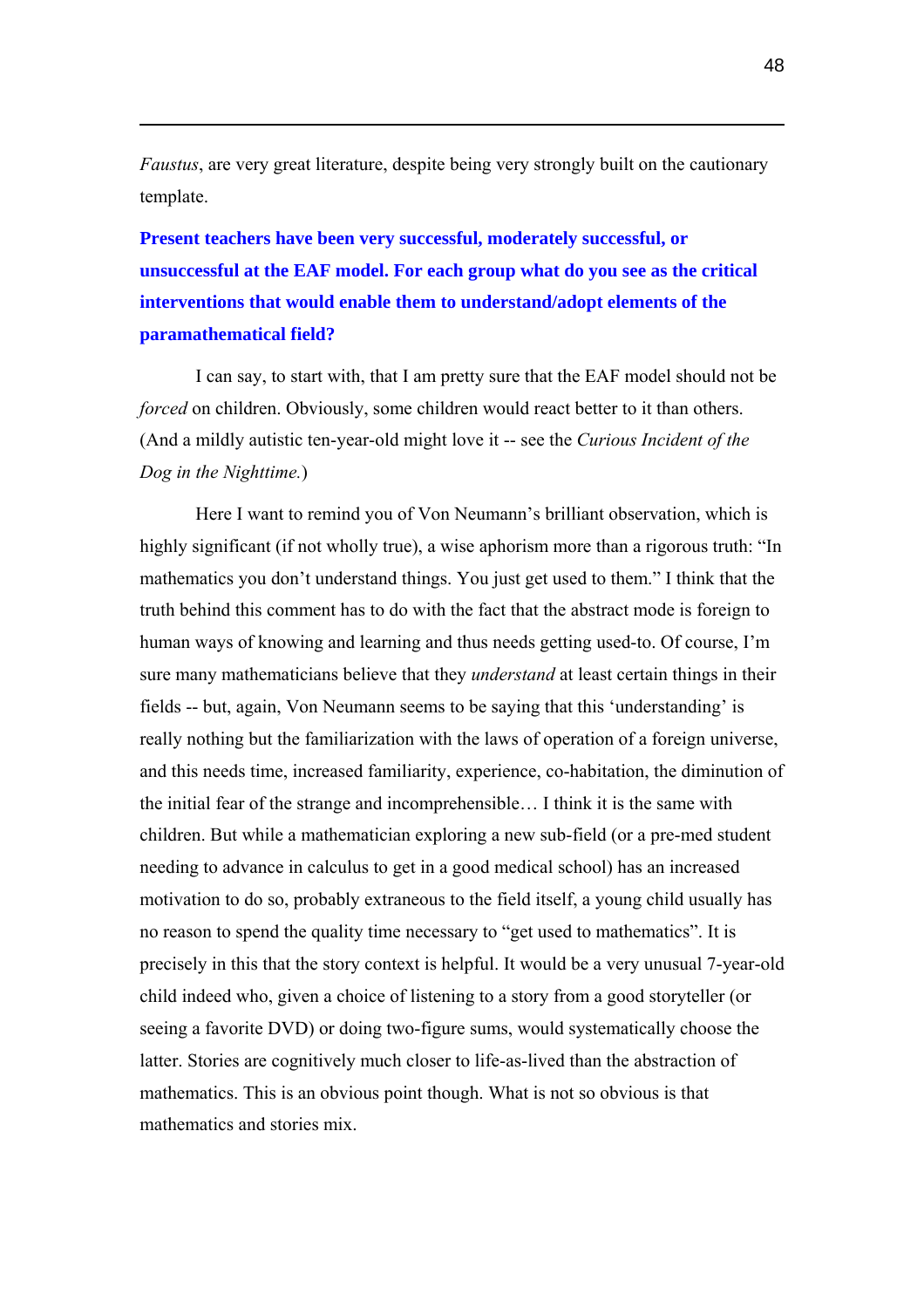*Faustus*, are very great literature, despite being very strongly built on the cautionary template.

**Present teachers have been very successful, moderately successful, or unsuccessful at the EAF model. For each group what do you see as the critical interventions that would enable them to understand/adopt elements of the paramathematical field?**

I can say, to start with, that I am pretty sure that the EAF model should not be *forced* on children. Obviously, some children would react better to it than others. (And a mildly autistic ten-year-old might love it -- see the *Curious Incident of the Dog in the Nighttime.*)

Here I want to remind you of Von Neumann's brilliant observation, which is highly significant (if not wholly true), a wise aphorism more than a rigorous truth: "In mathematics you don't understand things. You just get used to them." I think that the truth behind this comment has to do with the fact that the abstract mode is foreign to human ways of knowing and learning and thus needs getting used-to. Of course, I'm sure many mathematicians believe that they *understand* at least certain things in their fields -- but, again, Von Neumann seems to be saying that this 'understanding' is really nothing but the familiarization with the laws of operation of a foreign universe, and this needs time, increased familiarity, experience, co-habitation, the diminution of the initial fear of the strange and incomprehensible… I think it is the same with children. But while a mathematician exploring a new sub-field (or a pre-med student needing to advance in calculus to get in a good medical school) has an increased motivation to do so, probably extraneous to the field itself, a young child usually has no reason to spend the quality time necessary to "get used to mathematics". It is precisely in this that the story context is helpful. It would be a very unusual 7-year-old child indeed who, given a choice of listening to a story from a good storyteller (or seeing a favorite DVD) or doing two-figure sums, would systematically choose the latter. Stories are cognitively much closer to life-as-lived than the abstraction of mathematics. This is an obvious point though. What is not so obvious is that mathematics and stories mix.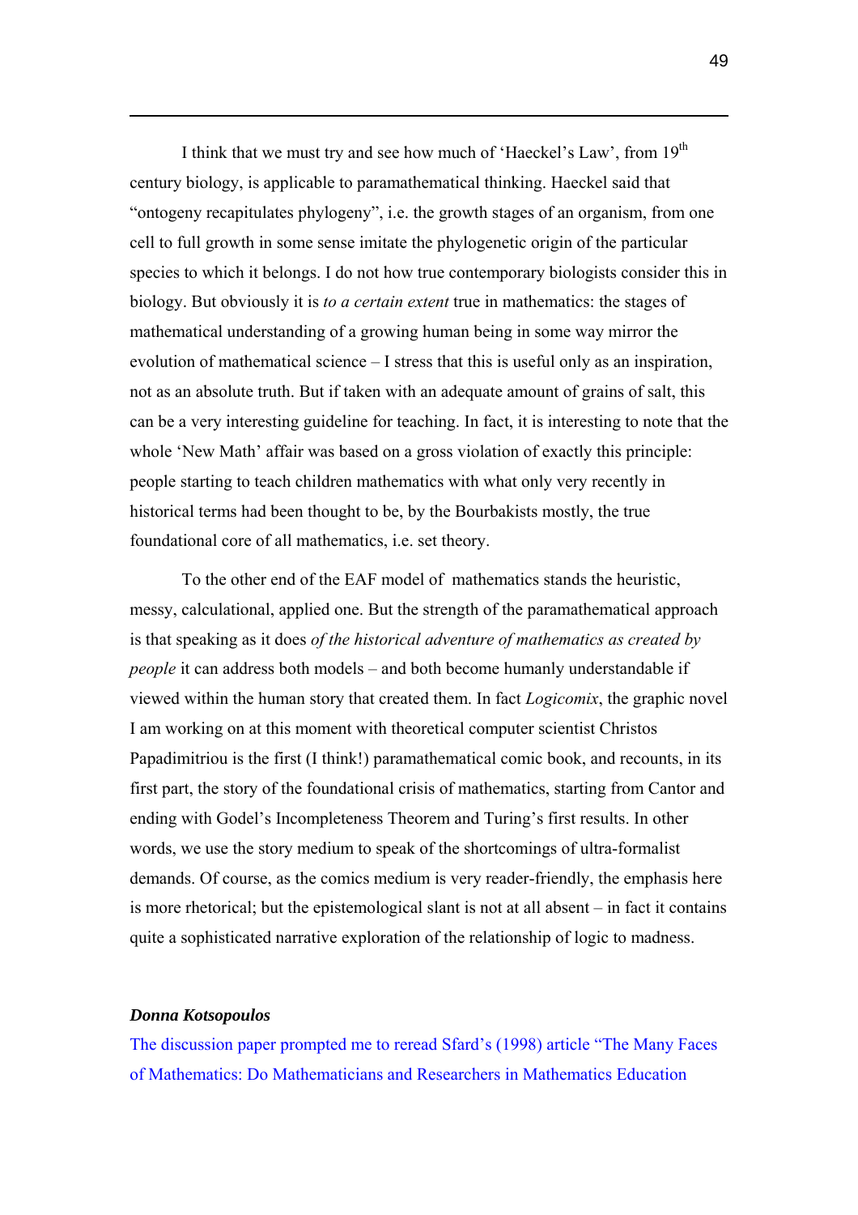I think that we must try and see how much of 'Haeckel's Law', from 19th century biology, is applicable to paramathematical thinking. Haeckel said that "ontogeny recapitulates phylogeny", i.e. the growth stages of an organism, from one cell to full growth in some sense imitate the phylogenetic origin of the particular species to which it belongs. I do not how true contemporary biologists consider this in biology. But obviously it is *to a certain extent* true in mathematics: the stages of mathematical understanding of a growing human being in some way mirror the evolution of mathematical science – I stress that this is useful only as an inspiration, not as an absolute truth. But if taken with an adequate amount of grains of salt, this can be a very interesting guideline for teaching. In fact, it is interesting to note that the whole 'New Math' affair was based on a gross violation of exactly this principle: people starting to teach children mathematics with what only very recently in historical terms had been thought to be, by the Bourbakists mostly, the true foundational core of all mathematics, i.e. set theory.

To the other end of the EAF model of mathematics stands the heuristic, messy, calculational, applied one. But the strength of the paramathematical approach is that speaking as it does *of the historical adventure of mathematics as created by people* it can address both models – and both become humanly understandable if viewed within the human story that created them. In fact *Logicomix*, the graphic novel I am working on at this moment with theoretical computer scientist Christos Papadimitriou is the first (I think!) paramathematical comic book, and recounts, in its first part, the story of the foundational crisis of mathematics, starting from Cantor and ending with Godel's Incompleteness Theorem and Turing's first results. In other words, we use the story medium to speak of the shortcomings of ultra-formalist demands. Of course, as the comics medium is very reader-friendly, the emphasis here is more rhetorical; but the epistemological slant is not at all absent – in fact it contains quite a sophisticated narrative exploration of the relationship of logic to madness.

***Donna Kotsopoulos***

The discussion paper prompted me to reread Sfard's (1998) article "The Many Faces of Mathematics: Do Mathematicians and Researchers in Mathematics Education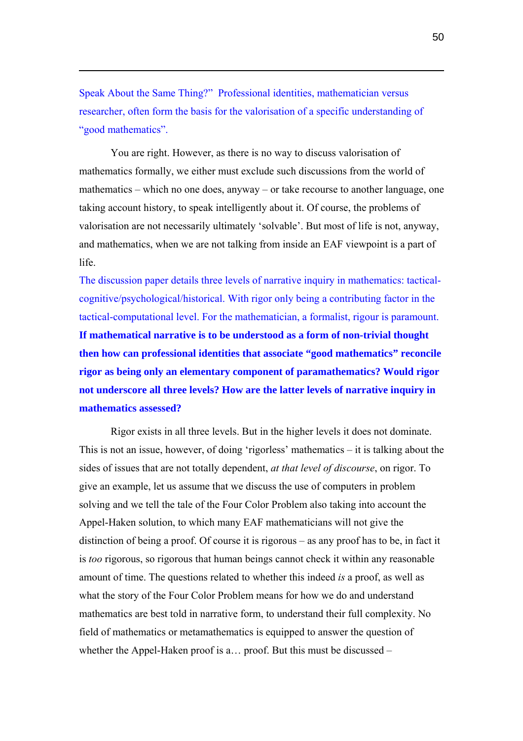Speak About the Same Thing?" Professional identities, mathematician versus researcher, often form the basis for the valorisation of a specific understanding of "good mathematics".

You are right. However, as there is no way to discuss valorisation of mathematics formally, we either must exclude such discussions from the world of mathematics – which no one does, anyway – or take recourse to another language, one taking account history, to speak intelligently about it. Of course, the problems of valorisation are not necessarily ultimately 'solvable'. But most of life is not, anyway, and mathematics, when we are not talking from inside an EAF viewpoint is a part of life.

The discussion paper details three levels of narrative inquiry in mathematics: tactical-cognitive/psychological/historical. With rigor only being a contributing factor in the tactical-computational level. For the mathematician, a formalist, rigour is paramount. **If mathematical narrative is to be understood as a form of non-trivial thought then how can professional identities that associate "good mathematics" reconcile rigor as being only an elementary component of paramathematics? Would rigor not underscore all three levels? How are the latter levels of narrative inquiry in mathematics assessed?**

Rigor exists in all three levels. But in the higher levels it does not dominate. This is not an issue, however, of doing 'rigorless' mathematics – it is talking about the sides of issues that are not totally dependent, *at that level of discourse*, on rigor. To give an example, let us assume that we discuss the use of computers in problem solving and we tell the tale of the Four Color Problem also taking into account the Appel-Haken solution, to which many EAF mathematicians will not give the distinction of being a proof. Of course it is rigorous – as any proof has to be, in fact it is *too* rigorous, so rigorous that human beings cannot check it within any reasonable amount of time. The questions related to whether this indeed *is* a proof, as well as what the story of the Four Color Problem means for how we do and understand mathematics are best told in narrative form, to understand their full complexity. No field of mathematics or metamathematics is equipped to answer the question of whether the Appel-Haken proof is a… proof. But this must be discussed –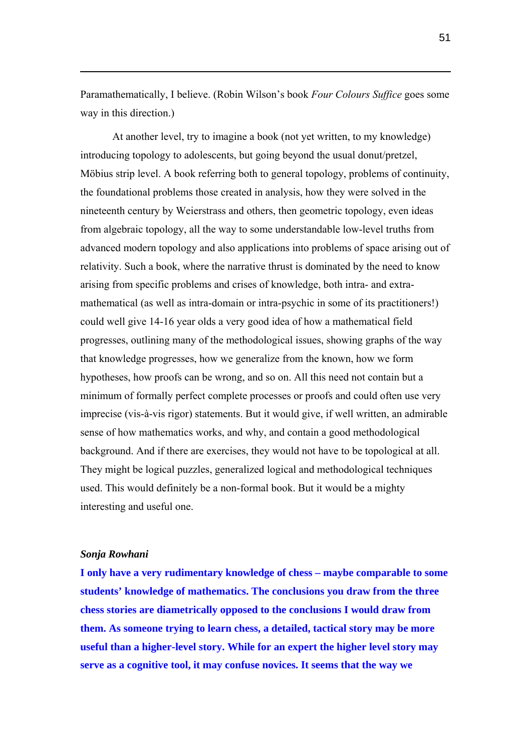Paramathematically, I believe. (Robin Wilson's book *Four Colours Suffice* goes some way in this direction.)

At another level, try to imagine a book (not yet written, to my knowledge) introducing topology to adolescents, but going beyond the usual donut/pretzel, Möbius strip level. A book referring both to general topology, problems of continuity, the foundational problems those created in analysis, how they were solved in the nineteenth century by Weierstrass and others, then geometric topology, even ideas from algebraic topology, all the way to some understandable low-level truths from advanced modern topology and also applications into problems of space arising out of relativity. Such a book, where the narrative thrust is dominated by the need to know arising from specific problems and crises of knowledge, both intra- and extra-mathematical (as well as intra-domain or intra-psychic in some of its practitioners!) could well give 14-16 year olds a very good idea of how a mathematical field progresses, outlining many of the methodological issues, showing graphs of the way that knowledge progresses, how we generalize from the known, how we form hypotheses, how proofs can be wrong, and so on. All this need not contain but a minimum of formally perfect complete processes or proofs and could often use very imprecise (vis-à-vis rigor) statements. But it would give, if well written, an admirable sense of how mathematics works, and why, and contain a good methodological background. And if there are exercises, they would not have to be topological at all. They might be logical puzzles, generalized logical and methodological techniques used. This would definitely be a non-formal book. But it would be a mighty interesting and useful one.

***Sonja Rowhani***

**I only have a very rudimentary knowledge of chess – maybe comparable to some students' knowledge of mathematics. The conclusions you draw from the three chess stories are diametrically opposed to the conclusions I would draw from them. As someone trying to learn chess, a detailed, tactical story may be more useful than a higher-level story. While for an expert the higher level story may serve as a cognitive tool, it may confuse novices. It seems that the way we**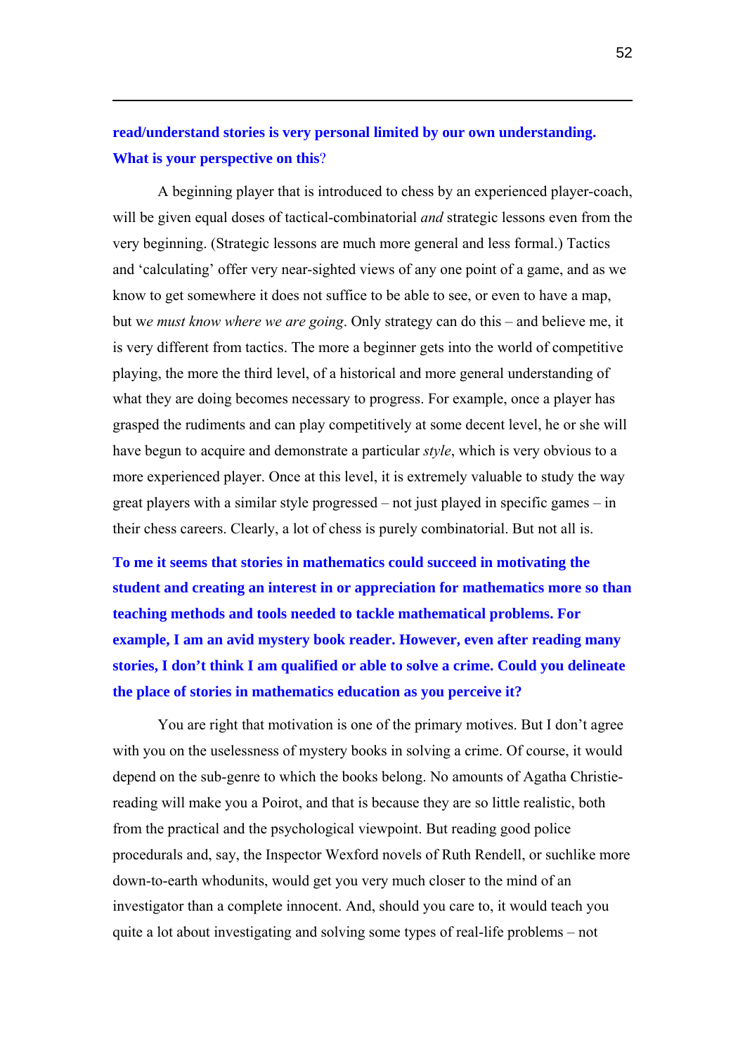**read/understand stories is very personal limited by our own understanding. What is your perspective on this**?

A beginning player that is introduced to chess by an experienced player-coach, will be given equal doses of tactical-combinatorial *and* strategic lessons even from the very beginning. (Strategic lessons are much more general and less formal.) Tactics and 'calculating' offer very near-sighted views of any one point of a game, and as we know to get somewhere it does not suffice to be able to see, or even to have a map, but w*e must know where we are going*. Only strategy can do this – and believe me, it is very different from tactics. The more a beginner gets into the world of competitive playing, the more the third level, of a historical and more general understanding of what they are doing becomes necessary to progress. For example, once a player has grasped the rudiments and can play competitively at some decent level, he or she will have begun to acquire and demonstrate a particular *style*, which is very obvious to a more experienced player. Once at this level, it is extremely valuable to study the way great players with a similar style progressed – not just played in specific games – in their chess careers. Clearly, a lot of chess is purely combinatorial. But not all is.

**To me it seems that stories in mathematics could succeed in motivating the student and creating an interest in or appreciation for mathematics more so than teaching methods and tools needed to tackle mathematical problems. For example, I am an avid mystery book reader. However, even after reading many stories, I don't think I am qualified or able to solve a crime. Could you delineate the place of stories in mathematics education as you perceive it?**

You are right that motivation is one of the primary motives. But I don't agree with you on the uselessness of mystery books in solving a crime. Of course, it would depend on the sub-genre to which the books belong. No amounts of Agatha Christie-reading will make you a Poirot, and that is because they are so little realistic, both from the practical and the psychological viewpoint. But reading good police procedurals and, say, the Inspector Wexford novels of Ruth Rendell, or suchlike more down-to-earth whodunits, would get you very much closer to the mind of an investigator than a complete innocent. And, should you care to, it would teach you quite a lot about investigating and solving some types of real-life problems – not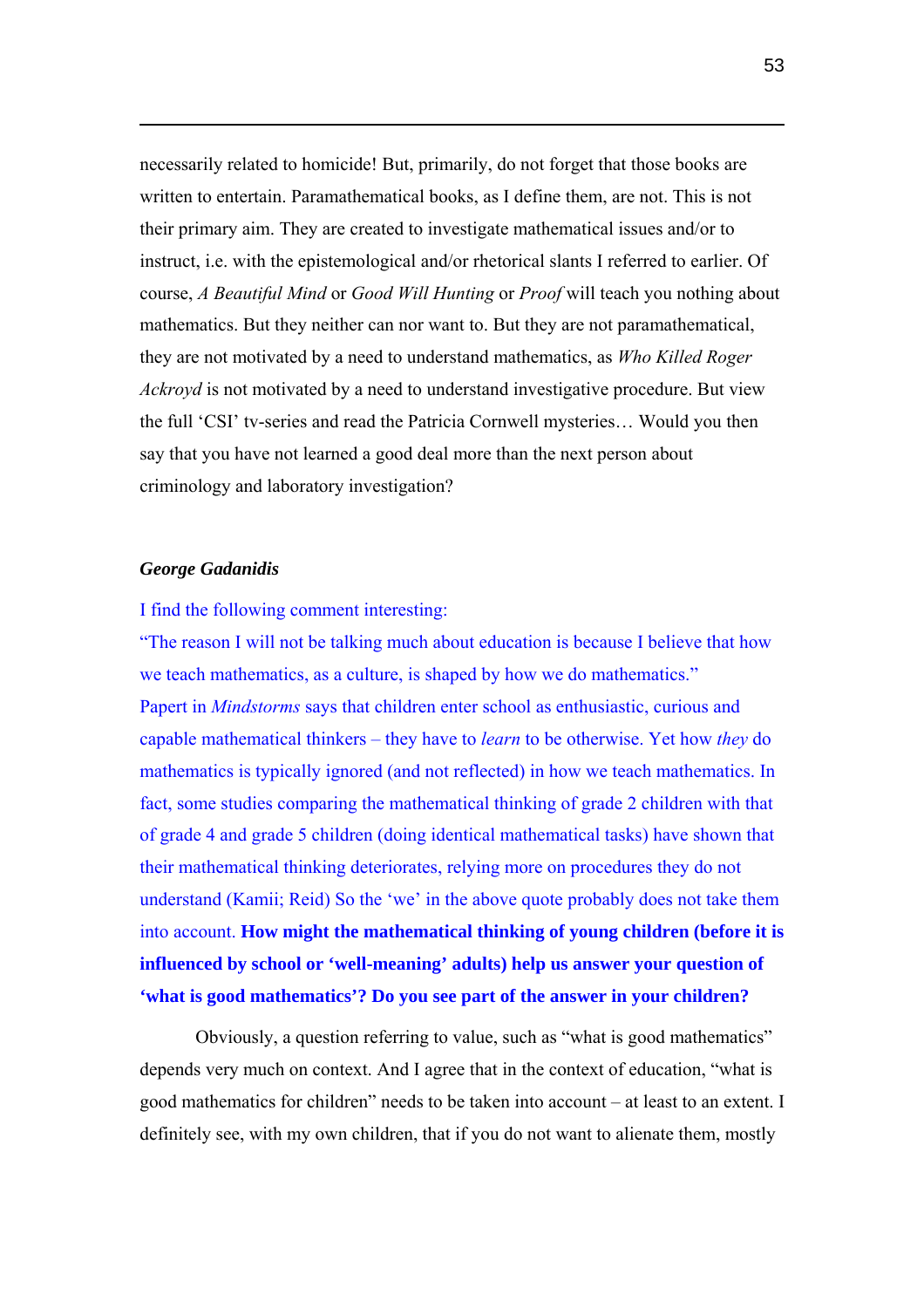necessarily related to homicide! But, primarily, do not forget that those books are written to entertain. Paramathematical books, as I define them, are not. This is not their primary aim. They are created to investigate mathematical issues and/or to instruct, i.e. with the epistemological and/or rhetorical slants I referred to earlier. Of course, *A Beautiful Mind* or *Good Will Hunting* or *Proof* will teach you nothing about mathematics. But they neither can nor want to. But they are not paramathematical, they are not motivated by a need to understand mathematics, as *Who Killed Roger Ackroyd* is not motivated by a need to understand investigative procedure. But view the full 'CSI' tv-series and read the Patricia Cornwell mysteries… Would you then say that you have not learned a good deal more than the next person about criminology and laboratory investigation?

***George Gadanidis***

I find the following comment interesting:

"The reason I will not be talking much about education is because I believe that how we teach mathematics, as a culture, is shaped by how we do mathematics."

Papert in *Mindstorms* says that children enter school as enthusiastic, curious and capable mathematical thinkers – they have to *learn* to be otherwise. Yet how *they* do mathematics is typically ignored (and not reflected) in how we teach mathematics. In fact, some studies comparing the mathematical thinking of grade 2 children with that of grade 4 and grade 5 children (doing identical mathematical tasks) have shown that their mathematical thinking deteriorates, relying more on procedures they do not understand (Kamii; Reid) So the 'we' in the above quote probably does not take them into account. **How might the mathematical thinking of young children (before it is influenced by school or 'well-meaning' adults) help us answer your question of 'what is good mathematics'? Do you see part of the answer in your children?**

Obviously, a question referring to value, such as "what is good mathematics" depends very much on context. And I agree that in the context of education, "what is good mathematics for children" needs to be taken into account – at least to an extent. I definitely see, with my own children, that if you do not want to alienate them, mostly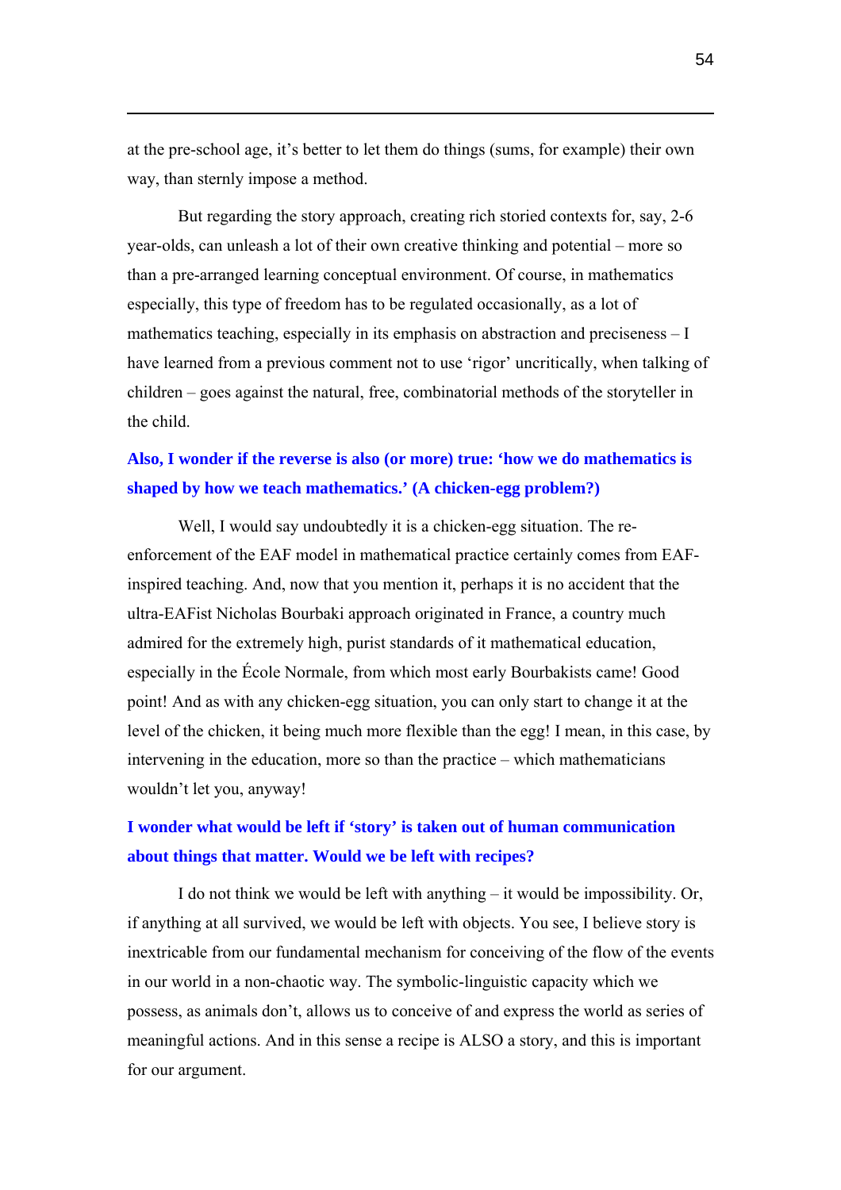at the pre-school age, it's better to let them do things (sums, for example) their own way, than sternly impose a method.

But regarding the story approach, creating rich storied contexts for, say, 2-6 year-olds, can unleash a lot of their own creative thinking and potential – more so than a pre-arranged learning conceptual environment. Of course, in mathematics especially, this type of freedom has to be regulated occasionally, as a lot of mathematics teaching, especially in its emphasis on abstraction and preciseness – I have learned from a previous comment not to use 'rigor' uncritically, when talking of children – goes against the natural, free, combinatorial methods of the storyteller in the child.

**Also, I wonder if the reverse is also (or more) true: 'how we do mathematics is shaped by how we teach mathematics.' (A chicken-egg problem?)**

Well, I would say undoubtedly it is a chicken-egg situation. The re-enforcement of the EAF model in mathematical practice certainly comes from EAF-inspired teaching. And, now that you mention it, perhaps it is no accident that the ultra-EAFist Nicholas Bourbaki approach originated in France, a country much admired for the extremely high, purist standards of it mathematical education, especially in the École Normale, from which most early Bourbakists came! Good point! And as with any chicken-egg situation, you can only start to change it at the level of the chicken, it being much more flexible than the egg! I mean, in this case, by intervening in the education, more so than the practice – which mathematicians wouldn't let you, anyway!

**I wonder what would be left if 'story' is taken out of human communication about things that matter. Would we be left with recipes?**

I do not think we would be left with anything – it would be impossibility. Or, if anything at all survived, we would be left with objects. You see, I believe story is inextricable from our fundamental mechanism for conceiving of the flow of the events in our world in a non-chaotic way. The symbolic-linguistic capacity which we possess, as animals don't, allows us to conceive of and express the world as series of meaningful actions. And in this sense a recipe is ALSO a story, and this is important for our argument.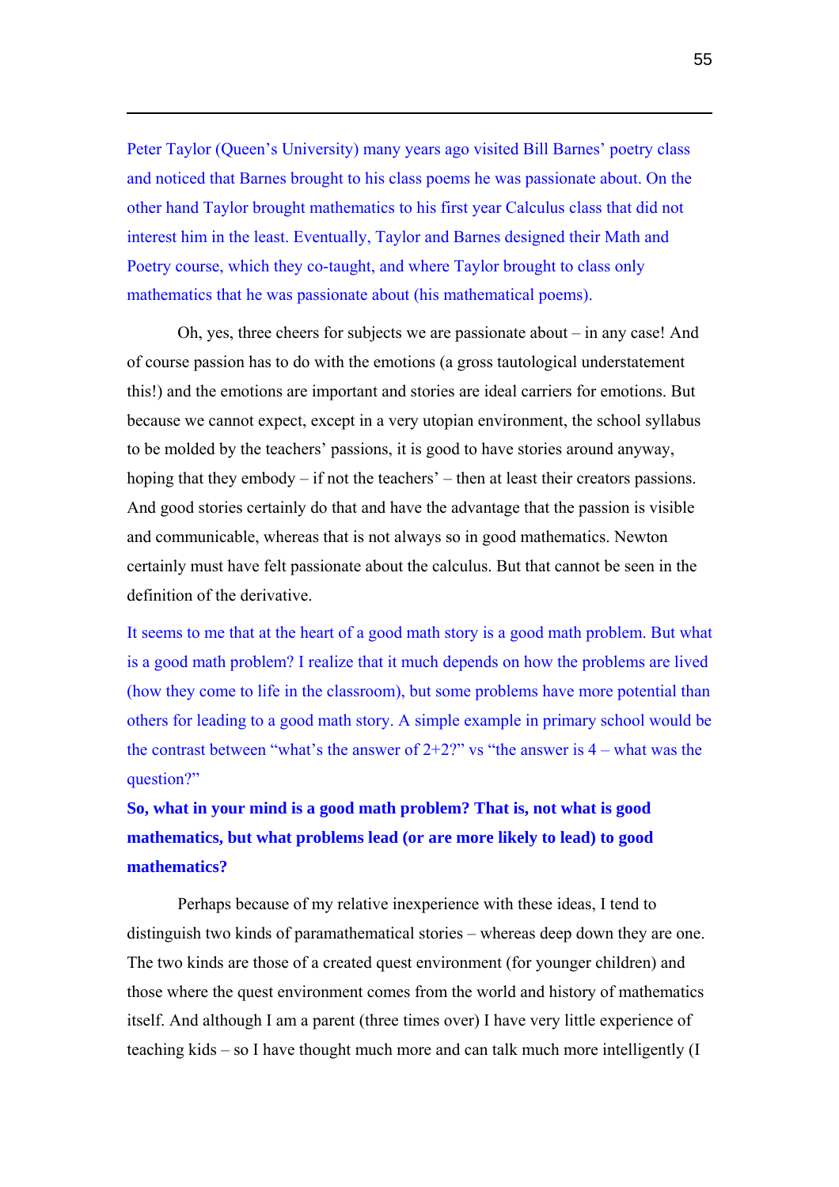Peter Taylor (Queen's University) many years ago visited Bill Barnes' poetry class and noticed that Barnes brought to his class poems he was passionate about. On the other hand Taylor brought mathematics to his first year Calculus class that did not interest him in the least. Eventually, Taylor and Barnes designed their Math and Poetry course, which they co-taught, and where Taylor brought to class only mathematics that he was passionate about (his mathematical poems).

Oh, yes, three cheers for subjects we are passionate about – in any case! And of course passion has to do with the emotions (a gross tautological understatement this!) and the emotions are important and stories are ideal carriers for emotions. But because we cannot expect, except in a very utopian environment, the school syllabus to be molded by the teachers' passions, it is good to have stories around anyway, hoping that they embody – if not the teachers' – then at least their creators passions. And good stories certainly do that and have the advantage that the passion is visible and communicable, whereas that is not always so in good mathematics. Newton certainly must have felt passionate about the calculus. But that cannot be seen in the definition of the derivative.

It seems to me that at the heart of a good math story is a good math problem. But what is a good math problem? I realize that it much depends on how the problems are lived (how they come to life in the classroom), but some problems have more potential than others for leading to a good math story. A simple example in primary school would be the contrast between "what's the answer of 2+2?" vs "the answer is 4 – what was the question?"

**So, what in your mind is a good math problem? That is, not what is good mathematics, but what problems lead (or are more likely to lead) to good mathematics?**

Perhaps because of my relative inexperience with these ideas, I tend to distinguish two kinds of paramathematical stories – whereas deep down they are one. The two kinds are those of a created quest environment (for younger children) and those where the quest environment comes from the world and history of mathematics itself. And although I am a parent (three times over) I have very little experience of teaching kids – so I have thought much more and can talk much more intelligently (I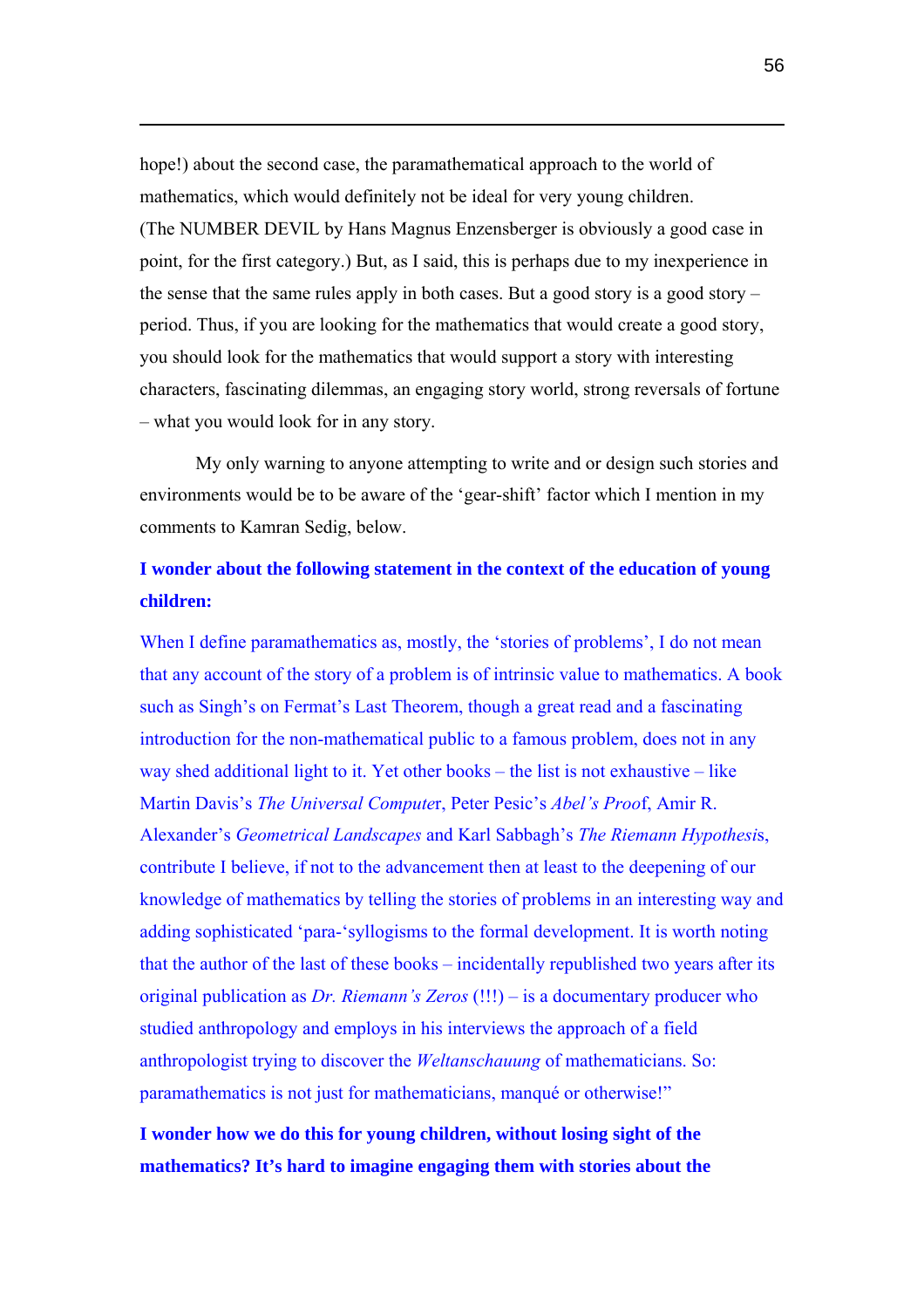hope!) about the second case, the paramathematical approach to the world of mathematics, which would definitely not be ideal for very young children. (The NUMBER DEVIL by Hans Magnus Enzensberger is obviously a good case in point, for the first category.) But, as I said, this is perhaps due to my inexperience in the sense that the same rules apply in both cases. But a good story is a good story – period. Thus, if you are looking for the mathematics that would create a good story, you should look for the mathematics that would support a story with interesting characters, fascinating dilemmas, an engaging story world, strong reversals of fortune – what you would look for in any story.

My only warning to anyone attempting to write and or design such stories and environments would be to be aware of the 'gear-shift' factor which I mention in my comments to Kamran Sedig, below.

**I wonder about the following statement in the context of the education of young children:**

When I define paramathematics as, mostly, the 'stories of problems', I do not mean that any account of the story of a problem is of intrinsic value to mathematics. A book such as Singh's on Fermat's Last Theorem, though a great read and a fascinating introduction for the non-mathematical public to a famous problem, does not in any way shed additional light to it. Yet other books – the list is not exhaustive – like Martin Davis's *The Universal Computer*, Peter Pesic's *Abel's Proof*, Amir R. Alexander's *Geometrical Landscapes* and Karl Sabbagh's *The Riemann Hypothesis*, contribute I believe, if not to the advancement then at least to the deepening of our knowledge of mathematics by telling the stories of problems in an interesting way and adding sophisticated 'para-'syllogisms to the formal development. It is worth noting that the author of the last of these books – incidentally republished two years after its original publication as *Dr. Riemann's Zeros* (!!!) – is a documentary producer who studied anthropology and employs in his interviews the approach of a field anthropologist trying to discover the *Weltanschauung* of mathematicians. So: paramathematics is not just for mathematicians, manqué or otherwise!"

**I wonder how we do this for young children, without losing sight of the mathematics? It's hard to imagine engaging them with stories about the**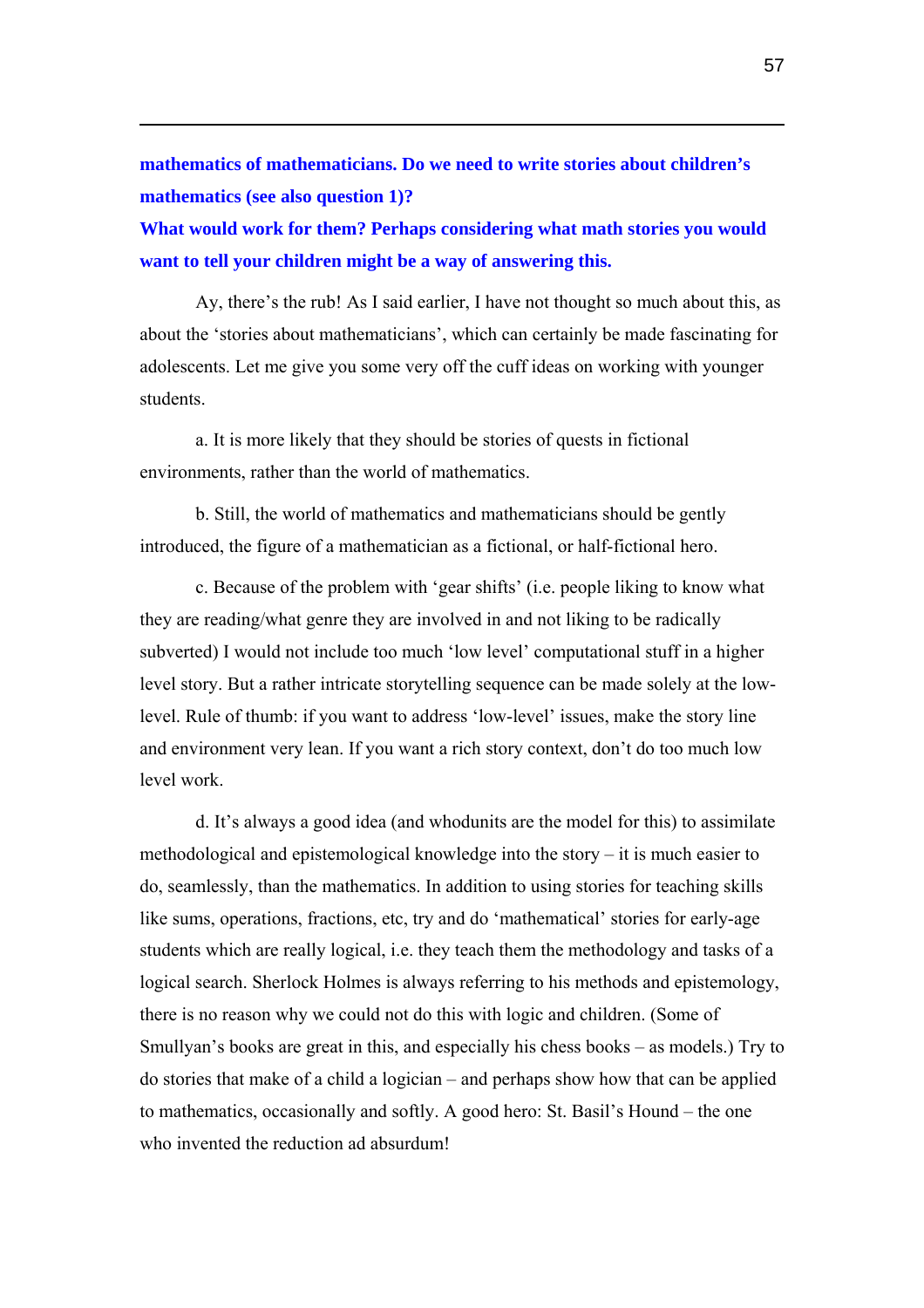**mathematics of mathematicians. Do we need to write stories about children's mathematics (see also question 1)?**

**What would work for them? Perhaps considering what math stories you would want to tell your children might be a way of answering this.**

Ay, there's the rub! As I said earlier, I have not thought so much about this, as about the 'stories about mathematicians', which can certainly be made fascinating for adolescents. Let me give you some very off the cuff ideas on working with younger students.

a. It is more likely that they should be stories of quests in fictional environments, rather than the world of mathematics.

b. Still, the world of mathematics and mathematicians should be gently introduced, the figure of a mathematician as a fictional, or half-fictional hero.

c. Because of the problem with 'gear shifts' (i.e. people liking to know what they are reading/what genre they are involved in and not liking to be radically subverted) I would not include too much 'low level' computational stuff in a higher level story. But a rather intricate storytelling sequence can be made solely at the low-level. Rule of thumb: if you want to address 'low-level' issues, make the story line and environment very lean. If you want a rich story context, don't do too much low level work.

d. It's always a good idea (and whodunits are the model for this) to assimilate methodological and epistemological knowledge into the story – it is much easier to do, seamlessly, than the mathematics. In addition to using stories for teaching skills like sums, operations, fractions, etc, try and do 'mathematical' stories for early-age students which are really logical, i.e. they teach them the methodology and tasks of a logical search. Sherlock Holmes is always referring to his methods and epistemology, there is no reason why we could not do this with logic and children. (Some of Smullyan's books are great in this, and especially his chess books – as models.) Try to do stories that make of a child a logician – and perhaps show how that can be applied to mathematics, occasionally and softly. A good hero: St. Basil's Hound – the one who invented the reduction ad absurdum!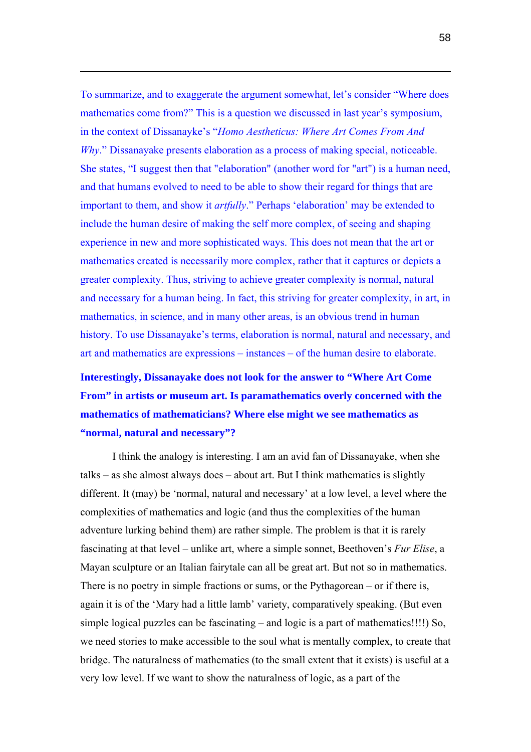To summarize, and to exaggerate the argument somewhat, let's consider "Where does mathematics come from?" This is a question we discussed in last year's symposium, in the context of Dissanayke's "*Homo Aestheticus: Where Art Comes From And Why*." Dissanayake presents elaboration as a process of making special, noticeable. She states, "I suggest then that "elaboration" (another word for "art") is a human need, and that humans evolved to need to be able to show their regard for things that are important to them, and show it *artfully*." Perhaps 'elaboration' may be extended to include the human desire of making the self more complex, of seeing and shaping experience in new and more sophisticated ways. This does not mean that the art or mathematics created is necessarily more complex, rather that it captures or depicts a greater complexity. Thus, striving to achieve greater complexity is normal, natural and necessary for a human being. In fact, this striving for greater complexity, in art, in mathematics, in science, and in many other areas, is an obvious trend in human history. To use Dissanayake's terms, elaboration is normal, natural and necessary, and art and mathematics are expressions – instances – of the human desire to elaborate.

**Interestingly, Dissanayake does not look for the answer to "Where Art Come From" in artists or museum art. Is paramathematics overly concerned with the mathematics of mathematicians? Where else might we see mathematics as "normal, natural and necessary"?**

I think the analogy is interesting. I am an avid fan of Dissanayake, when she talks – as she almost always does – about art. But I think mathematics is slightly different. It (may) be 'normal, natural and necessary' at a low level, a level where the complexities of mathematics and logic (and thus the complexities of the human adventure lurking behind them) are rather simple. The problem is that it is rarely fascinating at that level – unlike art, where a simple sonnet, Beethoven's *Fur Elise*, a Mayan sculpture or an Italian fairytale can all be great art. But not so in mathematics. There is no poetry in simple fractions or sums, or the Pythagorean – or if there is, again it is of the 'Mary had a little lamb' variety, comparatively speaking. (But even simple logical puzzles can be fascinating – and logic is a part of mathematics!!!!) So, we need stories to make accessible to the soul what is mentally complex, to create that bridge. The naturalness of mathematics (to the small extent that it exists) is useful at a very low level. If we want to show the naturalness of logic, as a part of the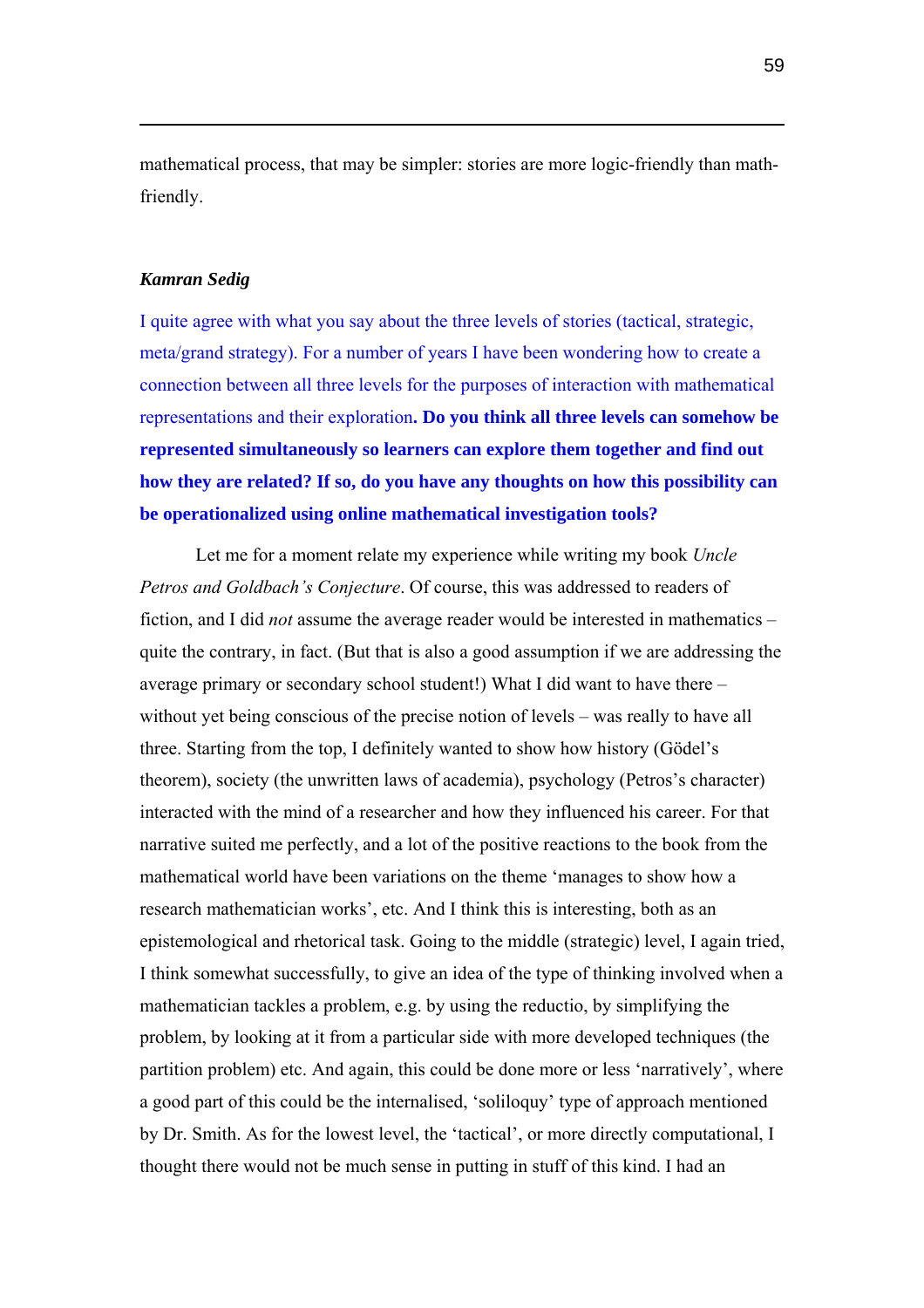mathematical process, that may be simpler: stories are more logic-friendly than math-friendly.

***Kamran Sedig***

I quite agree with what you say about the three levels of stories (tactical, strategic, meta/grand strategy). For a number of years I have been wondering how to create a connection between all three levels for the purposes of interaction with mathematical representations and their exploration**. Do you think all three levels can somehow be represented simultaneously so learners can explore them together and find out how they are related? If so, do you have any thoughts on how this possibility can be operationalized using online mathematical investigation tools?**

Let me for a moment relate my experience while writing my book *Uncle Petros and Goldbach's Conjecture*. Of course, this was addressed to readers of fiction, and I did *not* assume the average reader would be interested in mathematics – quite the contrary, in fact. (But that is also a good assumption if we are addressing the average primary or secondary school student!) What I did want to have there – without yet being conscious of the precise notion of levels – was really to have all three. Starting from the top, I definitely wanted to show how history (Gödel's theorem), society (the unwritten laws of academia), psychology (Petros's character) interacted with the mind of a researcher and how they influenced his career. For that narrative suited me perfectly, and a lot of the positive reactions to the book from the mathematical world have been variations on the theme 'manages to show how a research mathematician works', etc. And I think this is interesting, both as an epistemological and rhetorical task. Going to the middle (strategic) level, I again tried, I think somewhat successfully, to give an idea of the type of thinking involved when a mathematician tackles a problem, e.g. by using the reductio, by simplifying the problem, by looking at it from a particular side with more developed techniques (the partition problem) etc. And again, this could be done more or less 'narratively', where a good part of this could be the internalised, 'soliloquy' type of approach mentioned by Dr. Smith. As for the lowest level, the 'tactical', or more directly computational, I thought there would not be much sense in putting in stuff of this kind. I had an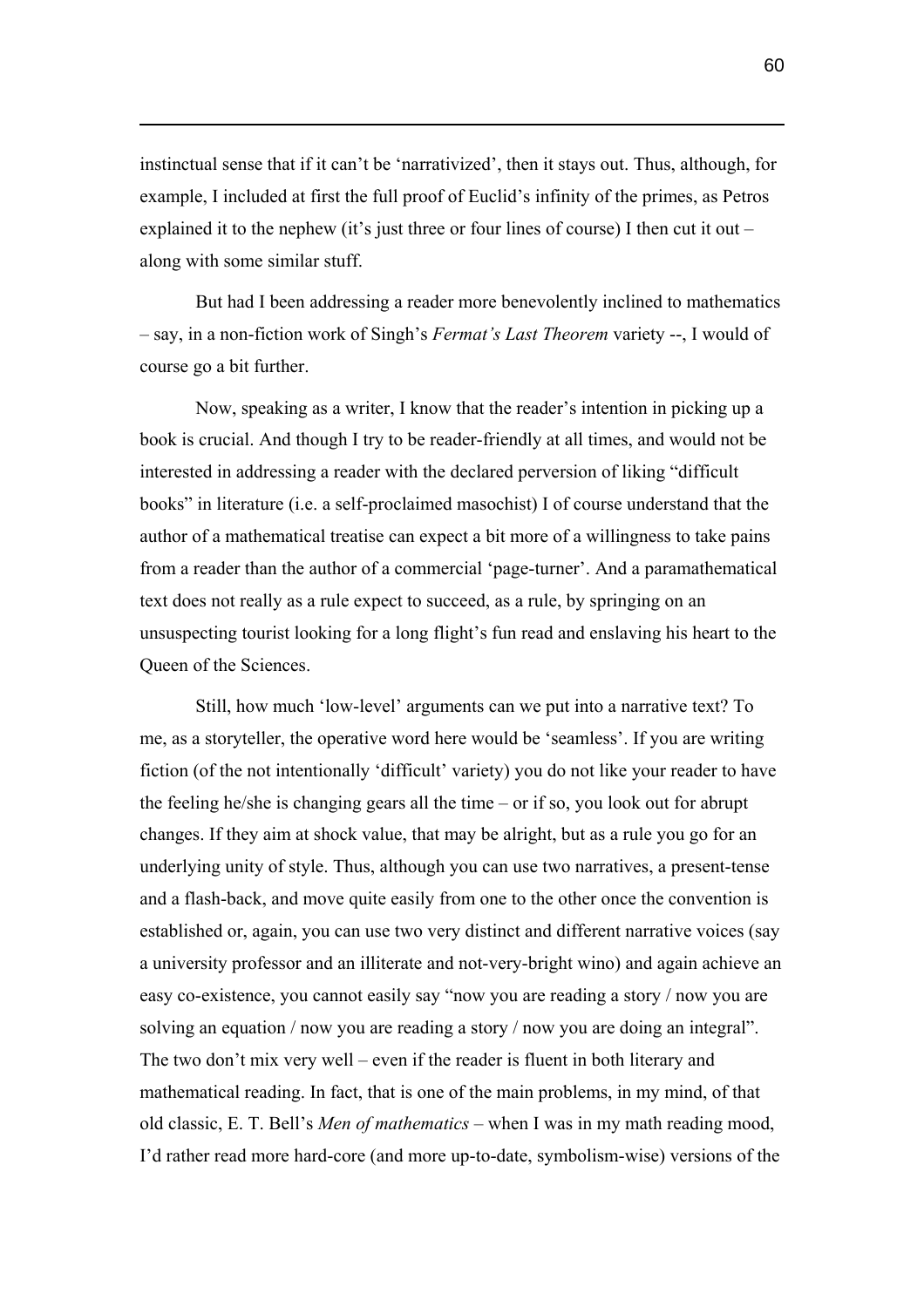instinctual sense that if it can't be 'narrativized', then it stays out. Thus, although, for example, I included at first the full proof of Euclid's infinity of the primes, as Petros explained it to the nephew (it's just three or four lines of course) I then cut it out – along with some similar stuff.

But had I been addressing a reader more benevolently inclined to mathematics – say, in a non-fiction work of Singh's *Fermat's Last Theorem* variety --, I would of course go a bit further.

Now, speaking as a writer, I know that the reader's intention in picking up a book is crucial. And though I try to be reader-friendly at all times, and would not be interested in addressing a reader with the declared perversion of liking "difficult books" in literature (i.e. a self-proclaimed masochist) I of course understand that the author of a mathematical treatise can expect a bit more of a willingness to take pains from a reader than the author of a commercial 'page-turner'. And a paramathematical text does not really as a rule expect to succeed, as a rule, by springing on an unsuspecting tourist looking for a long flight's fun read and enslaving his heart to the Queen of the Sciences.

Still, how much 'low-level' arguments can we put into a narrative text? To me, as a storyteller, the operative word here would be 'seamless'. If you are writing fiction (of the not intentionally 'difficult' variety) you do not like your reader to have the feeling he/she is changing gears all the time – or if so, you look out for abrupt changes. If they aim at shock value, that may be alright, but as a rule you go for an underlying unity of style. Thus, although you can use two narratives, a present-tense and a flash-back, and move quite easily from one to the other once the convention is established or, again, you can use two very distinct and different narrative voices (say a university professor and an illiterate and not-very-bright wino) and again achieve an easy co-existence, you cannot easily say "now you are reading a story / now you are solving an equation / now you are reading a story / now you are doing an integral". The two don't mix very well – even if the reader is fluent in both literary and mathematical reading. In fact, that is one of the main problems, in my mind, of that old classic, E. T. Bell's *Men of mathematics* – when I was in my math reading mood, I'd rather read more hard-core (and more up-to-date, symbolism-wise) versions of the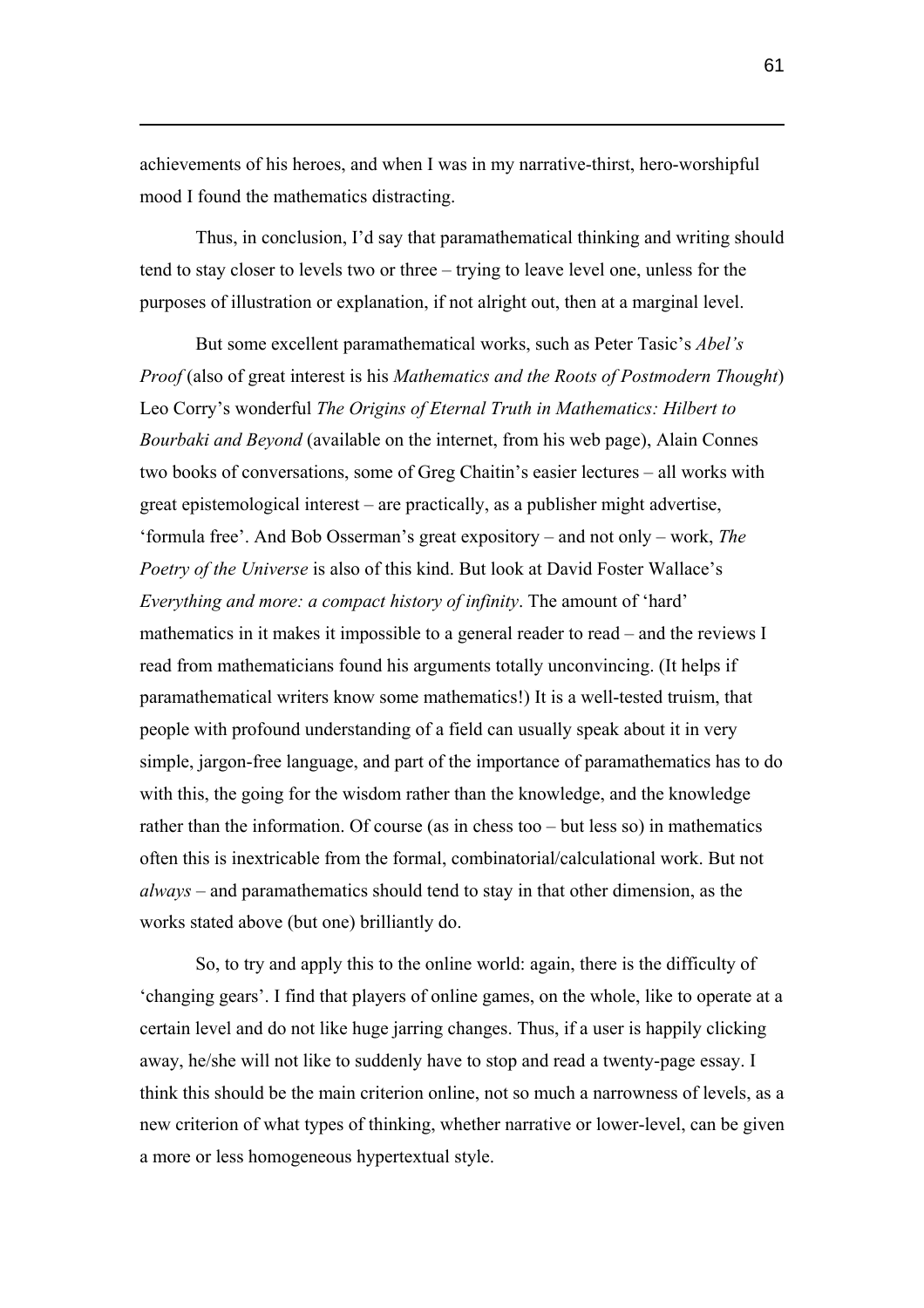achievements of his heroes, and when I was in my narrative-thirst, hero-worshipful mood I found the mathematics distracting.

Thus, in conclusion, I'd say that paramathematical thinking and writing should tend to stay closer to levels two or three – trying to leave level one, unless for the purposes of illustration or explanation, if not alright out, then at a marginal level.

But some excellent paramathematical works, such as Peter Tasic's *Abel's Proof* (also of great interest is his *Mathematics and the Roots of Postmodern Thought*) Leo Corry's wonderful *The Origins of Eternal Truth in Mathematics: Hilbert to Bourbaki and Beyond* (available on the internet, from his web page), Alain Connes two books of conversations, some of Greg Chaitin's easier lectures – all works with great epistemological interest – are practically, as a publisher might advertise, 'formula free'. And Bob Osserman's great expository – and not only – work, *The Poetry of the Universe* is also of this kind. But look at David Foster Wallace's *Everything and more: a compact history of infinity*. The amount of 'hard' mathematics in it makes it impossible to a general reader to read – and the reviews I read from mathematicians found his arguments totally unconvincing. (It helps if paramathematical writers know some mathematics!) It is a well-tested truism, that people with profound understanding of a field can usually speak about it in very simple, jargon-free language, and part of the importance of paramathematics has to do with this, the going for the wisdom rather than the knowledge, and the knowledge rather than the information. Of course (as in chess too – but less so) in mathematics often this is inextricable from the formal, combinatorial/calculational work. But not *always* – and paramathematics should tend to stay in that other dimension, as the works stated above (but one) brilliantly do.

So, to try and apply this to the online world: again, there is the difficulty of 'changing gears'. I find that players of online games, on the whole, like to operate at a certain level and do not like huge jarring changes. Thus, if a user is happily clicking away, he/she will not like to suddenly have to stop and read a twenty-page essay. I think this should be the main criterion online, not so much a narrowness of levels, as a new criterion of what types of thinking, whether narrative or lower-level, can be given a more or less homogeneous hypertextual style.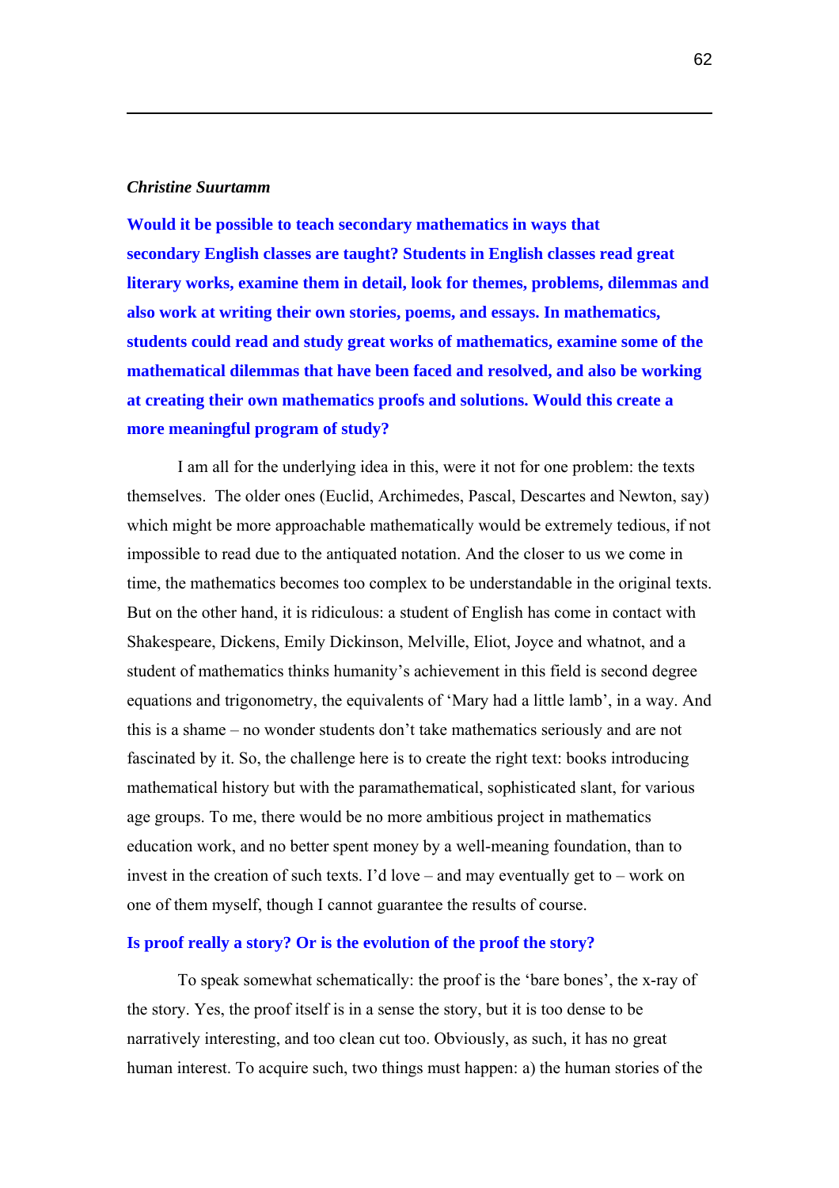***Christine Suurtamm***

**Would it be possible to teach secondary mathematics in ways that secondary English classes are taught? Students in English classes read great literary works, examine them in detail, look for themes, problems, dilemmas and also work at writing their own stories, poems, and essays. In mathematics, students could read and study great works of mathematics, examine some of the mathematical dilemmas that have been faced and resolved, and also be working at creating their own mathematics proofs and solutions. Would this create a more meaningful program of study?**

I am all for the underlying idea in this, were it not for one problem: the texts themselves. The older ones (Euclid, Archimedes, Pascal, Descartes and Newton, say) which might be more approachable mathematically would be extremely tedious, if not impossible to read due to the antiquated notation. And the closer to us we come in time, the mathematics becomes too complex to be understandable in the original texts. But on the other hand, it is ridiculous: a student of English has come in contact with Shakespeare, Dickens, Emily Dickinson, Melville, Eliot, Joyce and whatnot, and a student of mathematics thinks humanity's achievement in this field is second degree equations and trigonometry, the equivalents of 'Mary had a little lamb', in a way. And this is a shame – no wonder students don't take mathematics seriously and are not fascinated by it. So, the challenge here is to create the right text: books introducing mathematical history but with the paramathematical, sophisticated slant, for various age groups. To me, there would be no more ambitious project in mathematics education work, and no better spent money by a well-meaning foundation, than to invest in the creation of such texts. I'd love – and may eventually get to – work on one of them myself, though I cannot guarantee the results of course.

**Is proof really a story? Or is the evolution of the proof the story?**

To speak somewhat schematically: the proof is the 'bare bones', the x-ray of the story. Yes, the proof itself is in a sense the story, but it is too dense to be narratively interesting, and too clean cut too. Obviously, as such, it has no great human interest. To acquire such, two things must happen: a) the human stories of the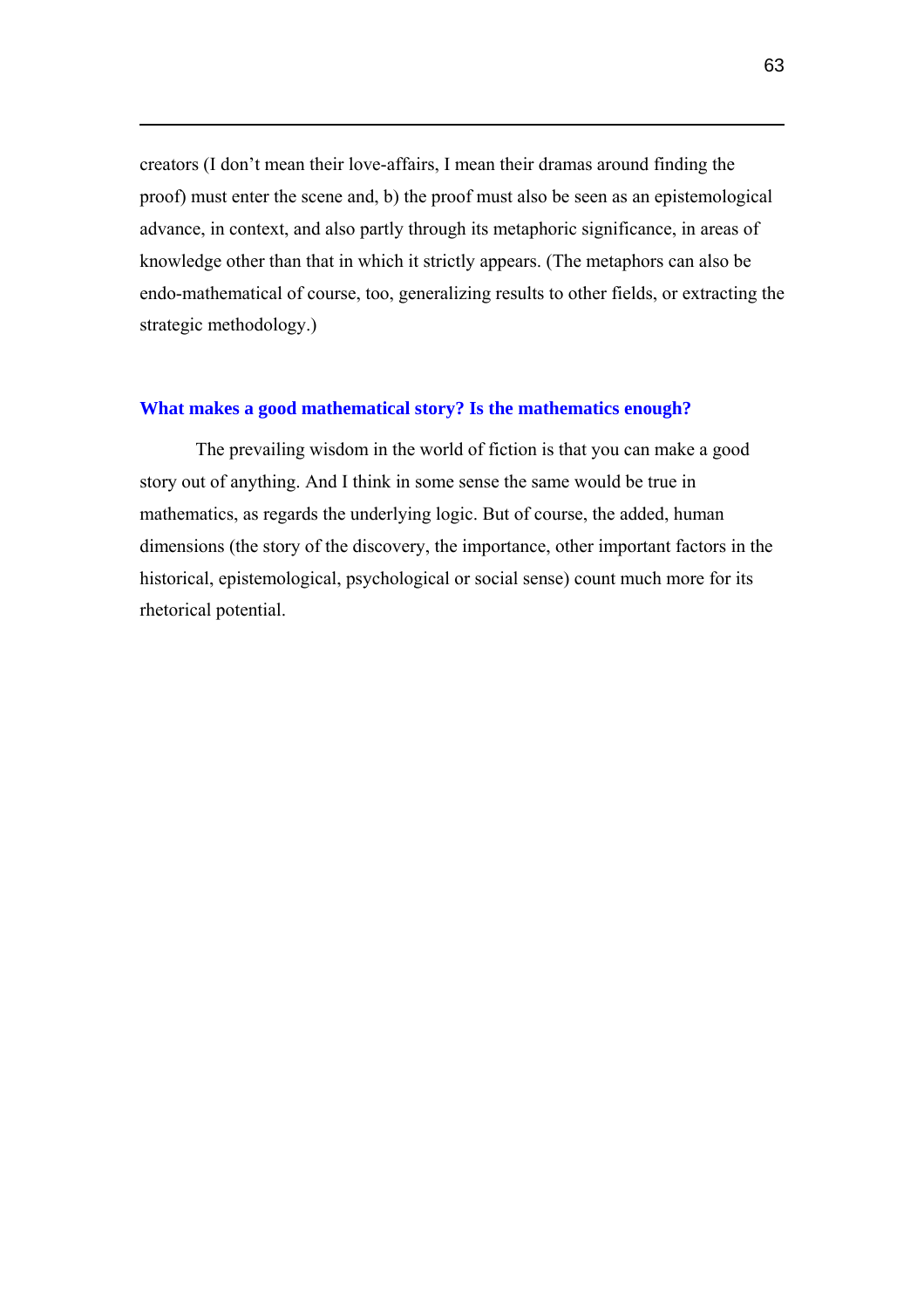creators (I don't mean their love-affairs, I mean their dramas around finding the proof) must enter the scene and, b) the proof must also be seen as an epistemological advance, in context, and also partly through its metaphoric significance, in areas of knowledge other than that in which it strictly appears. (The metaphors can also be endo-mathematical of course, too, generalizing results to other fields, or extracting the strategic methodology.)

### What makes a good mathematical story? Is the mathematics enough?

The prevailing wisdom in the world of fiction is that you can make a good story out of anything. And I think in some sense the same would be true in mathematics, as regards the underlying logic. But of course, the added, human dimensions (the story of the discovery, the importance, other important factors in the historical, epistemological, psychological or social sense) count much more for its rhetorical potential.